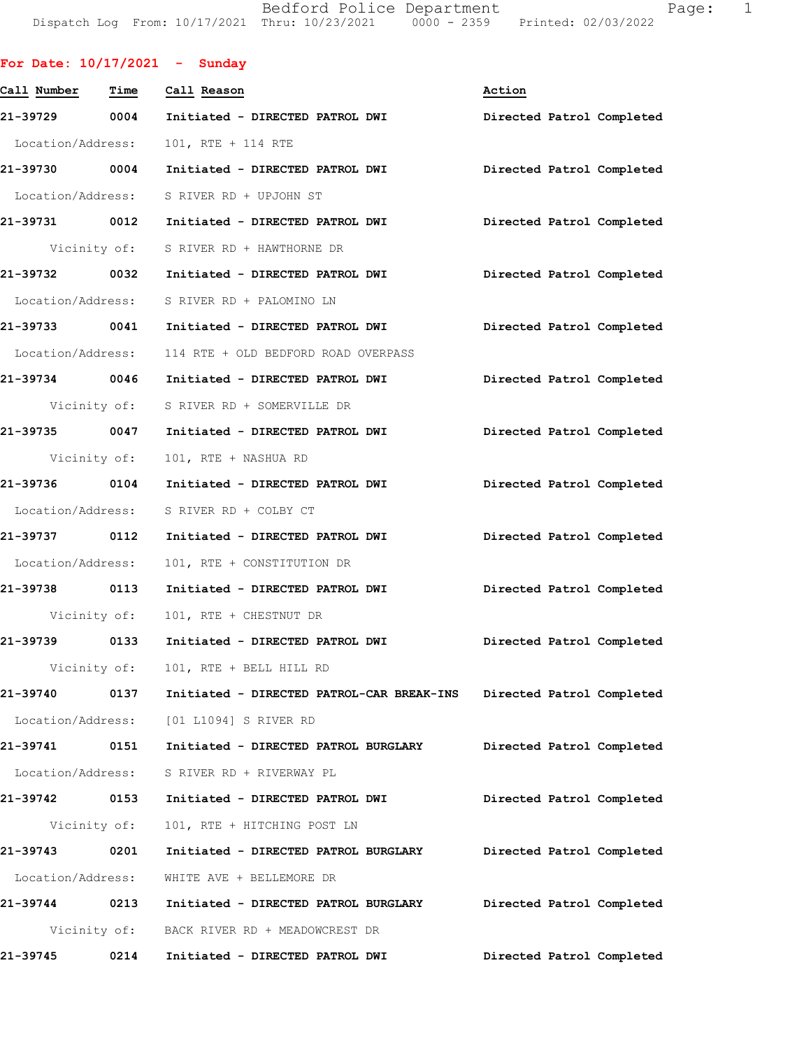Bedford Police Department
Dispatch Log From: 10/17/2021 Thru: 10/23/2021 0000 - 2359 Printed: 02/03/2022

## For Date: 10/17/2021 - Sunday

| Call Number | Time | Call Reason | Action |
|---|---|---|---|
| 21-39729 | 0004 | Initiated - DIRECTED PATROL DWI | Directed Patrol Completed |
| | | Location/Address: 101, RTE + 114 RTE | |
| 21-39730 | 0004 | Initiated - DIRECTED PATROL DWI | Directed Patrol Completed |
| | | Location/Address: S RIVER RD + UPJOHN ST | |
| 21-39731 | 0012 | Initiated - DIRECTED PATROL DWI | Directed Patrol Completed |
| | | Vicinity of: S RIVER RD + HAWTHORNE DR | |
| 21-39732 | 0032 | Initiated - DIRECTED PATROL DWI | Directed Patrol Completed |
| | | Location/Address: S RIVER RD + PALOMINO LN | |
| 21-39733 | 0041 | Initiated - DIRECTED PATROL DWI | Directed Patrol Completed |
| | | Location/Address: 114 RTE + OLD BEDFORD ROAD OVERPASS | |
| 21-39734 | 0046 | Initiated - DIRECTED PATROL DWI | Directed Patrol Completed |
| | | Vicinity of: S RIVER RD + SOMERVILLE DR | |
| 21-39735 | 0047 | Initiated - DIRECTED PATROL DWI | Directed Patrol Completed |
| | | Vicinity of: 101, RTE + NASHUA RD | |
| 21-39736 | 0104 | Initiated - DIRECTED PATROL DWI | Directed Patrol Completed |
| | | Location/Address: S RIVER RD + COLBY CT | |
| 21-39737 | 0112 | Initiated - DIRECTED PATROL DWI | Directed Patrol Completed |
| | | Location/Address: 101, RTE + CONSTITUTION DR | |
| 21-39738 | 0113 | Initiated - DIRECTED PATROL DWI | Directed Patrol Completed |
| | | Vicinity of: 101, RTE + CHESTNUT DR | |
| 21-39739 | 0133 | Initiated - DIRECTED PATROL DWI | Directed Patrol Completed |
| | | Vicinity of: 101, RTE + BELL HILL RD | |
| 21-39740 | 0137 | Initiated - DIRECTED PATROL-CAR BREAK-INS | Directed Patrol Completed |
| | | Location/Address: [01 L1094] S RIVER RD | |
| 21-39741 | 0151 | Initiated - DIRECTED PATROL BURGLARY | Directed Patrol Completed |
| | | Location/Address: S RIVER RD + RIVERWAY PL | |
| 21-39742 | 0153 | Initiated - DIRECTED PATROL DWI | Directed Patrol Completed |
| | | Vicinity of: 101, RTE + HITCHING POST LN | |
| 21-39743 | 0201 | Initiated - DIRECTED PATROL BURGLARY | Directed Patrol Completed |
| | | Location/Address: WHITE AVE + BELLEMORE DR | |
| 21-39744 | 0213 | Initiated - DIRECTED PATROL BURGLARY | Directed Patrol Completed |
| | | Vicinity of: BACK RIVER RD + MEADOWCREST DR | |
| 21-39745 | 0214 | Initiated - DIRECTED PATROL DWI | Directed Patrol Completed |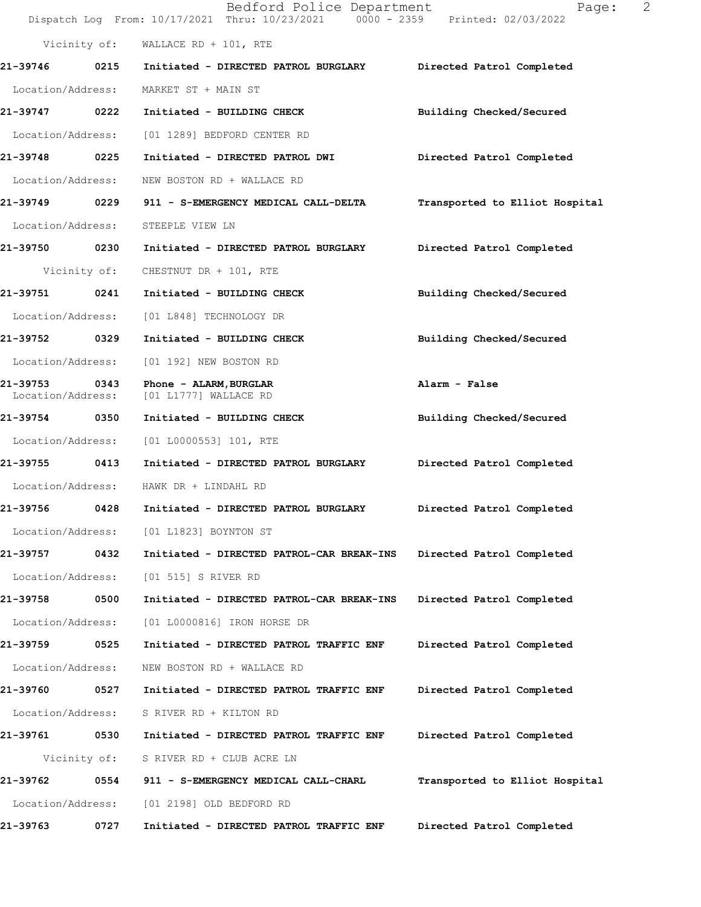Vicinity of: WALLACE RD + 101, RTE

**21-39746 0215 Initiated - DIRECTED PATROL BURGLARY** Directed Patrol Completed

Location/Address: MARKET ST + MAIN ST

**21-39747 0222 Initiated - BUILDING CHECK** Building Checked/Secured

Location/Address: [01 1289] BEDFORD CENTER RD

**21-39748 0225 Initiated - DIRECTED PATROL DWI** Directed Patrol Completed

Location/Address: NEW BOSTON RD + WALLACE RD

**21-39749 0229 911 - S-EMERGENCY MEDICAL CALL-DELTA** Transported to Elliot Hospital

Location/Address: STEEPLE VIEW LN

**21-39750 0230 Initiated - DIRECTED PATROL BURGLARY** Directed Patrol Completed

Vicinity of: CHESTNUT DR + 101, RTE

**21-39751 0241 Initiated - BUILDING CHECK** Building Checked/Secured

Location/Address: [01 L848] TECHNOLOGY DR

**21-39752 0329 Initiated - BUILDING CHECK** Building Checked/Secured

Location/Address: [01 192] NEW BOSTON RD

**21-39753 0343 Phone - ALARM,BURGLAR** Alarm - False

Location/Address: [01 L1777] WALLACE RD

**21-39754 0350 Initiated - BUILDING CHECK** Building Checked/Secured

Location/Address: [01 L0000553] 101, RTE

**21-39755 0413 Initiated - DIRECTED PATROL BURGLARY** Directed Patrol Completed

Location/Address: HAWK DR + LINDAHL RD

**21-39756 0428 Initiated - DIRECTED PATROL BURGLARY** Directed Patrol Completed

Location/Address: [01 L1823] BOYNTON ST

**21-39757 0432 Initiated - DIRECTED PATROL-CAR BREAK-INS** Directed Patrol Completed

Location/Address: [01 515] S RIVER RD

**21-39758 0500 Initiated - DIRECTED PATROL-CAR BREAK-INS** Directed Patrol Completed

Location/Address: [01 L0000816] IRON HORSE DR

**21-39759 0525 Initiated - DIRECTED PATROL TRAFFIC ENF** Directed Patrol Completed

Location/Address: NEW BOSTON RD + WALLACE RD

**21-39760 0527 Initiated - DIRECTED PATROL TRAFFIC ENF** Directed Patrol Completed

Location/Address: S RIVER RD + KILTON RD

**21-39761 0530 Initiated - DIRECTED PATROL TRAFFIC ENF** Directed Patrol Completed

Vicinity of: S RIVER RD + CLUB ACRE LN

**21-39762 0554 911 - S-EMERGENCY MEDICAL CALL-CHARL** Transported to Elliot Hospital

Location/Address: [01 2198] OLD BEDFORD RD

**21-39763 0727 Initiated - DIRECTED PATROL TRAFFIC ENF** Directed Patrol Completed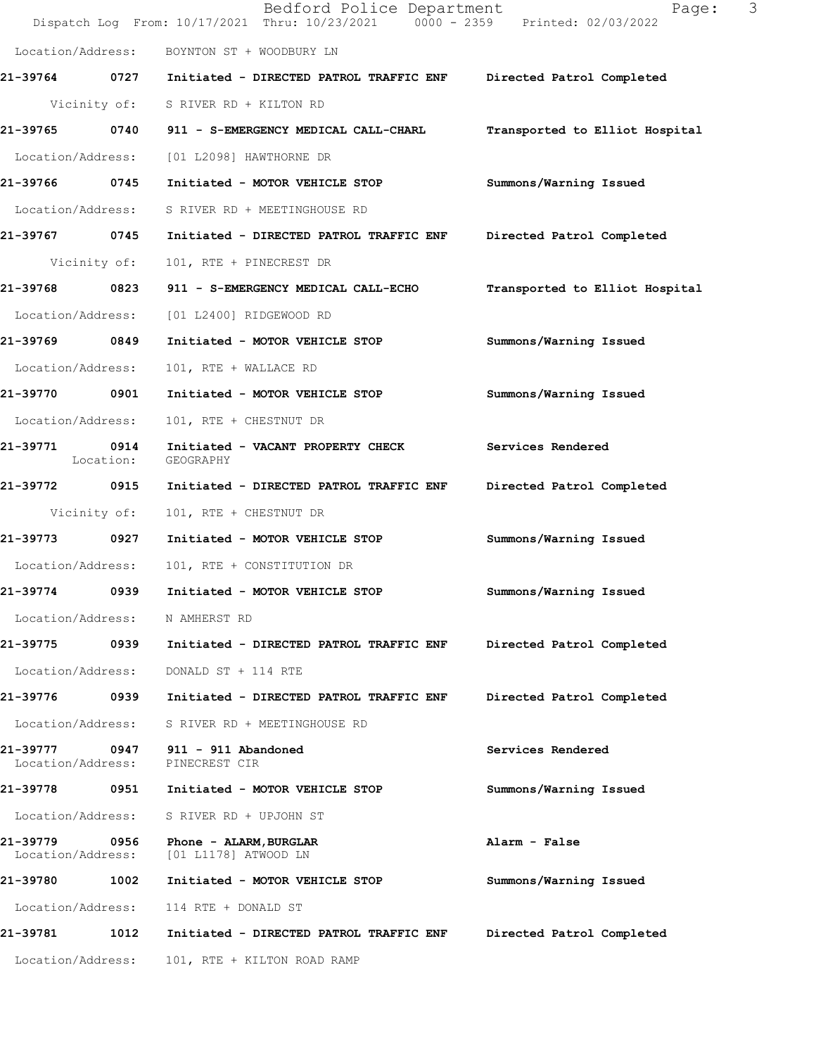Location/Address: BOYNTON ST + WOODBURY LN

**21-39764 0727 Initiated - DIRECTED PATROL TRAFFIC ENF Directed Patrol Completed**

Vicinity of: S RIVER RD + KILTON RD

**21-39765 0740 911 - S-EMERGENCY MEDICAL CALL-CHARL Transported to Elliot Hospital**

Location/Address: [01 L2098] HAWTHORNE DR

**21-39766 0745 Initiated - MOTOR VEHICLE STOP Summons/Warning Issued**

Location/Address: S RIVER RD + MEETINGHOUSE RD

**21-39767 0745 Initiated - DIRECTED PATROL TRAFFIC ENF Directed Patrol Completed**

Vicinity of: 101, RTE + PINECREST DR

**21-39768 0823 911 - S-EMERGENCY MEDICAL CALL-ECHO Transported to Elliot Hospital**

Location/Address: [01 L2400] RIDGEWOOD RD

**21-39769 0849 Initiated - MOTOR VEHICLE STOP Summons/Warning Issued**

Location/Address: 101, RTE + WALLACE RD

**21-39770 0901 Initiated - MOTOR VEHICLE STOP Summons/Warning Issued**

Location/Address: 101, RTE + CHESTNUT DR

**21-39771 0914 Initiated - VACANT PROPERTY CHECK Services Rendered**
Location: GEOGRAPHY

**21-39772 0915 Initiated - DIRECTED PATROL TRAFFIC ENF Directed Patrol Completed**

Vicinity of: 101, RTE + CHESTNUT DR

**21-39773 0927 Initiated - MOTOR VEHICLE STOP Summons/Warning Issued**

Location/Address: 101, RTE + CONSTITUTION DR

**21-39774 0939 Initiated - MOTOR VEHICLE STOP Summons/Warning Issued**

Location/Address: N AMHERST RD

**21-39775 0939 Initiated - DIRECTED PATROL TRAFFIC ENF Directed Patrol Completed**

Location/Address: DONALD ST + 114 RTE

**21-39776 0939 Initiated - DIRECTED PATROL TRAFFIC ENF Directed Patrol Completed**

Location/Address: S RIVER RD + MEETINGHOUSE RD

**21-39777 0947 911 - 911 Abandoned Services Rendered**
Location/Address: PINECREST CIR

**21-39778 0951 Initiated - MOTOR VEHICLE STOP Summons/Warning Issued**

Location/Address: S RIVER RD + UPJOHN ST

**21-39779 0956 Phone - ALARM,BURGLAR Alarm - False**
Location/Address: [01 L1178] ATWOOD LN

**21-39780 1002 Initiated - MOTOR VEHICLE STOP Summons/Warning Issued**

Location/Address: 114 RTE + DONALD ST

**21-39781 1012 Initiated - DIRECTED PATROL TRAFFIC ENF Directed Patrol Completed**

Location/Address: 101, RTE + KILTON ROAD RAMP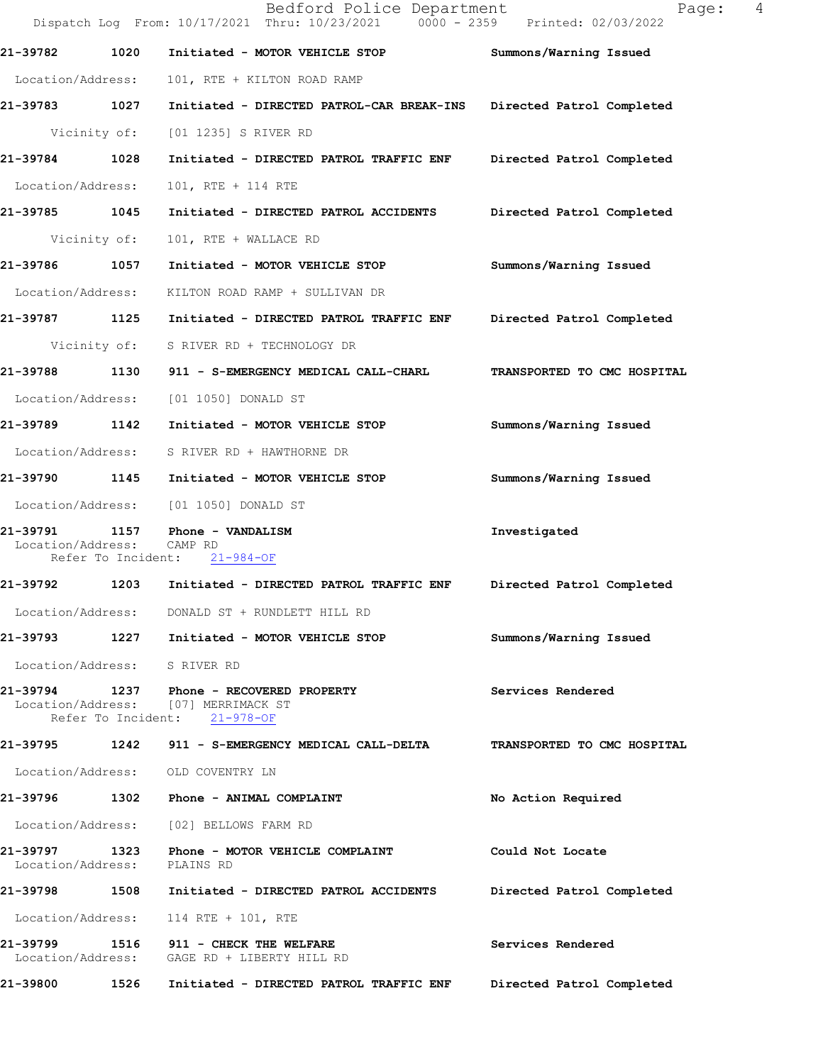21-39782 1020 Initiated - MOTOR VEHICLE STOP Summons/Warning Issued

Location/Address: 101, RTE + KILTON ROAD RAMP

21-39783 1027 Initiated - DIRECTED PATROL-CAR BREAK-INS Directed Patrol Completed

Vicinity of: [01 1235] S RIVER RD

21-39784 1028 Initiated - DIRECTED PATROL TRAFFIC ENF Directed Patrol Completed

Location/Address: 101, RTE + 114 RTE

21-39785 1045 Initiated - DIRECTED PATROL ACCIDENTS Directed Patrol Completed

Vicinity of: 101, RTE + WALLACE RD

21-39786 1057 Initiated - MOTOR VEHICLE STOP Summons/Warning Issued

Location/Address: KILTON ROAD RAMP + SULLIVAN DR

21-39787 1125 Initiated - DIRECTED PATROL TRAFFIC ENF Directed Patrol Completed

Vicinity of: S RIVER RD + TECHNOLOGY DR

21-39788 1130 911 - S-EMERGENCY MEDICAL CALL-CHARL TRANSPORTED TO CMC HOSPITAL

Location/Address: [01 1050] DONALD ST

21-39789 1142 Initiated - MOTOR VEHICLE STOP Summons/Warning Issued

Location/Address: S RIVER RD + HAWTHORNE DR

21-39790 1145 Initiated - MOTOR VEHICLE STOP Summons/Warning Issued

Location/Address: [01 1050] DONALD ST

21-39791 1157 Phone - VANDALISM Investigated
Location/Address: CAMP RD
Refer To Incident: 21-984-OF

21-39792 1203 Initiated - DIRECTED PATROL TRAFFIC ENF Directed Patrol Completed

Location/Address: DONALD ST + RUNDLETT HILL RD

21-39793 1227 Initiated - MOTOR VEHICLE STOP Summons/Warning Issued

Location/Address: S RIVER RD

21-39794 1237 Phone - RECOVERED PROPERTY Services Rendered
Location/Address: [07] MERRIMACK ST
Refer To Incident: 21-978-OF

21-39795 1242 911 - S-EMERGENCY MEDICAL CALL-DELTA TRANSPORTED TO CMC HOSPITAL

Location/Address: OLD COVENTRY LN

21-39796 1302 Phone - ANIMAL COMPLAINT No Action Required

Location/Address: [02] BELLOWS FARM RD

21-39797 1323 Phone - MOTOR VEHICLE COMPLAINT Could Not Locate
Location/Address: PLAINS RD

21-39798 1508 Initiated - DIRECTED PATROL ACCIDENTS Directed Patrol Completed

Location/Address: 114 RTE + 101, RTE

21-39799 1516 911 - CHECK THE WELFARE Services Rendered
Location/Address: GAGE RD + LIBERTY HILL RD

21-39800 1526 Initiated - DIRECTED PATROL TRAFFIC ENF Directed Patrol Completed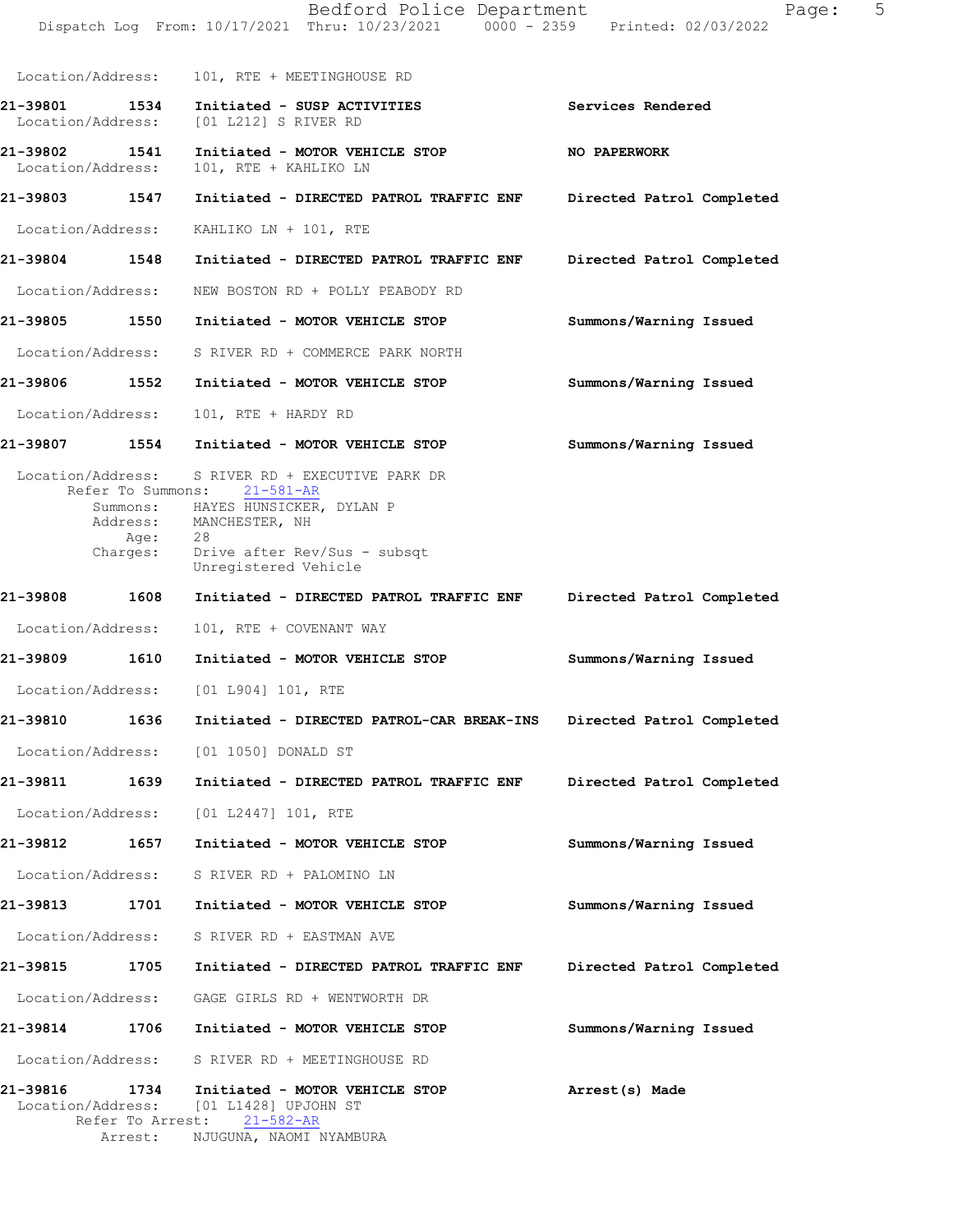Location/Address: 101, RTE + MEETINGHOUSE RD

**21-39801 1534 Initiated - SUSP ACTIVITIES** **Services Rendered**
Location/Address: [01 L212] S RIVER RD

**21-39802 1541 Initiated - MOTOR VEHICLE STOP** **NO PAPERWORK**
Location/Address: 101, RTE + KAHLIKO LN

**21-39803 1547 Initiated - DIRECTED PATROL TRAFFIC ENF** **Directed Patrol Completed**
Location/Address: KAHLIKO LN + 101, RTE

**21-39804 1548 Initiated - DIRECTED PATROL TRAFFIC ENF** **Directed Patrol Completed**
Location/Address: NEW BOSTON RD + POLLY PEABODY RD

**21-39805 1550 Initiated - MOTOR VEHICLE STOP** **Summons/Warning Issued**
Location/Address: S RIVER RD + COMMERCE PARK NORTH

**21-39806 1552 Initiated - MOTOR VEHICLE STOP** **Summons/Warning Issued**
Location/Address: 101, RTE + HARDY RD

**21-39807 1554 Initiated - MOTOR VEHICLE STOP** **Summons/Warning Issued**
Location/Address: S RIVER RD + EXECUTIVE PARK DR
Refer To Summons: 21-581-AR
Summons: HAYES HUNSICKER, DYLAN P
Address: MANCHESTER, NH
Age: 28
Charges: Drive after Rev/Sus - subsqt
Unregistered Vehicle

**21-39808 1608 Initiated - DIRECTED PATROL TRAFFIC ENF** **Directed Patrol Completed**
Location/Address: 101, RTE + COVENANT WAY

**21-39809 1610 Initiated - MOTOR VEHICLE STOP** **Summons/Warning Issued**
Location/Address: [01 L904] 101, RTE

**21-39810 1636 Initiated - DIRECTED PATROL-CAR BREAK-INS** **Directed Patrol Completed**
Location/Address: [01 1050] DONALD ST

**21-39811 1639 Initiated - DIRECTED PATROL TRAFFIC ENF** **Directed Patrol Completed**
Location/Address: [01 L2447] 101, RTE

**21-39812 1657 Initiated - MOTOR VEHICLE STOP** **Summons/Warning Issued**
Location/Address: S RIVER RD + PALOMINO LN

**21-39813 1701 Initiated - MOTOR VEHICLE STOP** **Summons/Warning Issued**
Location/Address: S RIVER RD + EASTMAN AVE

**21-39815 1705 Initiated - DIRECTED PATROL TRAFFIC ENF** **Directed Patrol Completed**
Location/Address: GAGE GIRLS RD + WENTWORTH DR

**21-39814 1706 Initiated - MOTOR VEHICLE STOP** **Summons/Warning Issued**
Location/Address: S RIVER RD + MEETINGHOUSE RD

**21-39816 1734 Initiated - MOTOR VEHICLE STOP** **Arrest(s) Made**
Location/Address: [01 L1428] UPJOHN ST
Refer To Arrest: 21-582-AR
Arrest: NJUGUNA, NAOMI NYAMBURA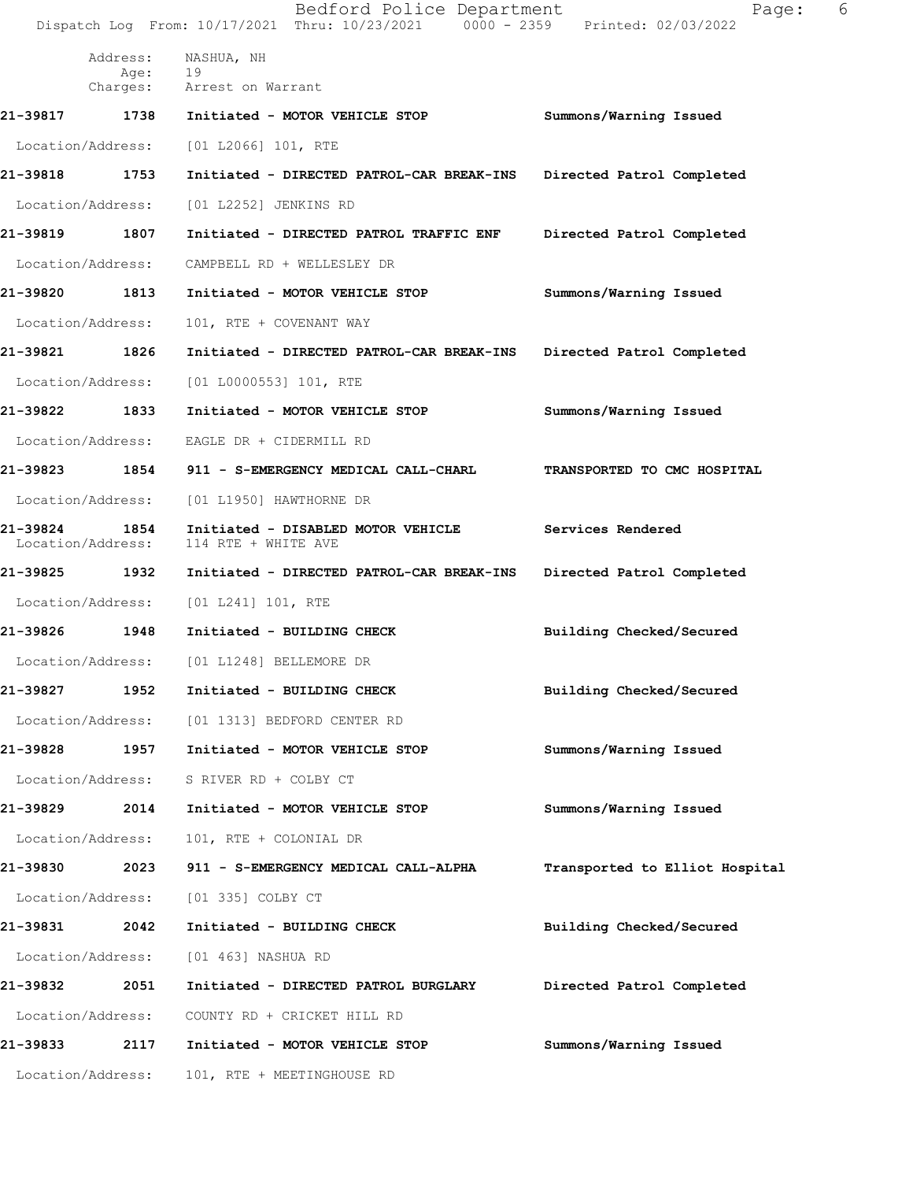Address: NASHUA, NH
Age: 19
Charges: Arrest on Warrant

**21-39817 1738 Initiated - MOTOR VEHICLE STOP — Summons/Warning Issued**

Location/Address: [01 L2066] 101, RTE

**21-39818 1753 Initiated - DIRECTED PATROL-CAR BREAK-INS — Directed Patrol Completed**

Location/Address: [01 L2252] JENKINS RD

**21-39819 1807 Initiated - DIRECTED PATROL TRAFFIC ENF — Directed Patrol Completed**

Location/Address: CAMPBELL RD + WELLESLEY DR

**21-39820 1813 Initiated - MOTOR VEHICLE STOP — Summons/Warning Issued**

Location/Address: 101, RTE + COVENANT WAY

**21-39821 1826 Initiated - DIRECTED PATROL-CAR BREAK-INS — Directed Patrol Completed**

Location/Address: [01 L0000553] 101, RTE

**21-39822 1833 Initiated - MOTOR VEHICLE STOP — Summons/Warning Issued**

Location/Address: EAGLE DR + CIDERMILL RD

**21-39823 1854 911 - S-EMERGENCY MEDICAL CALL-CHARL — TRANSPORTED TO CMC HOSPITAL**

Location/Address: [01 L1950] HAWTHORNE DR

**21-39824 1854 Initiated - DISABLED MOTOR VEHICLE — Services Rendered**

Location/Address: 114 RTE + WHITE AVE

**21-39825 1932 Initiated - DIRECTED PATROL-CAR BREAK-INS — Directed Patrol Completed**

Location/Address: [01 L241] 101, RTE

**21-39826 1948 Initiated - BUILDING CHECK — Building Checked/Secured**

Location/Address: [01 L1248] BELLEMORE DR

**21-39827 1952 Initiated - BUILDING CHECK — Building Checked/Secured**

Location/Address: [01 1313] BEDFORD CENTER RD

**21-39828 1957 Initiated - MOTOR VEHICLE STOP — Summons/Warning Issued**

Location/Address: S RIVER RD + COLBY CT

**21-39829 2014 Initiated - MOTOR VEHICLE STOP — Summons/Warning Issued**

Location/Address: 101, RTE + COLONIAL DR

**21-39830 2023 911 - S-EMERGENCY MEDICAL CALL-ALPHA — Transported to Elliot Hospital**

Location/Address: [01 335] COLBY CT

**21-39831 2042 Initiated - BUILDING CHECK — Building Checked/Secured**

Location/Address: [01 463] NASHUA RD

**21-39832 2051 Initiated - DIRECTED PATROL BURGLARY — Directed Patrol Completed**

Location/Address: COUNTY RD + CRICKET HILL RD

**21-39833 2117 Initiated - MOTOR VEHICLE STOP — Summons/Warning Issued**

Location/Address: 101, RTE + MEETINGHOUSE RD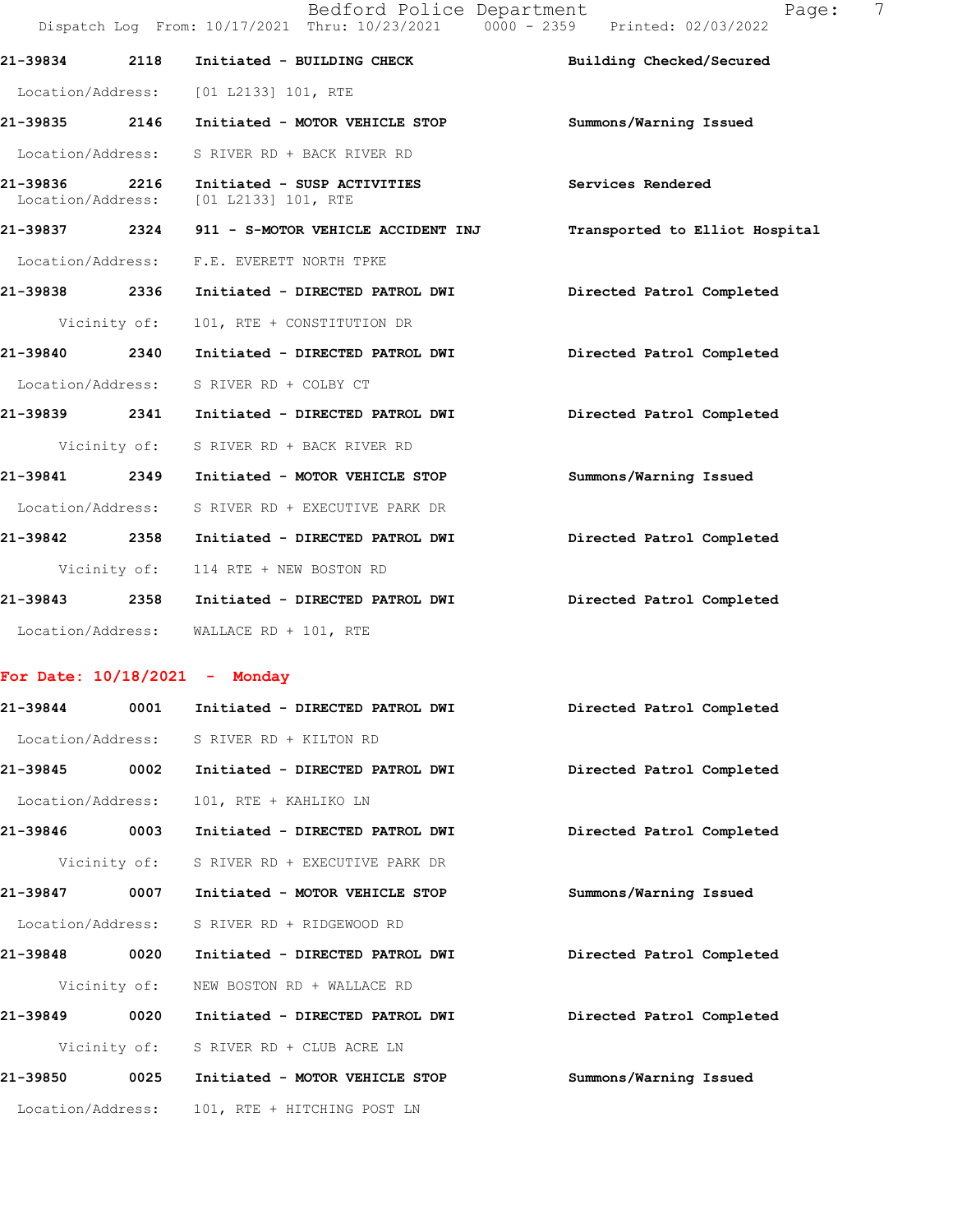**21-39834** 2118 **Initiated - BUILDING CHECK** **Building Checked/Secured**

Location/Address: [01 L2133] 101, RTE

**21-39835** 2146 **Initiated - MOTOR VEHICLE STOP** **Summons/Warning Issued**

Location/Address: S RIVER RD + BACK RIVER RD

**21-39836** 2216 **Initiated - SUSP ACTIVITIES** **Services Rendered**

Location/Address: [01 L2133] 101, RTE

**21-39837** 2324 **911 - S-MOTOR VEHICLE ACCIDENT INJ** **Transported to Elliot Hospital**

Location/Address: F.E. EVERETT NORTH TPKE

**21-39838** 2336 **Initiated - DIRECTED PATROL DWI** **Directed Patrol Completed**

Vicinity of: 101, RTE + CONSTITUTION DR

**21-39840** 2340 **Initiated - DIRECTED PATROL DWI** **Directed Patrol Completed**

Location/Address: S RIVER RD + COLBY CT

**21-39839** 2341 **Initiated - DIRECTED PATROL DWI** **Directed Patrol Completed**

Vicinity of: S RIVER RD + BACK RIVER RD

**21-39841** 2349 **Initiated - MOTOR VEHICLE STOP** **Summons/Warning Issued**

Location/Address: S RIVER RD + EXECUTIVE PARK DR

**21-39842** 2358 **Initiated - DIRECTED PATROL DWI** **Directed Patrol Completed**

Vicinity of: 114 RTE + NEW BOSTON RD

**21-39843** 2358 **Initiated - DIRECTED PATROL DWI** **Directed Patrol Completed**

Location/Address: WALLACE RD + 101, RTE

## For Date: 10/18/2021 - Monday

**21-39844** 0001 **Initiated - DIRECTED PATROL DWI** **Directed Patrol Completed**

Location/Address: S RIVER RD + KILTON RD

**21-39845** 0002 **Initiated - DIRECTED PATROL DWI** **Directed Patrol Completed**

Location/Address: 101, RTE + KAHLIKO LN

**21-39846** 0003 **Initiated - DIRECTED PATROL DWI** **Directed Patrol Completed**

Vicinity of: S RIVER RD + EXECUTIVE PARK DR

**21-39847** 0007 **Initiated - MOTOR VEHICLE STOP** **Summons/Warning Issued**

Location/Address: S RIVER RD + RIDGEWOOD RD

**21-39848** 0020 **Initiated - DIRECTED PATROL DWI** **Directed Patrol Completed**

Vicinity of: NEW BOSTON RD + WALLACE RD

**21-39849** 0020 **Initiated - DIRECTED PATROL DWI** **Directed Patrol Completed**

Vicinity of: S RIVER RD + CLUB ACRE LN

**21-39850** 0025 **Initiated - MOTOR VEHICLE STOP** **Summons/Warning Issued**

Location/Address: 101, RTE + HITCHING POST LN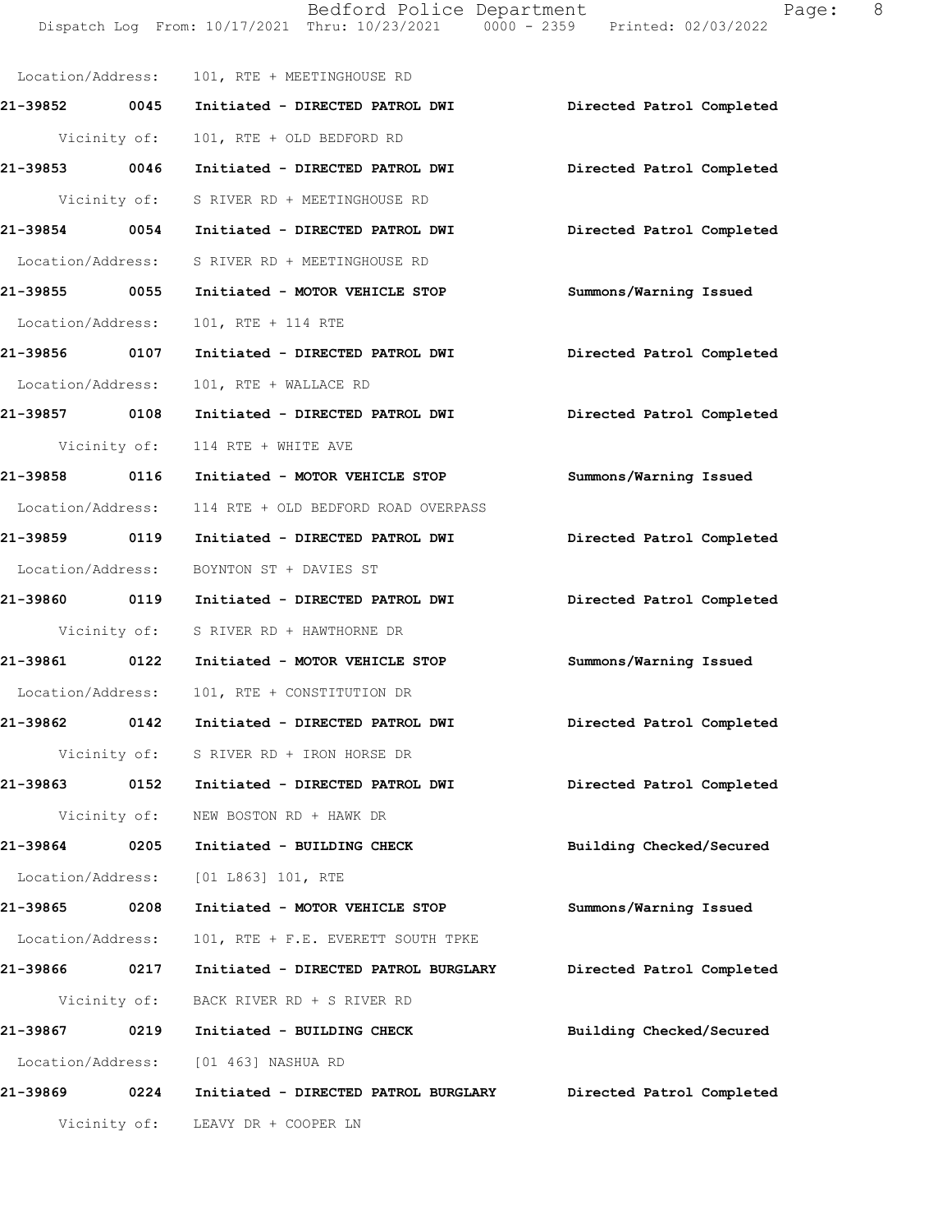Location/Address: 101, RTE + MEETINGHOUSE RD

**21-39852 0045 Initiated - DIRECTED PATROL DWI** **Directed Patrol Completed**

Vicinity of: 101, RTE + OLD BEDFORD RD

**21-39853 0046 Initiated - DIRECTED PATROL DWI** **Directed Patrol Completed**

Vicinity of: S RIVER RD + MEETINGHOUSE RD

**21-39854 0054 Initiated - DIRECTED PATROL DWI** **Directed Patrol Completed**

Location/Address: S RIVER RD + MEETINGHOUSE RD

**21-39855 0055 Initiated - MOTOR VEHICLE STOP** **Summons/Warning Issued**

Location/Address: 101, RTE + 114 RTE

**21-39856 0107 Initiated - DIRECTED PATROL DWI** **Directed Patrol Completed**

Location/Address: 101, RTE + WALLACE RD

**21-39857 0108 Initiated - DIRECTED PATROL DWI** **Directed Patrol Completed**

Vicinity of: 114 RTE + WHITE AVE

**21-39858 0116 Initiated - MOTOR VEHICLE STOP** **Summons/Warning Issued**

Location/Address: 114 RTE + OLD BEDFORD ROAD OVERPASS

**21-39859 0119 Initiated - DIRECTED PATROL DWI** **Directed Patrol Completed**

Location/Address: BOYNTON ST + DAVIES ST

**21-39860 0119 Initiated - DIRECTED PATROL DWI** **Directed Patrol Completed**

Vicinity of: S RIVER RD + HAWTHORNE DR

**21-39861 0122 Initiated - MOTOR VEHICLE STOP** **Summons/Warning Issued**

Location/Address: 101, RTE + CONSTITUTION DR

**21-39862 0142 Initiated - DIRECTED PATROL DWI** **Directed Patrol Completed**

Vicinity of: S RIVER RD + IRON HORSE DR

**21-39863 0152 Initiated - DIRECTED PATROL DWI** **Directed Patrol Completed**

Vicinity of: NEW BOSTON RD + HAWK DR

**21-39864 0205 Initiated - BUILDING CHECK** **Building Checked/Secured**

Location/Address: [01 L863] 101, RTE

**21-39865 0208 Initiated - MOTOR VEHICLE STOP** **Summons/Warning Issued**

Location/Address: 101, RTE + F.E. EVERETT SOUTH TPKE

**21-39866 0217 Initiated - DIRECTED PATROL BURGLARY** **Directed Patrol Completed**

Vicinity of: BACK RIVER RD + S RIVER RD

**21-39867 0219 Initiated - BUILDING CHECK** **Building Checked/Secured**

Location/Address: [01 463] NASHUA RD

**21-39869 0224 Initiated - DIRECTED PATROL BURGLARY** **Directed Patrol Completed**

Vicinity of: LEAVY DR + COOPER LN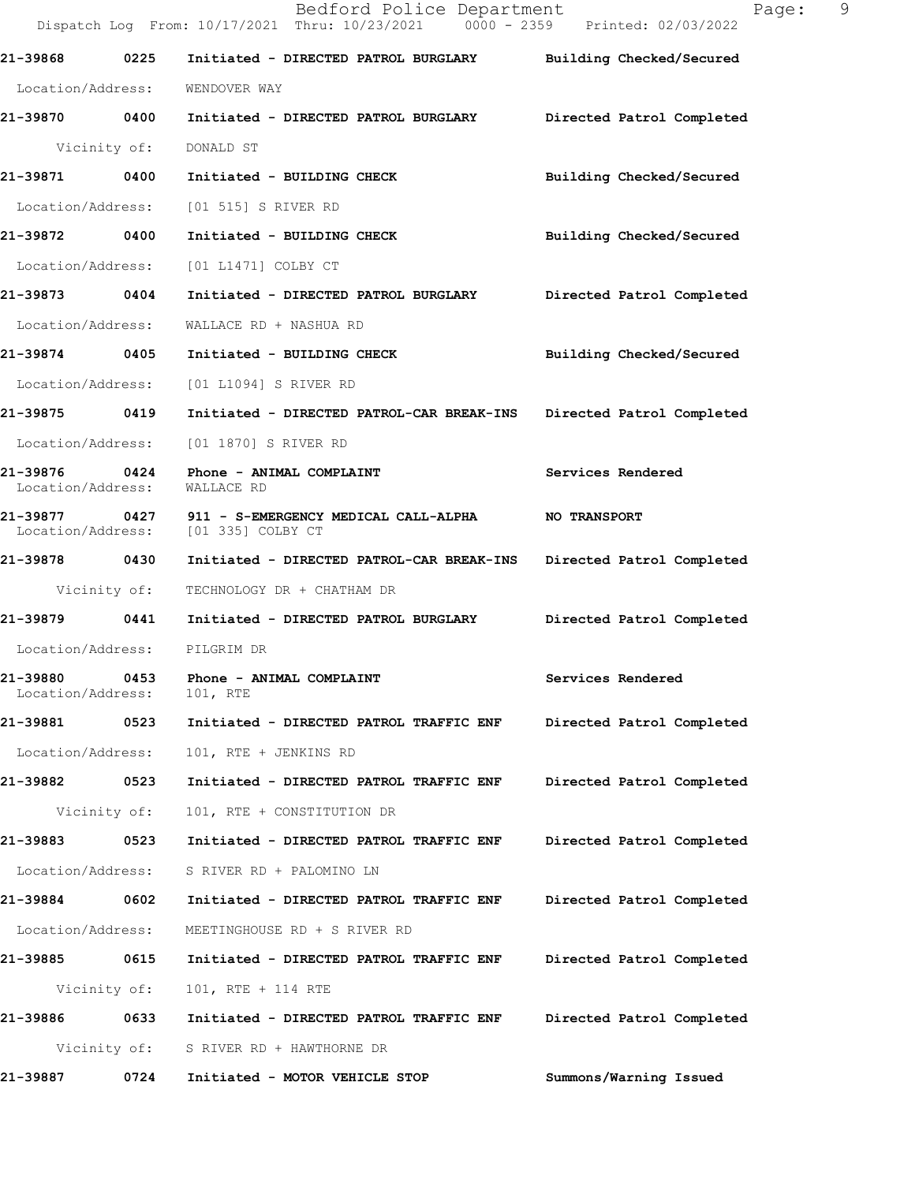| Call Number | Time | Call Reason | Action |
| --- | --- | --- | --- |
| 21-39868 | 0225 | Initiated - DIRECTED PATROL BURGLARY | Building Checked/Secured |
| Location/Address: | | WENDOVER WAY | |
| 21-39870 | 0400 | Initiated - DIRECTED PATROL BURGLARY | Directed Patrol Completed |
| Vicinity of: | | DONALD ST | |
| 21-39871 | 0400 | Initiated - BUILDING CHECK | Building Checked/Secured |
| Location/Address: | | [01 515] S RIVER RD | |
| 21-39872 | 0400 | Initiated - BUILDING CHECK | Building Checked/Secured |
| Location/Address: | | [01 L1471] COLBY CT | |
| 21-39873 | 0404 | Initiated - DIRECTED PATROL BURGLARY | Directed Patrol Completed |
| Location/Address: | | WALLACE RD + NASHUA RD | |
| 21-39874 | 0405 | Initiated - BUILDING CHECK | Building Checked/Secured |
| Location/Address: | | [01 L1094] S RIVER RD | |
| 21-39875 | 0419 | Initiated - DIRECTED PATROL-CAR BREAK-INS | Directed Patrol Completed |
| Location/Address: | | [01 1870] S RIVER RD | |
| 21-39876 | 0424 | Phone - ANIMAL COMPLAINT | Services Rendered |
| Location/Address: | | WALLACE RD | |
| 21-39877 | 0427 | 911 - S-EMERGENCY MEDICAL CALL-ALPHA | NO TRANSPORT |
| Location/Address: | | [01 335] COLBY CT | |
| 21-39878 | 0430 | Initiated - DIRECTED PATROL-CAR BREAK-INS | Directed Patrol Completed |
| Vicinity of: | | TECHNOLOGY DR + CHATHAM DR | |
| 21-39879 | 0441 | Initiated - DIRECTED PATROL BURGLARY | Directed Patrol Completed |
| Location/Address: | | PILGRIM DR | |
| 21-39880 | 0453 | Phone - ANIMAL COMPLAINT | Services Rendered |
| Location/Address: | | 101, RTE | |
| 21-39881 | 0523 | Initiated - DIRECTED PATROL TRAFFIC ENF | Directed Patrol Completed |
| Location/Address: | | 101, RTE + JENKINS RD | |
| 21-39882 | 0523 | Initiated - DIRECTED PATROL TRAFFIC ENF | Directed Patrol Completed |
| Vicinity of: | | 101, RTE + CONSTITUTION DR | |
| 21-39883 | 0523 | Initiated - DIRECTED PATROL TRAFFIC ENF | Directed Patrol Completed |
| Location/Address: | | S RIVER RD + PALOMINO LN | |
| 21-39884 | 0602 | Initiated - DIRECTED PATROL TRAFFIC ENF | Directed Patrol Completed |
| Location/Address: | | MEETINGHOUSE RD + S RIVER RD | |
| 21-39885 | 0615 | Initiated - DIRECTED PATROL TRAFFIC ENF | Directed Patrol Completed |
| Vicinity of: | | 101, RTE + 114 RTE | |
| 21-39886 | 0633 | Initiated - DIRECTED PATROL TRAFFIC ENF | Directed Patrol Completed |
| Vicinity of: | | S RIVER RD + HAWTHORNE DR | |
| 21-39887 | 0724 | Initiated - MOTOR VEHICLE STOP | Summons/Warning Issued |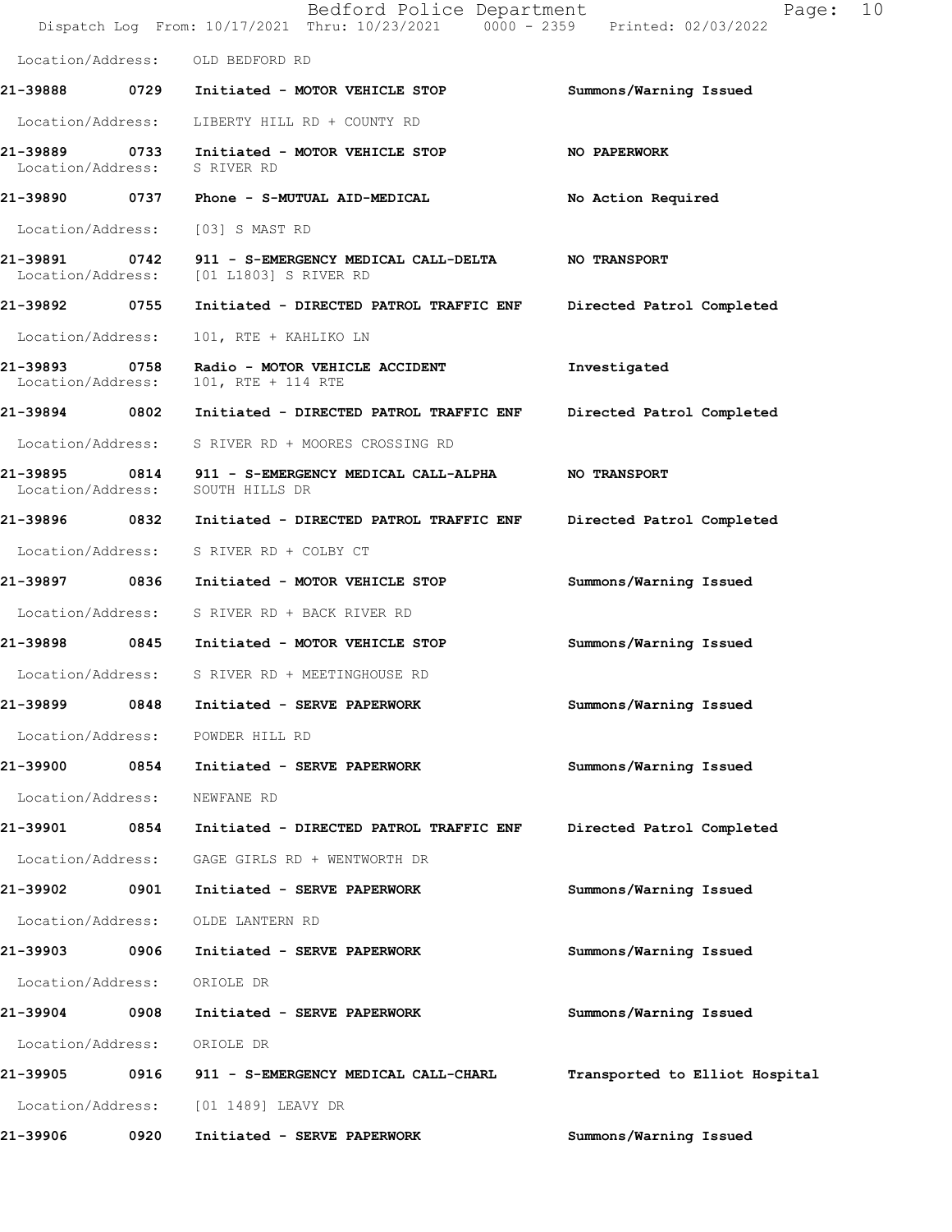Location/Address: OLD BEDFORD RD

**21-39888 0729 Initiated - MOTOR VEHICLE STOP** Summons/Warning Issued

Location/Address: LIBERTY HILL RD + COUNTY RD

**21-39889 0733 Initiated - MOTOR VEHICLE STOP** NO PAPERWORK

Location/Address: S RIVER RD

**21-39890 0737 Phone - S-MUTUAL AID-MEDICAL** No Action Required

Location/Address: [03] S MAST RD

**21-39891 0742 911 - S-EMERGENCY MEDICAL CALL-DELTA** NO TRANSPORT

Location/Address: [01 L1803] S RIVER RD

**21-39892 0755 Initiated - DIRECTED PATROL TRAFFIC ENF** Directed Patrol Completed

Location/Address: 101, RTE + KAHLIKO LN

**21-39893 0758 Radio - MOTOR VEHICLE ACCIDENT** Investigated

Location/Address: 101, RTE + 114 RTE

**21-39894 0802 Initiated - DIRECTED PATROL TRAFFIC ENF** Directed Patrol Completed

Location/Address: S RIVER RD + MOORES CROSSING RD

**21-39895 0814 911 - S-EMERGENCY MEDICAL CALL-ALPHA** NO TRANSPORT

Location/Address: SOUTH HILLS DR

**21-39896 0832 Initiated - DIRECTED PATROL TRAFFIC ENF** Directed Patrol Completed

Location/Address: S RIVER RD + COLBY CT

**21-39897 0836 Initiated - MOTOR VEHICLE STOP** Summons/Warning Issued

Location/Address: S RIVER RD + BACK RIVER RD

**21-39898 0845 Initiated - MOTOR VEHICLE STOP** Summons/Warning Issued

Location/Address: S RIVER RD + MEETINGHOUSE RD

**21-39899 0848 Initiated - SERVE PAPERWORK** Summons/Warning Issued

Location/Address: POWDER HILL RD

**21-39900 0854 Initiated - SERVE PAPERWORK** Summons/Warning Issued

Location/Address: NEWFANE RD

**21-39901 0854 Initiated - DIRECTED PATROL TRAFFIC ENF** Directed Patrol Completed

Location/Address: GAGE GIRLS RD + WENTWORTH DR

**21-39902 0901 Initiated - SERVE PAPERWORK** Summons/Warning Issued

Location/Address: OLDE LANTERN RD

**21-39903 0906 Initiated - SERVE PAPERWORK** Summons/Warning Issued

Location/Address: ORIOLE DR

**21-39904 0908 Initiated - SERVE PAPERWORK** Summons/Warning Issued

Location/Address: ORIOLE DR

**21-39905 0916 911 - S-EMERGENCY MEDICAL CALL-CHARL** Transported to Elliot Hospital

Location/Address: [01 1489] LEAVY DR

**21-39906 0920 Initiated - SERVE PAPERWORK** Summons/Warning Issued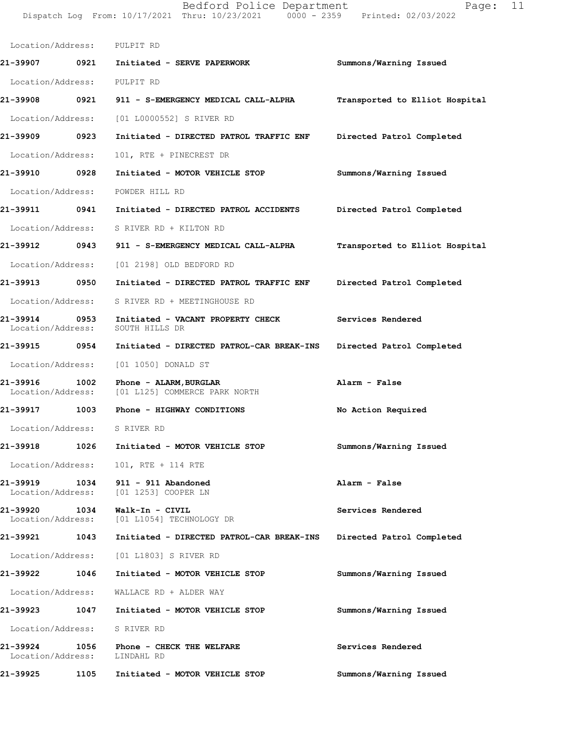Location/Address: PULPIT RD

**21-39907 0921 Initiated - SERVE PAPERWORK** **Summons/Warning Issued**

Location/Address: PULPIT RD

**21-39908 0921 911 - S-EMERGENCY MEDICAL CALL-ALPHA** **Transported to Elliot Hospital**

Location/Address: [01 L0000552] S RIVER RD

**21-39909 0923 Initiated - DIRECTED PATROL TRAFFIC ENF** **Directed Patrol Completed**

Location/Address: 101, RTE + PINECREST DR

**21-39910 0928 Initiated - MOTOR VEHICLE STOP** **Summons/Warning Issued**

Location/Address: POWDER HILL RD

**21-39911 0941 Initiated - DIRECTED PATROL ACCIDENTS** **Directed Patrol Completed**

Location/Address: S RIVER RD + KILTON RD

**21-39912 0943 911 - S-EMERGENCY MEDICAL CALL-ALPHA** **Transported to Elliot Hospital**

Location/Address: [01 2198] OLD BEDFORD RD

**21-39913 0950 Initiated - DIRECTED PATROL TRAFFIC ENF** **Directed Patrol Completed**

Location/Address: S RIVER RD + MEETINGHOUSE RD

**21-39914 0953 Initiated - VACANT PROPERTY CHECK** **Services Rendered**
Location/Address: SOUTH HILLS DR

**21-39915 0954 Initiated - DIRECTED PATROL-CAR BREAK-INS** **Directed Patrol Completed**

Location/Address: [01 1050] DONALD ST

**21-39916 1002 Phone - ALARM,BURGLAR** **Alarm - False**
Location/Address: [01 L125] COMMERCE PARK NORTH

**21-39917 1003 Phone - HIGHWAY CONDITIONS** **No Action Required**

Location/Address: S RIVER RD

**21-39918 1026 Initiated - MOTOR VEHICLE STOP** **Summons/Warning Issued**

Location/Address: 101, RTE + 114 RTE

**21-39919 1034 911 - 911 Abandoned** **Alarm - False**
Location/Address: [01 1253] COOPER LN

**21-39920 1034 Walk-In - CIVIL** **Services Rendered**
Location/Address: [01 L1054] TECHNOLOGY DR

**21-39921 1043 Initiated - DIRECTED PATROL-CAR BREAK-INS** **Directed Patrol Completed**

Location/Address: [01 L1803] S RIVER RD

**21-39922 1046 Initiated - MOTOR VEHICLE STOP** **Summons/Warning Issued**

Location/Address: WALLACE RD + ALDER WAY

**21-39923 1047 Initiated - MOTOR VEHICLE STOP** **Summons/Warning Issued**

Location/Address: S RIVER RD

**21-39924 1056 Phone - CHECK THE WELFARE** **Services Rendered**
Location/Address: LINDAHL RD

**21-39925 1105 Initiated - MOTOR VEHICLE STOP** **Summons/Warning Issued**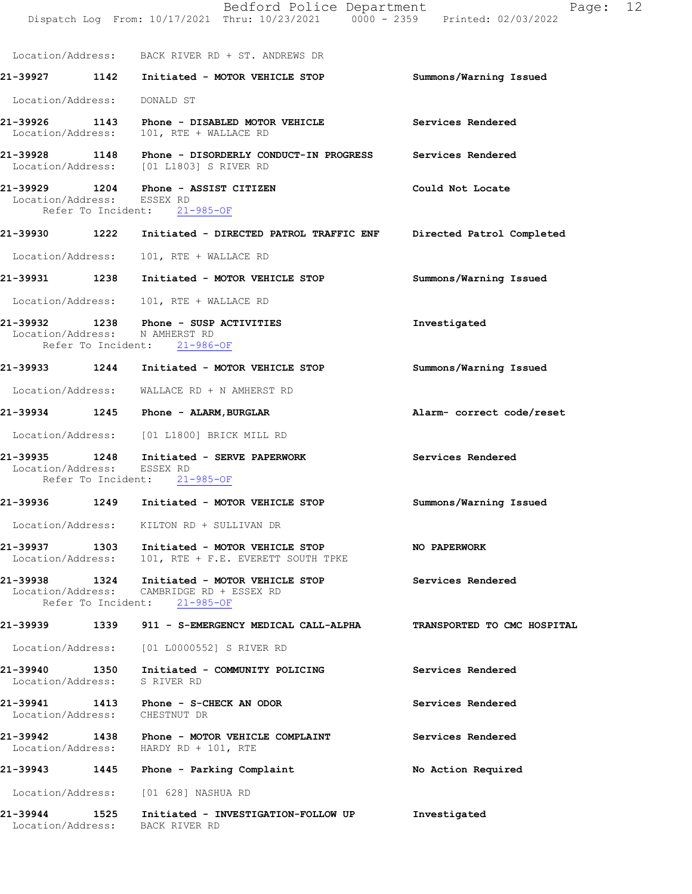Location/Address: BACK RIVER RD + ST. ANDREWS DR

**21-39927** 1142 Initiated - MOTOR VEHICLE STOP — Summons/Warning Issued
Location/Address: DONALD ST

**21-39926** 1143 Phone - DISABLED MOTOR VEHICLE — Services Rendered
Location/Address: 101, RTE + WALLACE RD

**21-39928** 1148 Phone - DISORDERLY CONDUCT-IN PROGRESS — Services Rendered
Location/Address: [01 L1803] S RIVER RD

**21-39929** 1204 Phone - ASSIST CITIZEN — Could Not Locate
Location/Address: ESSEX RD
Refer To Incident: 21-985-OF

**21-39930** 1222 Initiated - DIRECTED PATROL TRAFFIC ENF — Directed Patrol Completed
Location/Address: 101, RTE + WALLACE RD

**21-39931** 1238 Initiated - MOTOR VEHICLE STOP — Summons/Warning Issued
Location/Address: 101, RTE + WALLACE RD

**21-39932** 1238 Phone - SUSP ACTIVITIES — Investigated
Location/Address: N AMHERST RD
Refer To Incident: 21-986-OF

**21-39933** 1244 Initiated - MOTOR VEHICLE STOP — Summons/Warning Issued
Location/Address: WALLACE RD + N AMHERST RD

**21-39934** 1245 Phone - ALARM,BURGLAR — Alarm- correct code/reset
Location/Address: [01 L1800] BRICK MILL RD

**21-39935** 1248 Initiated - SERVE PAPERWORK — Services Rendered
Location/Address: ESSEX RD
Refer To Incident: 21-985-OF

**21-39936** 1249 Initiated - MOTOR VEHICLE STOP — Summons/Warning Issued
Location/Address: KILTON RD + SULLIVAN DR

**21-39937** 1303 Initiated - MOTOR VEHICLE STOP — NO PAPERWORK
Location/Address: 101, RTE + F.E. EVERETT SOUTH TPKE

**21-39938** 1324 Initiated - MOTOR VEHICLE STOP — Services Rendered
Location/Address: CAMBRIDGE RD + ESSEX RD
Refer To Incident: 21-985-OF

**21-39939** 1339 911 - S-EMERGENCY MEDICAL CALL-ALPHA — TRANSPORTED TO CMC HOSPITAL
Location/Address: [01 L0000552] S RIVER RD

**21-39940** 1350 Initiated - COMMUNITY POLICING — Services Rendered
Location/Address: S RIVER RD

**21-39941** 1413 Phone - S-CHECK AN ODOR — Services Rendered
Location/Address: CHESTNUT DR

**21-39942** 1438 Phone - MOTOR VEHICLE COMPLAINT — Services Rendered
Location/Address: HARDY RD + 101, RTE

**21-39943** 1445 Phone - Parking Complaint — No Action Required
Location/Address: [01 628] NASHUA RD

**21-39944** 1525 Initiated - INVESTIGATION-FOLLOW UP — Investigated
Location/Address: BACK RIVER RD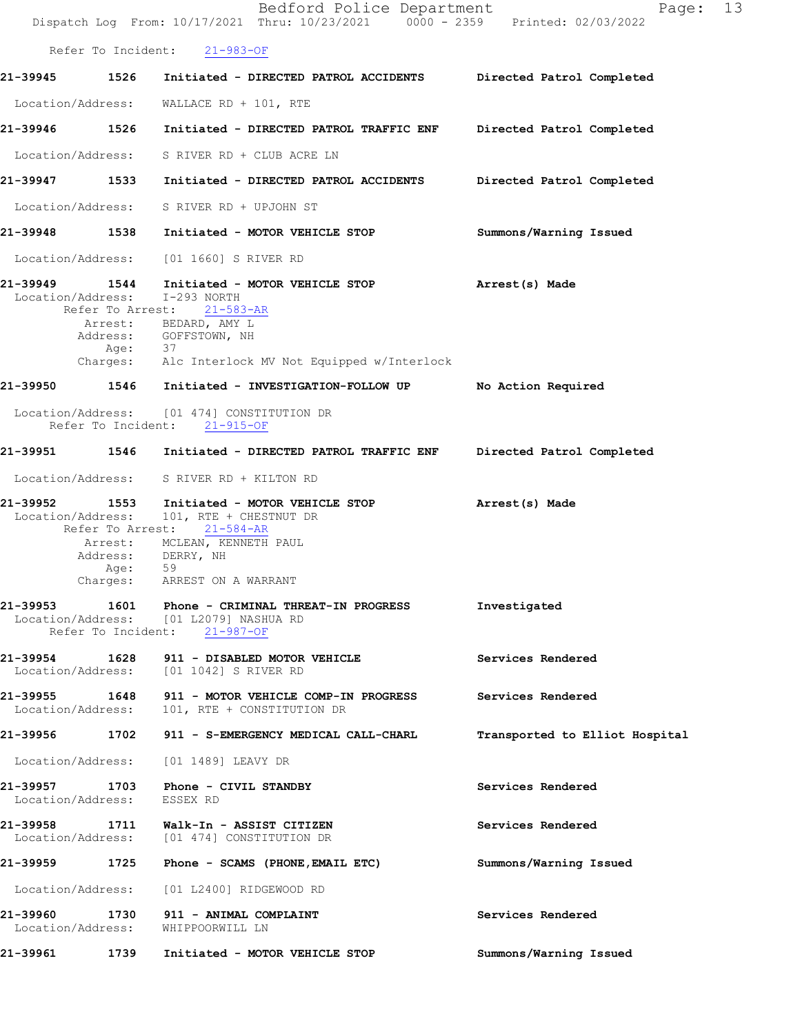Refer To Incident: 21-983-OF

**21-39945 1526 Initiated - DIRECTED PATROL ACCIDENTS** Directed Patrol Completed

Location/Address: WALLACE RD + 101, RTE

**21-39946 1526 Initiated - DIRECTED PATROL TRAFFIC ENF** Directed Patrol Completed

Location/Address: S RIVER RD + CLUB ACRE LN

**21-39947 1533 Initiated - DIRECTED PATROL ACCIDENTS** Directed Patrol Completed

Location/Address: S RIVER RD + UPJOHN ST

**21-39948 1538 Initiated - MOTOR VEHICLE STOP** Summons/Warning Issued

Location/Address: [01 1660] S RIVER RD

**21-39949 1544 Initiated - MOTOR VEHICLE STOP** Arrest(s) Made

Location/Address: I-293 NORTH
Refer To Arrest: 21-583-AR
Arrest: BEDARD, AMY L
Address: GOFFSTOWN, NH
Age: 37
Charges: Alc Interlock MV Not Equipped w/Interlock

**21-39950 1546 Initiated - INVESTIGATION-FOLLOW UP** No Action Required

Location/Address: [01 474] CONSTITUTION DR
Refer To Incident: 21-915-OF

**21-39951 1546 Initiated - DIRECTED PATROL TRAFFIC ENF** Directed Patrol Completed

Location/Address: S RIVER RD + KILTON RD

**21-39952 1553 Initiated - MOTOR VEHICLE STOP** Arrest(s) Made

Location/Address: 101, RTE + CHESTNUT DR
Refer To Arrest: 21-584-AR
Arrest: MCLEAN, KENNETH PAUL
Address: DERRY, NH
Age: 59
Charges: ARREST ON A WARRANT

**21-39953 1601 Phone - CRIMINAL THREAT-IN PROGRESS** Investigated

Location/Address: [01 L2079] NASHUA RD
Refer To Incident: 21-987-OF

**21-39954 1628 911 - DISABLED MOTOR VEHICLE** Services Rendered

Location/Address: [01 1042] S RIVER RD

**21-39955 1648 911 - MOTOR VEHICLE COMP-IN PROGRESS** Services Rendered

Location/Address: 101, RTE + CONSTITUTION DR

**21-39956 1702 911 - S-EMERGENCY MEDICAL CALL-CHARL** Transported to Elliot Hospital

Location/Address: [01 1489] LEAVY DR

**21-39957 1703 Phone - CIVIL STANDBY** Services Rendered

Location/Address: ESSEX RD

**21-39958 1711 Walk-In - ASSIST CITIZEN** Services Rendered

Location/Address: [01 474] CONSTITUTION DR

**21-39959 1725 Phone - SCAMS (PHONE,EMAIL ETC)** Summons/Warning Issued

Location/Address: [01 L2400] RIDGEWOOD RD

**21-39960 1730 911 - ANIMAL COMPLAINT** Services Rendered

Location/Address: WHIPPOORWILL LN

**21-39961 1739 Initiated - MOTOR VEHICLE STOP** Summons/Warning Issued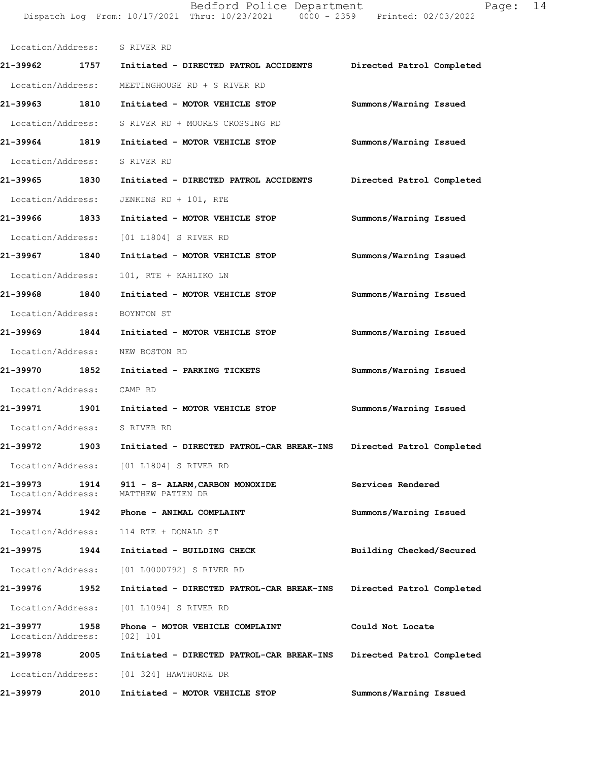Location/Address: S RIVER RD

**21-39962 1757 Initiated - DIRECTED PATROL ACCIDENTS Directed Patrol Completed**

Location/Address: MEETINGHOUSE RD + S RIVER RD

**21-39963 1810 Initiated - MOTOR VEHICLE STOP Summons/Warning Issued**

Location/Address: S RIVER RD + MOORES CROSSING RD

**21-39964 1819 Initiated - MOTOR VEHICLE STOP Summons/Warning Issued**

Location/Address: S RIVER RD

**21-39965 1830 Initiated - DIRECTED PATROL ACCIDENTS Directed Patrol Completed**

Location/Address: JENKINS RD + 101, RTE

**21-39966 1833 Initiated - MOTOR VEHICLE STOP Summons/Warning Issued**

Location/Address: [01 L1804] S RIVER RD

**21-39967 1840 Initiated - MOTOR VEHICLE STOP Summons/Warning Issued**

Location/Address: 101, RTE + KAHLIKO LN

**21-39968 1840 Initiated - MOTOR VEHICLE STOP Summons/Warning Issued**

Location/Address: BOYNTON ST

**21-39969 1844 Initiated - MOTOR VEHICLE STOP Summons/Warning Issued**

Location/Address: NEW BOSTON RD

**21-39970 1852 Initiated - PARKING TICKETS Summons/Warning Issued**

Location/Address: CAMP RD

**21-39971 1901 Initiated - MOTOR VEHICLE STOP Summons/Warning Issued**

Location/Address: S RIVER RD

**21-39972 1903 Initiated - DIRECTED PATROL-CAR BREAK-INS Directed Patrol Completed**

Location/Address: [01 L1804] S RIVER RD

**21-39973 1914 911 - S- ALARM,CARBON MONOXIDE Services Rendered**
Location/Address: MATTHEW PATTEN DR

**21-39974 1942 Phone - ANIMAL COMPLAINT Summons/Warning Issued**

Location/Address: 114 RTE + DONALD ST

**21-39975 1944 Initiated - BUILDING CHECK Building Checked/Secured**

Location/Address: [01 L0000792] S RIVER RD

**21-39976 1952 Initiated - DIRECTED PATROL-CAR BREAK-INS Directed Patrol Completed**

Location/Address: [01 L1094] S RIVER RD

**21-39977 1958 Phone - MOTOR VEHICLE COMPLAINT Could Not Locate**
Location/Address: [02] 101

**21-39978 2005 Initiated - DIRECTED PATROL-CAR BREAK-INS Directed Patrol Completed**

Location/Address: [01 324] HAWTHORNE DR

**21-39979 2010 Initiated - MOTOR VEHICLE STOP Summons/Warning Issued**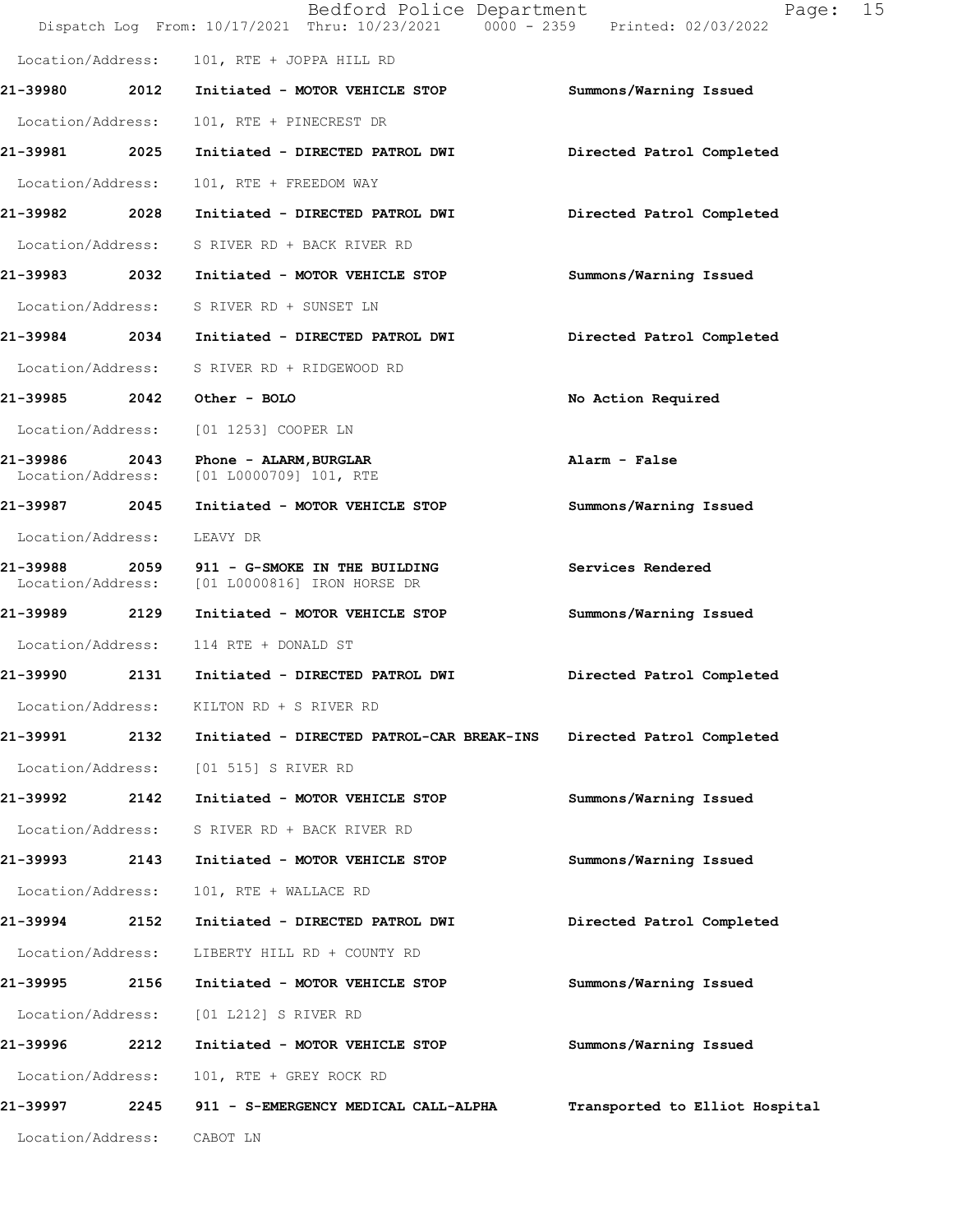Location/Address: 101, RTE + JOPPA HILL RD

**21-39980 2012 Initiated - MOTOR VEHICLE STOP** Summons/Warning Issued
Location/Address: 101, RTE + PINECREST DR

**21-39981 2025 Initiated - DIRECTED PATROL DWI** Directed Patrol Completed
Location/Address: 101, RTE + FREEDOM WAY

**21-39982 2028 Initiated - DIRECTED PATROL DWI** Directed Patrol Completed
Location/Address: S RIVER RD + BACK RIVER RD

**21-39983 2032 Initiated - MOTOR VEHICLE STOP** Summons/Warning Issued
Location/Address: S RIVER RD + SUNSET LN

**21-39984 2034 Initiated - DIRECTED PATROL DWI** Directed Patrol Completed
Location/Address: S RIVER RD + RIDGEWOOD RD

**21-39985 2042 Other - BOLO** No Action Required
Location/Address: [01 1253] COOPER LN

**21-39986 2043 Phone - ALARM,BURGLAR** Alarm - False
Location/Address: [01 L0000709] 101, RTE

**21-39987 2045 Initiated - MOTOR VEHICLE STOP** Summons/Warning Issued
Location/Address: LEAVY DR

**21-39988 2059 911 - G-SMOKE IN THE BUILDING** Services Rendered
Location/Address: [01 L0000816] IRON HORSE DR

**21-39989 2129 Initiated - MOTOR VEHICLE STOP** Summons/Warning Issued
Location/Address: 114 RTE + DONALD ST

**21-39990 2131 Initiated - DIRECTED PATROL DWI** Directed Patrol Completed
Location/Address: KILTON RD + S RIVER RD

**21-39991 2132 Initiated - DIRECTED PATROL-CAR BREAK-INS** Directed Patrol Completed
Location/Address: [01 515] S RIVER RD

**21-39992 2142 Initiated - MOTOR VEHICLE STOP** Summons/Warning Issued
Location/Address: S RIVER RD + BACK RIVER RD

**21-39993 2143 Initiated - MOTOR VEHICLE STOP** Summons/Warning Issued
Location/Address: 101, RTE + WALLACE RD

**21-39994 2152 Initiated - DIRECTED PATROL DWI** Directed Patrol Completed
Location/Address: LIBERTY HILL RD + COUNTY RD

**21-39995 2156 Initiated - MOTOR VEHICLE STOP** Summons/Warning Issued
Location/Address: [01 L212] S RIVER RD

**21-39996 2212 Initiated - MOTOR VEHICLE STOP** Summons/Warning Issued
Location/Address: 101, RTE + GREY ROCK RD

**21-39997 2245 911 - S-EMERGENCY MEDICAL CALL-ALPHA** Transported to Elliot Hospital
Location/Address: CABOT LN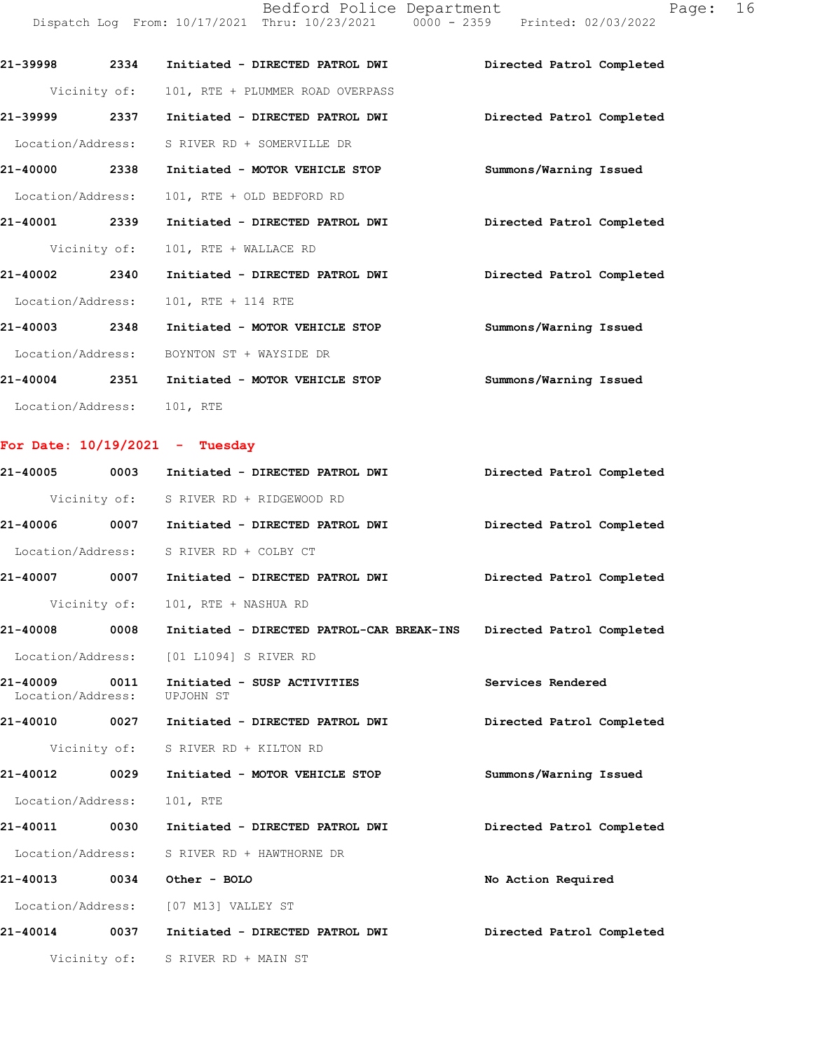21-39998 2334 Initiated - DIRECTED PATROL DWI Directed Patrol Completed

Vicinity of: 101, RTE + PLUMMER ROAD OVERPASS

21-39999 2337 Initiated - DIRECTED PATROL DWI Directed Patrol Completed

Location/Address: S RIVER RD + SOMERVILLE DR

21-40000 2338 Initiated - MOTOR VEHICLE STOP Summons/Warning Issued

Location/Address: 101, RTE + OLD BEDFORD RD

21-40001 2339 Initiated - DIRECTED PATROL DWI Directed Patrol Completed

Vicinity of: 101, RTE + WALLACE RD

21-40002 2340 Initiated - DIRECTED PATROL DWI Directed Patrol Completed

Location/Address: 101, RTE + 114 RTE

21-40003 2348 Initiated - MOTOR VEHICLE STOP Summons/Warning Issued

Location/Address: BOYNTON ST + WAYSIDE DR

21-40004 2351 Initiated - MOTOR VEHICLE STOP Summons/Warning Issued

Location/Address: 101, RTE

## For Date: 10/19/2021 - Tuesday

21-40005 0003 Initiated - DIRECTED PATROL DWI Directed Patrol Completed

Vicinity of: S RIVER RD + RIDGEWOOD RD

21-40006 0007 Initiated - DIRECTED PATROL DWI Directed Patrol Completed

Location/Address: S RIVER RD + COLBY CT

21-40007 0007 Initiated - DIRECTED PATROL DWI Directed Patrol Completed

Vicinity of: 101, RTE + NASHUA RD

21-40008 0008 Initiated - DIRECTED PATROL-CAR BREAK-INS Directed Patrol Completed

Location/Address: [01 L1094] S RIVER RD

21-40009 0011 Initiated - SUSP ACTIVITIES Services Rendered
Location/Address: UPJOHN ST

21-40010 0027 Initiated - DIRECTED PATROL DWI Directed Patrol Completed

Vicinity of: S RIVER RD + KILTON RD

21-40012 0029 Initiated - MOTOR VEHICLE STOP Summons/Warning Issued

Location/Address: 101, RTE

21-40011 0030 Initiated - DIRECTED PATROL DWI Directed Patrol Completed

Location/Address: S RIVER RD + HAWTHORNE DR

21-40013 0034 Other - BOLO No Action Required

Location/Address: [07 M13] VALLEY ST

21-40014 0037 Initiated - DIRECTED PATROL DWI Directed Patrol Completed

Vicinity of: S RIVER RD + MAIN ST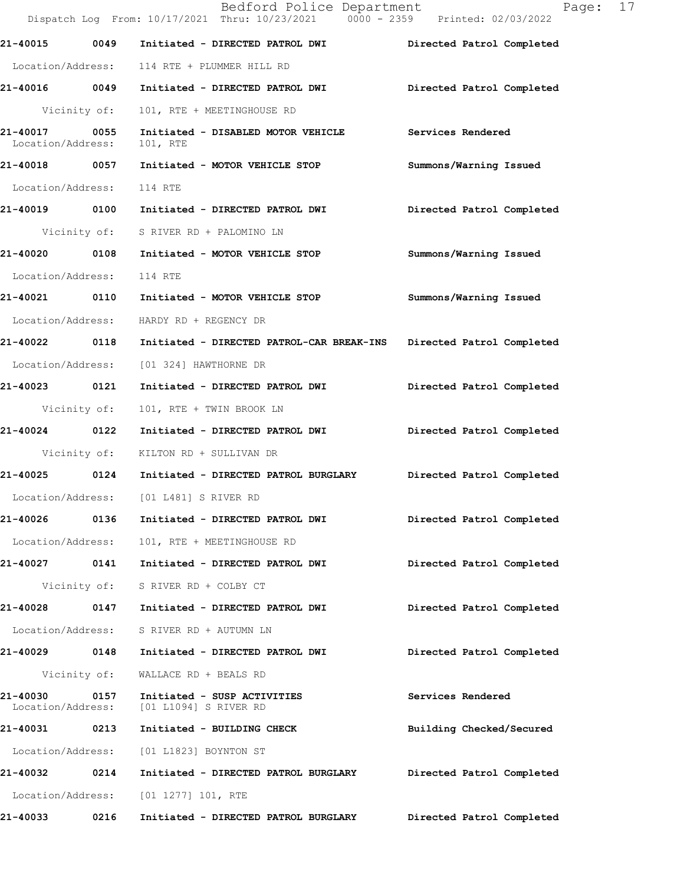**21-40015 0049 Initiated - DIRECTED PATROL DWI** Directed Patrol Completed

Location/Address: 114 RTE + PLUMMER HILL RD

**21-40016 0049 Initiated - DIRECTED PATROL DWI** Directed Patrol Completed

Vicinity of: 101, RTE + MEETINGHOUSE RD

**21-40017 0055 Initiated - DISABLED MOTOR VEHICLE** Services Rendered

Location/Address: 101, RTE

**21-40018 0057 Initiated - MOTOR VEHICLE STOP** Summons/Warning Issued

Location/Address: 114 RTE

**21-40019 0100 Initiated - DIRECTED PATROL DWI** Directed Patrol Completed

Vicinity of: S RIVER RD + PALOMINO LN

**21-40020 0108 Initiated - MOTOR VEHICLE STOP** Summons/Warning Issued

Location/Address: 114 RTE

**21-40021 0110 Initiated - MOTOR VEHICLE STOP** Summons/Warning Issued

Location/Address: HARDY RD + REGENCY DR

**21-40022 0118 Initiated - DIRECTED PATROL-CAR BREAK-INS** Directed Patrol Completed

Location/Address: [01 324] HAWTHORNE DR

**21-40023 0121 Initiated - DIRECTED PATROL DWI** Directed Patrol Completed

Vicinity of: 101, RTE + TWIN BROOK LN

**21-40024 0122 Initiated - DIRECTED PATROL DWI** Directed Patrol Completed

Vicinity of: KILTON RD + SULLIVAN DR

**21-40025 0124 Initiated - DIRECTED PATROL BURGLARY** Directed Patrol Completed

Location/Address: [01 L481] S RIVER RD

**21-40026 0136 Initiated - DIRECTED PATROL DWI** Directed Patrol Completed

Location/Address: 101, RTE + MEETINGHOUSE RD

**21-40027 0141 Initiated - DIRECTED PATROL DWI** Directed Patrol Completed

Vicinity of: S RIVER RD + COLBY CT

**21-40028 0147 Initiated - DIRECTED PATROL DWI** Directed Patrol Completed

Location/Address: S RIVER RD + AUTUMN LN

**21-40029 0148 Initiated - DIRECTED PATROL DWI** Directed Patrol Completed

Vicinity of: WALLACE RD + BEALS RD

**21-40030 0157 Initiated - SUSP ACTIVITIES** Services Rendered

Location/Address: [01 L1094] S RIVER RD

**21-40031 0213 Initiated - BUILDING CHECK** Building Checked/Secured

Location/Address: [01 L1823] BOYNTON ST

**21-40032 0214 Initiated - DIRECTED PATROL BURGLARY** Directed Patrol Completed

Location/Address: [01 1277] 101, RTE

**21-40033 0216 Initiated - DIRECTED PATROL BURGLARY** Directed Patrol Completed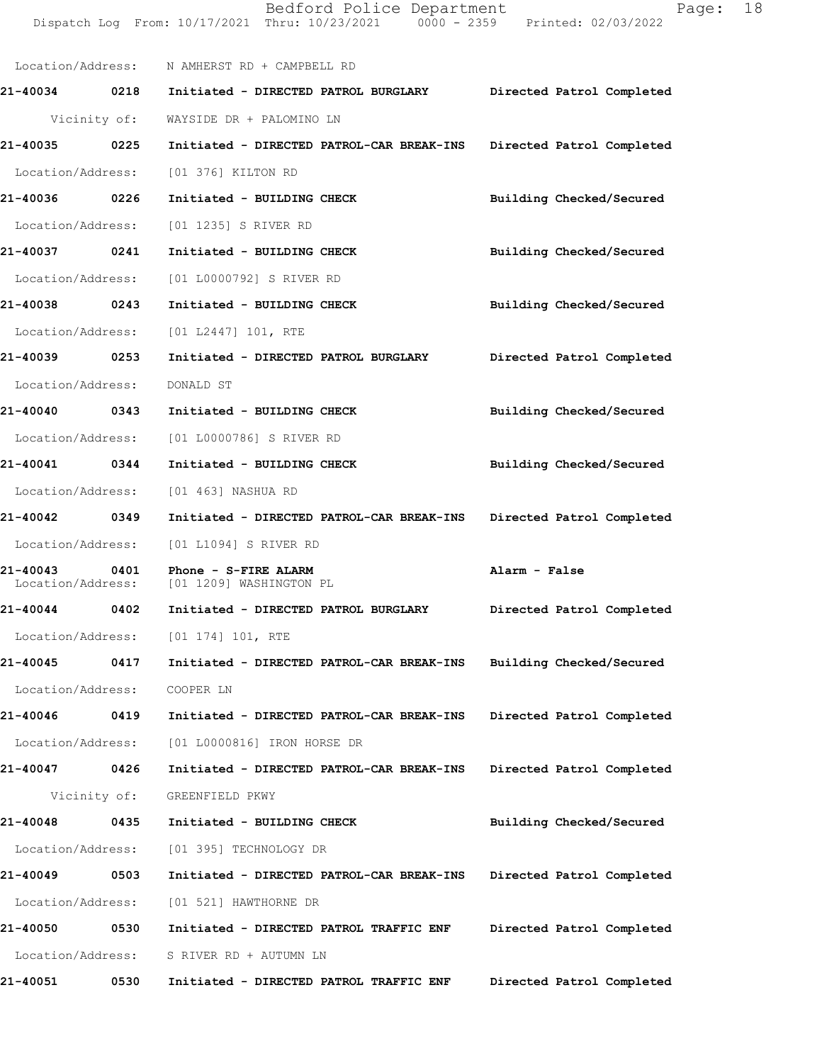Location/Address: N AMHERST RD + CAMPBELL RD

**21-40034 0218 Initiated - DIRECTED PATROL BURGLARY Directed Patrol Completed**

Vicinity of: WAYSIDE DR + PALOMINO LN

**21-40035 0225 Initiated - DIRECTED PATROL-CAR BREAK-INS Directed Patrol Completed**

Location/Address: [01 376] KILTON RD

**21-40036 0226 Initiated - BUILDING CHECK Building Checked/Secured**

Location/Address: [01 1235] S RIVER RD

**21-40037 0241 Initiated - BUILDING CHECK Building Checked/Secured**

Location/Address: [01 L0000792] S RIVER RD

**21-40038 0243 Initiated - BUILDING CHECK Building Checked/Secured**

Location/Address: [01 L2447] 101, RTE

**21-40039 0253 Initiated - DIRECTED PATROL BURGLARY Directed Patrol Completed**

Location/Address: DONALD ST

**21-40040 0343 Initiated - BUILDING CHECK Building Checked/Secured**

Location/Address: [01 L0000786] S RIVER RD

**21-40041 0344 Initiated - BUILDING CHECK Building Checked/Secured**

Location/Address: [01 463] NASHUA RD

**21-40042 0349 Initiated - DIRECTED PATROL-CAR BREAK-INS Directed Patrol Completed**

Location/Address: [01 L1094] S RIVER RD

**21-40043 0401 Phone - S-FIRE ALARM Alarm - False**

Location/Address: [01 1209] WASHINGTON PL

**21-40044 0402 Initiated - DIRECTED PATROL BURGLARY Directed Patrol Completed**

Location/Address: [01 174] 101, RTE

**21-40045 0417 Initiated - DIRECTED PATROL-CAR BREAK-INS Building Checked/Secured**

Location/Address: COOPER LN

**21-40046 0419 Initiated - DIRECTED PATROL-CAR BREAK-INS Directed Patrol Completed**

Location/Address: [01 L0000816] IRON HORSE DR

**21-40047 0426 Initiated - DIRECTED PATROL-CAR BREAK-INS Directed Patrol Completed**

Vicinity of: GREENFIELD PKWY

**21-40048 0435 Initiated - BUILDING CHECK Building Checked/Secured**

Location/Address: [01 395] TECHNOLOGY DR

**21-40049 0503 Initiated - DIRECTED PATROL-CAR BREAK-INS Directed Patrol Completed**

Location/Address: [01 521] HAWTHORNE DR

**21-40050 0530 Initiated - DIRECTED PATROL TRAFFIC ENF Directed Patrol Completed**

Location/Address: S RIVER RD + AUTUMN LN

**21-40051 0530 Initiated - DIRECTED PATROL TRAFFIC ENF Directed Patrol Completed**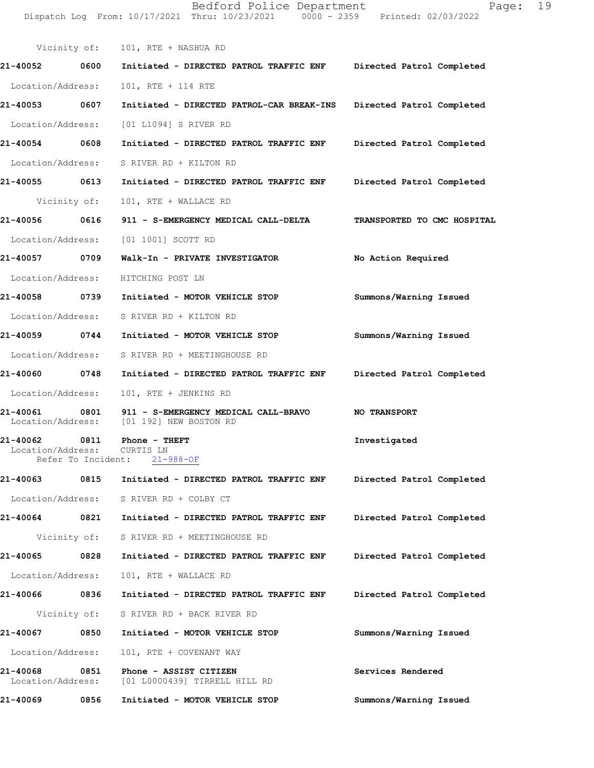Vicinity of: 101, RTE + NASHUA RD

**21-40052 0600 Initiated - DIRECTED PATROL TRAFFIC ENF** Directed Patrol Completed

Location/Address: 101, RTE + 114 RTE

**21-40053 0607 Initiated - DIRECTED PATROL-CAR BREAK-INS** Directed Patrol Completed

Location/Address: [01 L1094] S RIVER RD

**21-40054 0608 Initiated - DIRECTED PATROL TRAFFIC ENF** Directed Patrol Completed

Location/Address: S RIVER RD + KILTON RD

**21-40055 0613 Initiated - DIRECTED PATROL TRAFFIC ENF** Directed Patrol Completed

Vicinity of: 101, RTE + WALLACE RD

**21-40056 0616 911 - S-EMERGENCY MEDICAL CALL-DELTA** TRANSPORTED TO CMC HOSPITAL

Location/Address: [01 1001] SCOTT RD

**21-40057 0709 Walk-In - PRIVATE INVESTIGATOR** No Action Required

Location/Address: HITCHING POST LN

**21-40058 0739 Initiated - MOTOR VEHICLE STOP** Summons/Warning Issued

Location/Address: S RIVER RD + KILTON RD

**21-40059 0744 Initiated - MOTOR VEHICLE STOP** Summons/Warning Issued

Location/Address: S RIVER RD + MEETINGHOUSE RD

**21-40060 0748 Initiated - DIRECTED PATROL TRAFFIC ENF** Directed Patrol Completed

Location/Address: 101, RTE + JENKINS RD

**21-40061 0801 911 - S-EMERGENCY MEDICAL CALL-BRAVO** NO TRANSPORT
Location/Address: [01 192] NEW BOSTON RD

**21-40062 0811 Phone - THEFT** Investigated
Location/Address: CURTIS LN
Refer To Incident: 21-988-OF

**21-40063 0815 Initiated - DIRECTED PATROL TRAFFIC ENF** Directed Patrol Completed

Location/Address: S RIVER RD + COLBY CT

**21-40064 0821 Initiated - DIRECTED PATROL TRAFFIC ENF** Directed Patrol Completed

Vicinity of: S RIVER RD + MEETINGHOUSE RD

**21-40065 0828 Initiated - DIRECTED PATROL TRAFFIC ENF** Directed Patrol Completed

Location/Address: 101, RTE + WALLACE RD

**21-40066 0836 Initiated - DIRECTED PATROL TRAFFIC ENF** Directed Patrol Completed

Vicinity of: S RIVER RD + BACK RIVER RD

**21-40067 0850 Initiated - MOTOR VEHICLE STOP** Summons/Warning Issued

Location/Address: 101, RTE + COVENANT WAY

**21-40068 0851 Phone - ASSIST CITIZEN** Services Rendered
Location/Address: [01 L0000439] TIRRELL HILL RD

**21-40069 0856 Initiated - MOTOR VEHICLE STOP** Summons/Warning Issued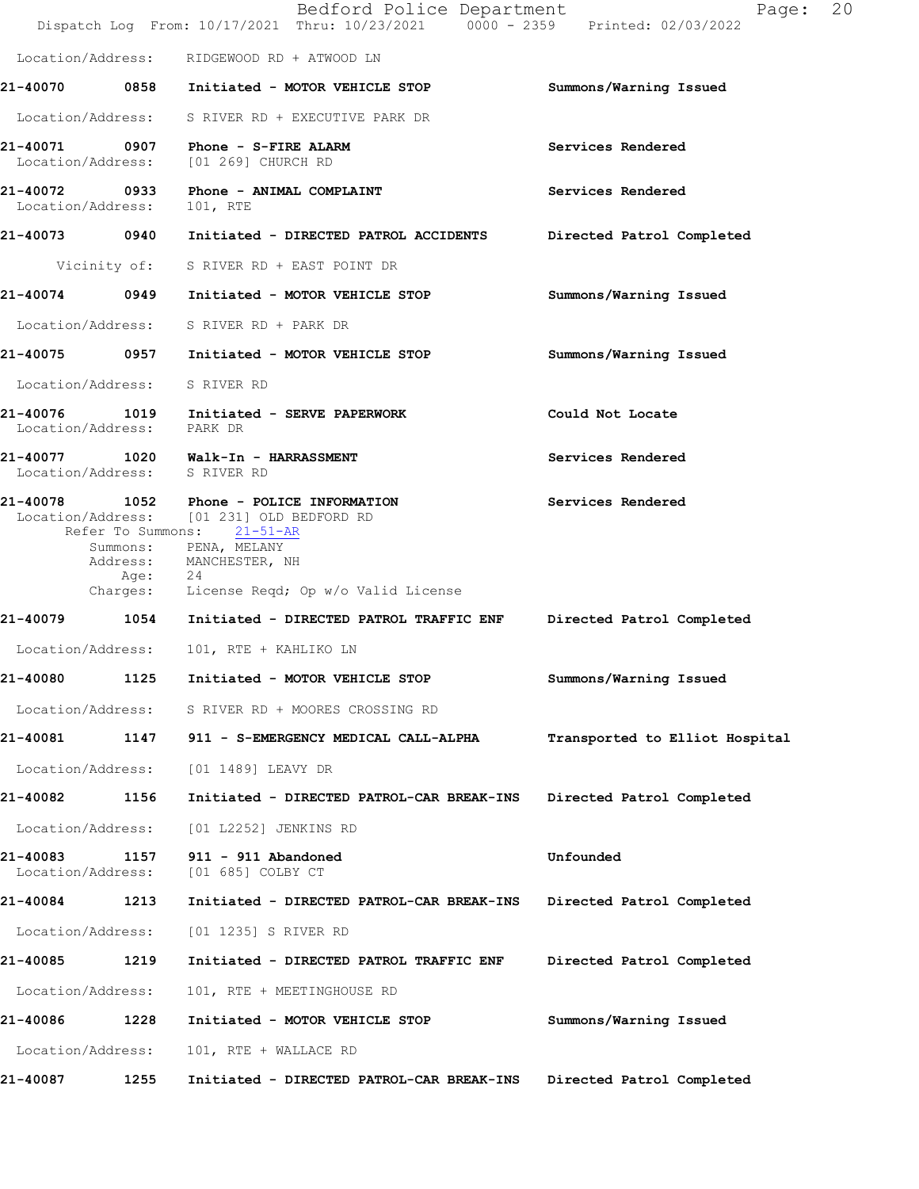Location/Address: RIDGEWOOD RD + ATWOOD LN

**21-40070** 0858 **Initiated - MOTOR VEHICLE STOP** **Summons/Warning Issued**

Location/Address: S RIVER RD + EXECUTIVE PARK DR

**21-40071** 0907 **Phone - S-FIRE ALARM** **Services Rendered**
Location/Address: [01 269] CHURCH RD

**21-40072** 0933 **Phone - ANIMAL COMPLAINT** **Services Rendered**
Location/Address: 101, RTE

**21-40073** 0940 **Initiated - DIRECTED PATROL ACCIDENTS** **Directed Patrol Completed**

Vicinity of: S RIVER RD + EAST POINT DR

**21-40074** 0949 **Initiated - MOTOR VEHICLE STOP** **Summons/Warning Issued**

Location/Address: S RIVER RD + PARK DR

**21-40075** 0957 **Initiated - MOTOR VEHICLE STOP** **Summons/Warning Issued**

Location/Address: S RIVER RD

**21-40076** 1019 **Initiated - SERVE PAPERWORK** **Could Not Locate**
Location/Address: PARK DR

**21-40077** 1020 **Walk-In - HARRASSMENT** **Services Rendered**
Location/Address: S RIVER RD

**21-40078** 1052 **Phone - POLICE INFORMATION** **Services Rendered**
Location/Address: [01 231] OLD BEDFORD RD
Refer To Summons: 21-51-AR
Summons: PENA, MELANY
Address: MANCHESTER, NH
Age: 24
Charges: License Reqd; Op w/o Valid License

**21-40079** 1054 **Initiated - DIRECTED PATROL TRAFFIC ENF** **Directed Patrol Completed**

Location/Address: 101, RTE + KAHLIKO LN

**21-40080** 1125 **Initiated - MOTOR VEHICLE STOP** **Summons/Warning Issued**

Location/Address: S RIVER RD + MOORES CROSSING RD

**21-40081** 1147 **911 - S-EMERGENCY MEDICAL CALL-ALPHA** **Transported to Elliot Hospital**

Location/Address: [01 1489] LEAVY DR

**21-40082** 1156 **Initiated - DIRECTED PATROL-CAR BREAK-INS** **Directed Patrol Completed**

Location/Address: [01 L2252] JENKINS RD

**21-40083** 1157 **911 - 911 Abandoned** **Unfounded**
Location/Address: [01 685] COLBY CT

**21-40084** 1213 **Initiated - DIRECTED PATROL-CAR BREAK-INS** **Directed Patrol Completed**

Location/Address: [01 1235] S RIVER RD

**21-40085** 1219 **Initiated - DIRECTED PATROL TRAFFIC ENF** **Directed Patrol Completed**

Location/Address: 101, RTE + MEETINGHOUSE RD

**21-40086** 1228 **Initiated - MOTOR VEHICLE STOP** **Summons/Warning Issued**

Location/Address: 101, RTE + WALLACE RD

**21-40087** 1255 **Initiated - DIRECTED PATROL-CAR BREAK-INS** **Directed Patrol Completed**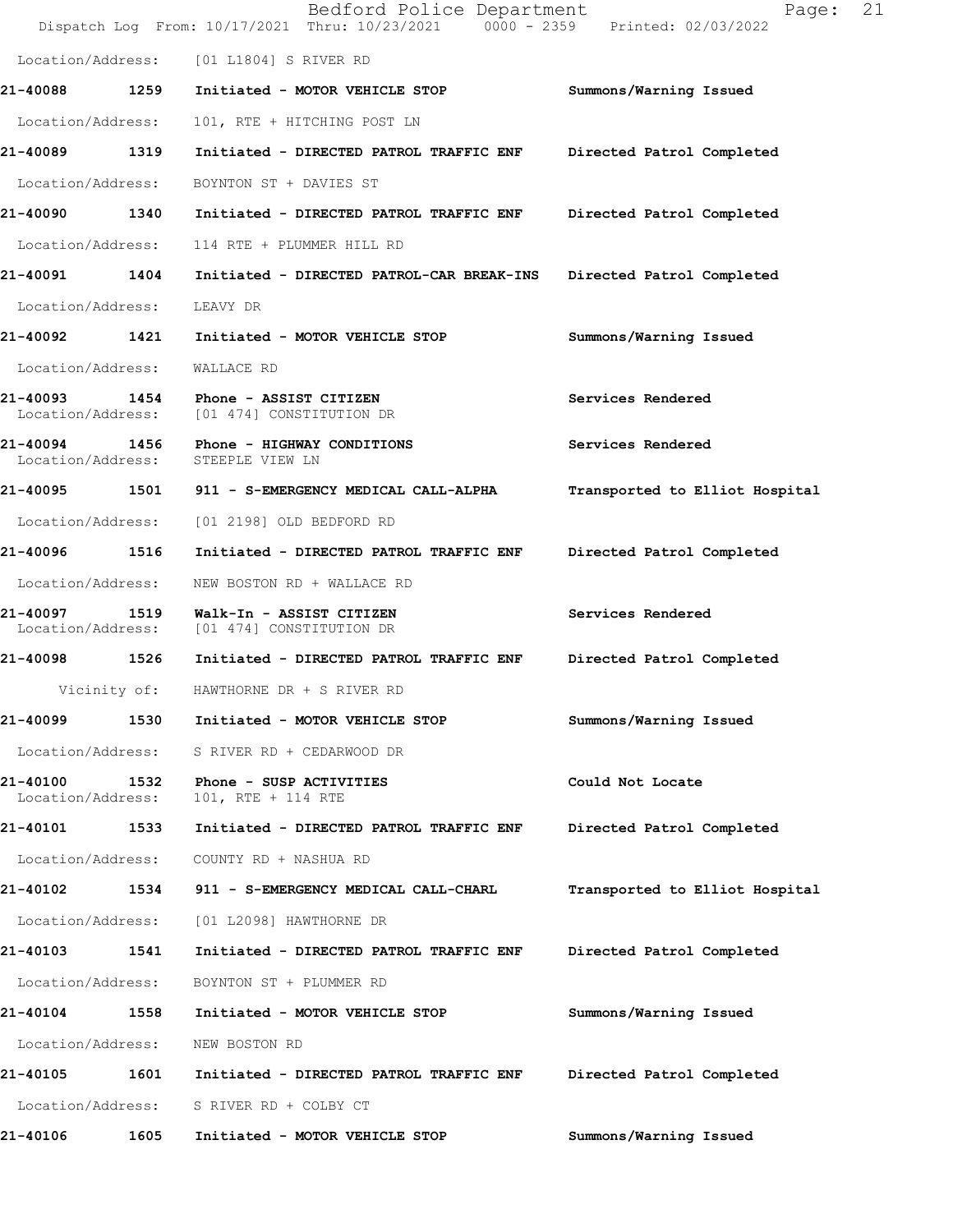Location/Address: [01 L1804] S RIVER RD

**21-40088 1259 Initiated - MOTOR VEHICLE STOP — Summons/Warning Issued**

Location/Address: 101, RTE + HITCHING POST LN

**21-40089 1319 Initiated - DIRECTED PATROL TRAFFIC ENF — Directed Patrol Completed**

Location/Address: BOYNTON ST + DAVIES ST

**21-40090 1340 Initiated - DIRECTED PATROL TRAFFIC ENF — Directed Patrol Completed**

Location/Address: 114 RTE + PLUMMER HILL RD

**21-40091 1404 Initiated - DIRECTED PATROL-CAR BREAK-INS — Directed Patrol Completed**

Location/Address: LEAVY DR

**21-40092 1421 Initiated - MOTOR VEHICLE STOP — Summons/Warning Issued**

Location/Address: WALLACE RD

**21-40093 1454 Phone - ASSIST CITIZEN — Services Rendered**
Location/Address: [01 474] CONSTITUTION DR

**21-40094 1456 Phone - HIGHWAY CONDITIONS — Services Rendered**
Location/Address: STEEPLE VIEW LN

**21-40095 1501 911 - S-EMERGENCY MEDICAL CALL-ALPHA — Transported to Elliot Hospital**

Location/Address: [01 2198] OLD BEDFORD RD

**21-40096 1516 Initiated - DIRECTED PATROL TRAFFIC ENF — Directed Patrol Completed**

Location/Address: NEW BOSTON RD + WALLACE RD

**21-40097 1519 Walk-In - ASSIST CITIZEN — Services Rendered**
Location/Address: [01 474] CONSTITUTION DR

**21-40098 1526 Initiated - DIRECTED PATROL TRAFFIC ENF — Directed Patrol Completed**

Vicinity of: HAWTHORNE DR + S RIVER RD

**21-40099 1530 Initiated - MOTOR VEHICLE STOP — Summons/Warning Issued**

Location/Address: S RIVER RD + CEDARWOOD DR

**21-40100 1532 Phone - SUSP ACTIVITIES — Could Not Locate**
Location/Address: 101, RTE + 114 RTE

**21-40101 1533 Initiated - DIRECTED PATROL TRAFFIC ENF — Directed Patrol Completed**

Location/Address: COUNTY RD + NASHUA RD

**21-40102 1534 911 - S-EMERGENCY MEDICAL CALL-CHARL — Transported to Elliot Hospital**

Location/Address: [01 L2098] HAWTHORNE DR

**21-40103 1541 Initiated - DIRECTED PATROL TRAFFIC ENF — Directed Patrol Completed**

Location/Address: BOYNTON ST + PLUMMER RD

**21-40104 1558 Initiated - MOTOR VEHICLE STOP — Summons/Warning Issued**

Location/Address: NEW BOSTON RD

**21-40105 1601 Initiated - DIRECTED PATROL TRAFFIC ENF — Directed Patrol Completed**

Location/Address: S RIVER RD + COLBY CT

**21-40106 1605 Initiated - MOTOR VEHICLE STOP — Summons/Warning Issued**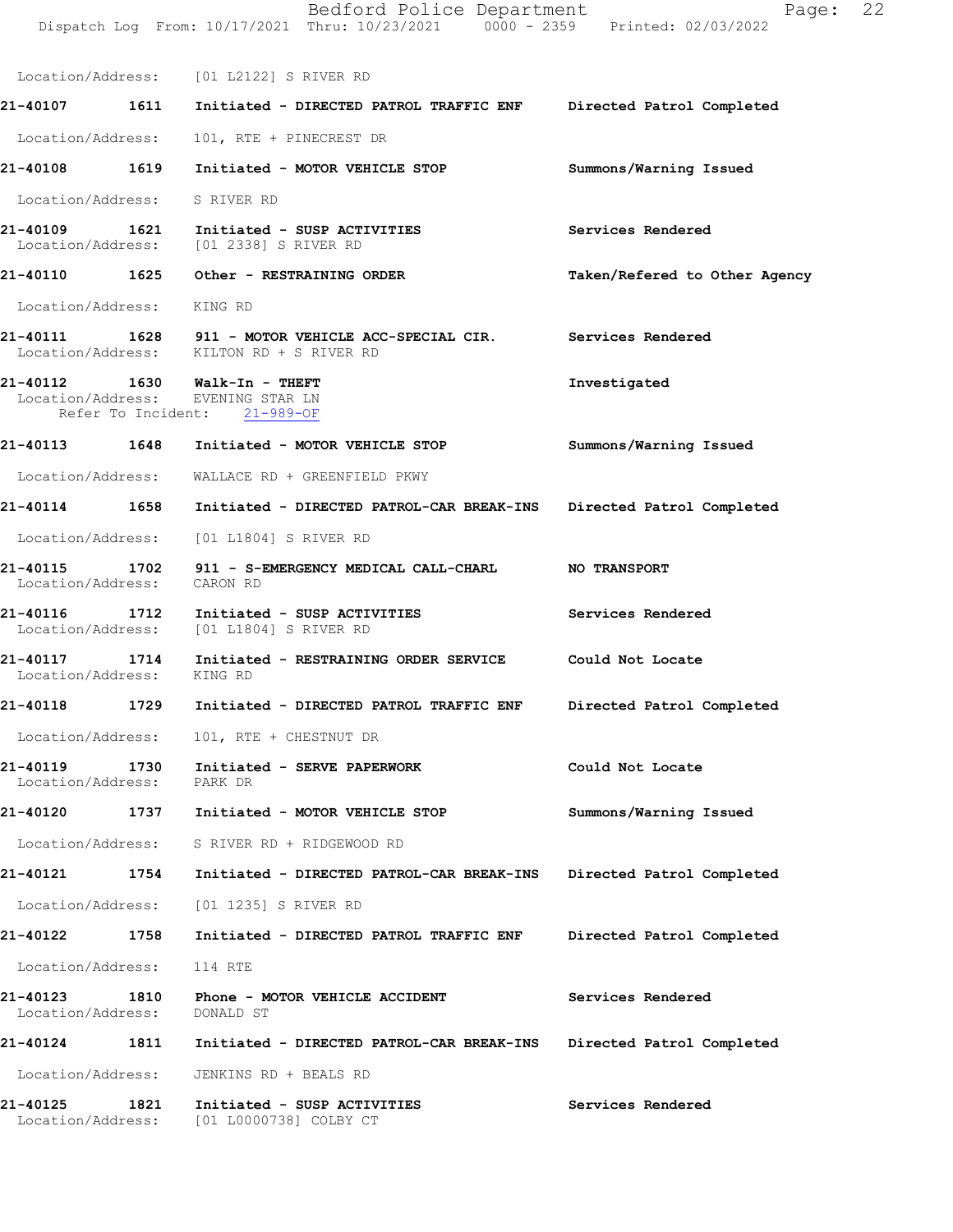Location/Address: [01 L2122] S RIVER RD

**21-40107** 1611 Initiated - DIRECTED PATROL TRAFFIC ENF — Directed Patrol Completed

Location/Address: 101, RTE + PINECREST DR

**21-40108** 1619 Initiated - MOTOR VEHICLE STOP — Summons/Warning Issued

Location/Address: S RIVER RD

**21-40109** 1621 Initiated - SUSP ACTIVITIES — Services Rendered
Location/Address: [01 2338] S RIVER RD

**21-40110** 1625 Other - RESTRAINING ORDER — Taken/Refered to Other Agency

Location/Address: KING RD

**21-40111** 1628 911 - MOTOR VEHICLE ACC-SPECIAL CIR. — Services Rendered
Location/Address: KILTON RD + S RIVER RD

**21-40112** 1630 Walk-In - THEFT — Investigated
Location/Address: EVENING STAR LN
Refer To Incident: 21-989-OF

**21-40113** 1648 Initiated - MOTOR VEHICLE STOP — Summons/Warning Issued

Location/Address: WALLACE RD + GREENFIELD PKWY

**21-40114** 1658 Initiated - DIRECTED PATROL-CAR BREAK-INS — Directed Patrol Completed

Location/Address: [01 L1804] S RIVER RD

**21-40115** 1702 911 - S-EMERGENCY MEDICAL CALL-CHARL — NO TRANSPORT
Location/Address: CARON RD

**21-40116** 1712 Initiated - SUSP ACTIVITIES — Services Rendered
Location/Address: [01 L1804] S RIVER RD

**21-40117** 1714 Initiated - RESTRAINING ORDER SERVICE — Could Not Locate
Location/Address: KING RD

**21-40118** 1729 Initiated - DIRECTED PATROL TRAFFIC ENF — Directed Patrol Completed

Location/Address: 101, RTE + CHESTNUT DR

**21-40119** 1730 Initiated - SERVE PAPERWORK — Could Not Locate
Location/Address: PARK DR

**21-40120** 1737 Initiated - MOTOR VEHICLE STOP — Summons/Warning Issued

Location/Address: S RIVER RD + RIDGEWOOD RD

**21-40121** 1754 Initiated - DIRECTED PATROL-CAR BREAK-INS — Directed Patrol Completed

Location/Address: [01 1235] S RIVER RD

**21-40122** 1758 Initiated - DIRECTED PATROL TRAFFIC ENF — Directed Patrol Completed

Location/Address: 114 RTE

**21-40123** 1810 Phone - MOTOR VEHICLE ACCIDENT — Services Rendered
Location/Address: DONALD ST

**21-40124** 1811 Initiated - DIRECTED PATROL-CAR BREAK-INS — Directed Patrol Completed

Location/Address: JENKINS RD + BEALS RD

**21-40125** 1821 Initiated - SUSP ACTIVITIES — Services Rendered
Location/Address: [01 L0000738] COLBY CT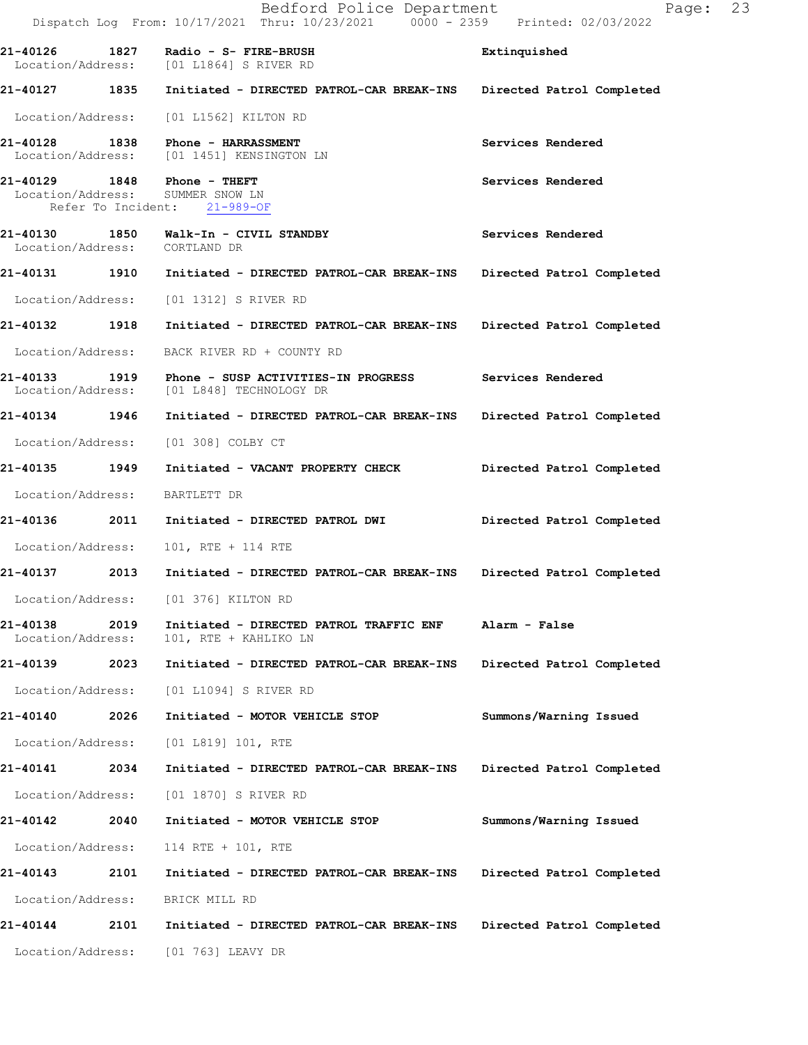21-40126 1827 Radio - S- FIRE-BRUSH Extinquished
Location/Address: [01 L1864] S RIVER RD

21-40127 1835 Initiated - DIRECTED PATROL-CAR BREAK-INS Directed Patrol Completed
Location/Address: [01 L1562] KILTON RD

21-40128 1838 Phone - HARRASSMENT Services Rendered
Location/Address: [01 1451] KENSINGTON LN

21-40129 1848 Phone - THEFT Services Rendered
Location/Address: SUMMER SNOW LN
Refer To Incident: 21-989-OF

21-40130 1850 Walk-In - CIVIL STANDBY Services Rendered
Location/Address: CORTLAND DR

21-40131 1910 Initiated - DIRECTED PATROL-CAR BREAK-INS Directed Patrol Completed
Location/Address: [01 1312] S RIVER RD

21-40132 1918 Initiated - DIRECTED PATROL-CAR BREAK-INS Directed Patrol Completed
Location/Address: BACK RIVER RD + COUNTY RD

21-40133 1919 Phone - SUSP ACTIVITIES-IN PROGRESS Services Rendered
Location/Address: [01 L848] TECHNOLOGY DR

21-40134 1946 Initiated - DIRECTED PATROL-CAR BREAK-INS Directed Patrol Completed
Location/Address: [01 308] COLBY CT

21-40135 1949 Initiated - VACANT PROPERTY CHECK Directed Patrol Completed
Location/Address: BARTLETT DR

21-40136 2011 Initiated - DIRECTED PATROL DWI Directed Patrol Completed
Location/Address: 101, RTE + 114 RTE

21-40137 2013 Initiated - DIRECTED PATROL-CAR BREAK-INS Directed Patrol Completed
Location/Address: [01 376] KILTON RD

21-40138 2019 Initiated - DIRECTED PATROL TRAFFIC ENF Alarm - False
Location/Address: 101, RTE + KAHLIKO LN

21-40139 2023 Initiated - DIRECTED PATROL-CAR BREAK-INS Directed Patrol Completed
Location/Address: [01 L1094] S RIVER RD

21-40140 2026 Initiated - MOTOR VEHICLE STOP Summons/Warning Issued
Location/Address: [01 L819] 101, RTE

21-40141 2034 Initiated - DIRECTED PATROL-CAR BREAK-INS Directed Patrol Completed
Location/Address: [01 1870] S RIVER RD

21-40142 2040 Initiated - MOTOR VEHICLE STOP Summons/Warning Issued
Location/Address: 114 RTE + 101, RTE

21-40143 2101 Initiated - DIRECTED PATROL-CAR BREAK-INS Directed Patrol Completed
Location/Address: BRICK MILL RD

21-40144 2101 Initiated - DIRECTED PATROL-CAR BREAK-INS Directed Patrol Completed
Location/Address: [01 763] LEAVY DR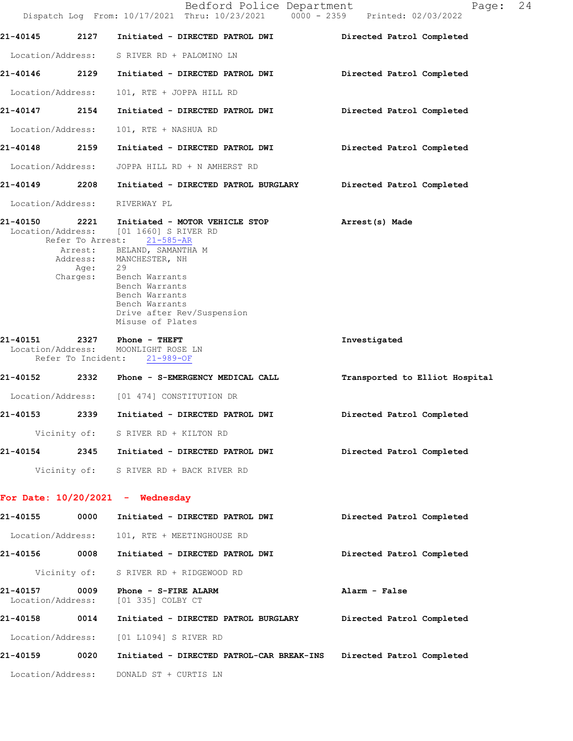21-40145 2127 Initiated - DIRECTED PATROL DWI Directed Patrol Completed

Location/Address: S RIVER RD + PALOMINO LN

21-40146 2129 Initiated - DIRECTED PATROL DWI Directed Patrol Completed

Location/Address: 101, RTE + JOPPA HILL RD

21-40147 2154 Initiated - DIRECTED PATROL DWI Directed Patrol Completed

Location/Address: 101, RTE + NASHUA RD

21-40148 2159 Initiated - DIRECTED PATROL DWI Directed Patrol Completed

Location/Address: JOPPA HILL RD + N AMHERST RD

21-40149 2208 Initiated - DIRECTED PATROL BURGLARY Directed Patrol Completed

Location/Address: RIVERWAY PL

21-40150 2221 Initiated - MOTOR VEHICLE STOP Arrest(s) Made
Location/Address: [01 1660] S RIVER RD
Refer To Arrest: 21-585-AR
Arrest: BELAND, SAMANTHA M
Address: MANCHESTER, NH
Age: 29
Charges: Bench Warrants
Bench Warrants
Bench Warrants
Bench Warrants
Drive after Rev/Suspension
Misuse of Plates

21-40151 2327 Phone - THEFT Investigated
Location/Address: MOONLIGHT ROSE LN
Refer To Incident: 21-989-OF

21-40152 2332 Phone - S-EMERGENCY MEDICAL CALL Transported to Elliot Hospital

Location/Address: [01 474] CONSTITUTION DR

21-40153 2339 Initiated - DIRECTED PATROL DWI Directed Patrol Completed

Vicinity of: S RIVER RD + KILTON RD

21-40154 2345 Initiated - DIRECTED PATROL DWI Directed Patrol Completed

Vicinity of: S RIVER RD + BACK RIVER RD

**For Date: 10/20/2021 - Wednesday**

21-40155 0000 Initiated - DIRECTED PATROL DWI Directed Patrol Completed

Location/Address: 101, RTE + MEETINGHOUSE RD

21-40156 0008 Initiated - DIRECTED PATROL DWI Directed Patrol Completed

Vicinity of: S RIVER RD + RIDGEWOOD RD

21-40157 0009 Phone - S-FIRE ALARM Alarm - False
Location/Address: [01 335] COLBY CT

21-40158 0014 Initiated - DIRECTED PATROL BURGLARY Directed Patrol Completed

Location/Address: [01 L1094] S RIVER RD

21-40159 0020 Initiated - DIRECTED PATROL-CAR BREAK-INS Directed Patrol Completed

Location/Address: DONALD ST + CURTIS LN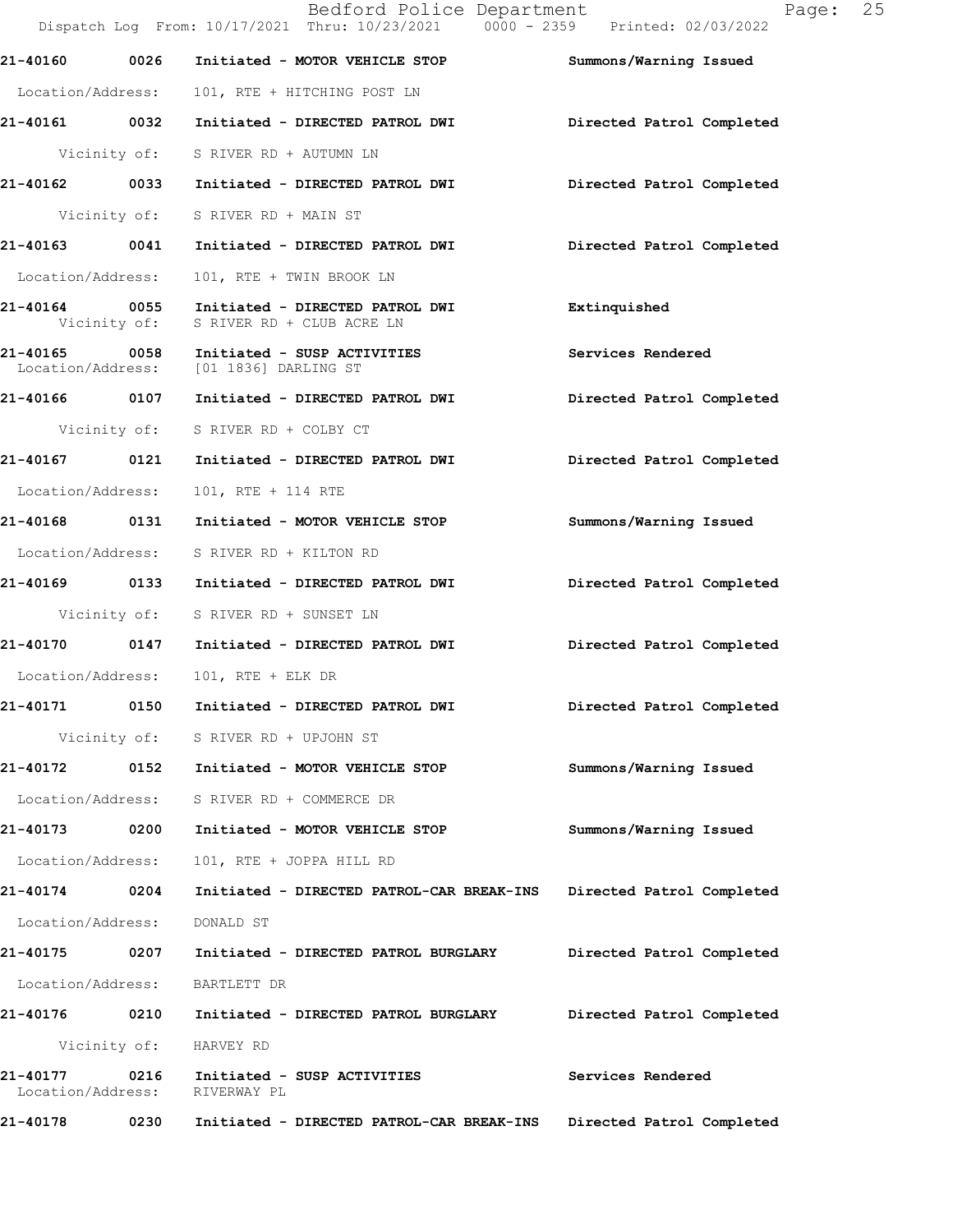**21-40160 0026 Initiated - MOTOR VEHICLE STOP** **Summons/Warning Issued**

Location/Address: 101, RTE + HITCHING POST LN

**21-40161 0032 Initiated - DIRECTED PATROL DWI** **Directed Patrol Completed**

Vicinity of: S RIVER RD + AUTUMN LN

**21-40162 0033 Initiated - DIRECTED PATROL DWI** **Directed Patrol Completed**

Vicinity of: S RIVER RD + MAIN ST

**21-40163 0041 Initiated - DIRECTED PATROL DWI** **Directed Patrol Completed**

Location/Address: 101, RTE + TWIN BROOK LN

**21-40164 0055 Initiated - DIRECTED PATROL DWI** **Extinquished**

Vicinity of: S RIVER RD + CLUB ACRE LN

**21-40165 0058 Initiated - SUSP ACTIVITIES** **Services Rendered**

Location/Address: [01 1836] DARLING ST

**21-40166 0107 Initiated - DIRECTED PATROL DWI** **Directed Patrol Completed**

Vicinity of: S RIVER RD + COLBY CT

**21-40167 0121 Initiated - DIRECTED PATROL DWI** **Directed Patrol Completed**

Location/Address: 101, RTE + 114 RTE

**21-40168 0131 Initiated - MOTOR VEHICLE STOP** **Summons/Warning Issued**

Location/Address: S RIVER RD + KILTON RD

**21-40169 0133 Initiated - DIRECTED PATROL DWI** **Directed Patrol Completed**

Vicinity of: S RIVER RD + SUNSET LN

**21-40170 0147 Initiated - DIRECTED PATROL DWI** **Directed Patrol Completed**

Location/Address: 101, RTE + ELK DR

**21-40171 0150 Initiated - DIRECTED PATROL DWI** **Directed Patrol Completed**

Vicinity of: S RIVER RD + UPJOHN ST

**21-40172 0152 Initiated - MOTOR VEHICLE STOP** **Summons/Warning Issued**

Location/Address: S RIVER RD + COMMERCE DR

**21-40173 0200 Initiated - MOTOR VEHICLE STOP** **Summons/Warning Issued**

Location/Address: 101, RTE + JOPPA HILL RD

**21-40174 0204 Initiated - DIRECTED PATROL-CAR BREAK-INS** **Directed Patrol Completed**

Location/Address: DONALD ST

**21-40175 0207 Initiated - DIRECTED PATROL BURGLARY** **Directed Patrol Completed**

Location/Address: BARTLETT DR

**21-40176 0210 Initiated - DIRECTED PATROL BURGLARY** **Directed Patrol Completed**

Vicinity of: HARVEY RD

**21-40177 0216 Initiated - SUSP ACTIVITIES** **Services Rendered**

Location/Address: RIVERWAY PL

**21-40178 0230 Initiated - DIRECTED PATROL-CAR BREAK-INS** **Directed Patrol Completed**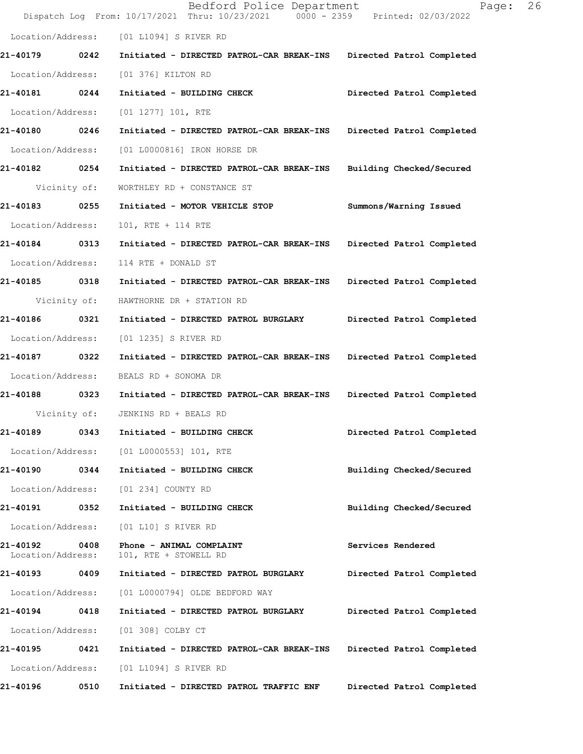Location/Address: [01 L1094] S RIVER RD

**21-40179 0242 Initiated - DIRECTED PATROL-CAR BREAK-INS Directed Patrol Completed**

Location/Address: [01 376] KILTON RD

**21-40181 0244 Initiated - BUILDING CHECK Directed Patrol Completed**

Location/Address: [01 1277] 101, RTE

**21-40180 0246 Initiated - DIRECTED PATROL-CAR BREAK-INS Directed Patrol Completed**

Location/Address: [01 L0000816] IRON HORSE DR

**21-40182 0254 Initiated - DIRECTED PATROL-CAR BREAK-INS Building Checked/Secured**

Vicinity of: WORTHLEY RD + CONSTANCE ST

**21-40183 0255 Initiated - MOTOR VEHICLE STOP Summons/Warning Issued**

Location/Address: 101, RTE + 114 RTE

**21-40184 0313 Initiated - DIRECTED PATROL-CAR BREAK-INS Directed Patrol Completed**

Location/Address: 114 RTE + DONALD ST

**21-40185 0318 Initiated - DIRECTED PATROL-CAR BREAK-INS Directed Patrol Completed**

Vicinity of: HAWTHORNE DR + STATION RD

**21-40186 0321 Initiated - DIRECTED PATROL BURGLARY Directed Patrol Completed**

Location/Address: [01 1235] S RIVER RD

**21-40187 0322 Initiated - DIRECTED PATROL-CAR BREAK-INS Directed Patrol Completed**

Location/Address: BEALS RD + SONOMA DR

**21-40188 0323 Initiated - DIRECTED PATROL-CAR BREAK-INS Directed Patrol Completed**

Vicinity of: JENKINS RD + BEALS RD

**21-40189 0343 Initiated - BUILDING CHECK Directed Patrol Completed**

Location/Address: [01 L0000553] 101, RTE

**21-40190 0344 Initiated - BUILDING CHECK Building Checked/Secured**

Location/Address: [01 234] COUNTY RD

**21-40191 0352 Initiated - BUILDING CHECK Building Checked/Secured**

Location/Address: [01 L10] S RIVER RD

**21-40192 0408 Phone - ANIMAL COMPLAINT Services Rendered**

Location/Address: 101, RTE + STOWELL RD

**21-40193 0409 Initiated - DIRECTED PATROL BURGLARY Directed Patrol Completed**

Location/Address: [01 L0000794] OLDE BEDFORD WAY

**21-40194 0418 Initiated - DIRECTED PATROL BURGLARY Directed Patrol Completed**

Location/Address: [01 308] COLBY CT

**21-40195 0421 Initiated - DIRECTED PATROL-CAR BREAK-INS Directed Patrol Completed**

Location/Address: [01 L1094] S RIVER RD

**21-40196 0510 Initiated - DIRECTED PATROL TRAFFIC ENF Directed Patrol Completed**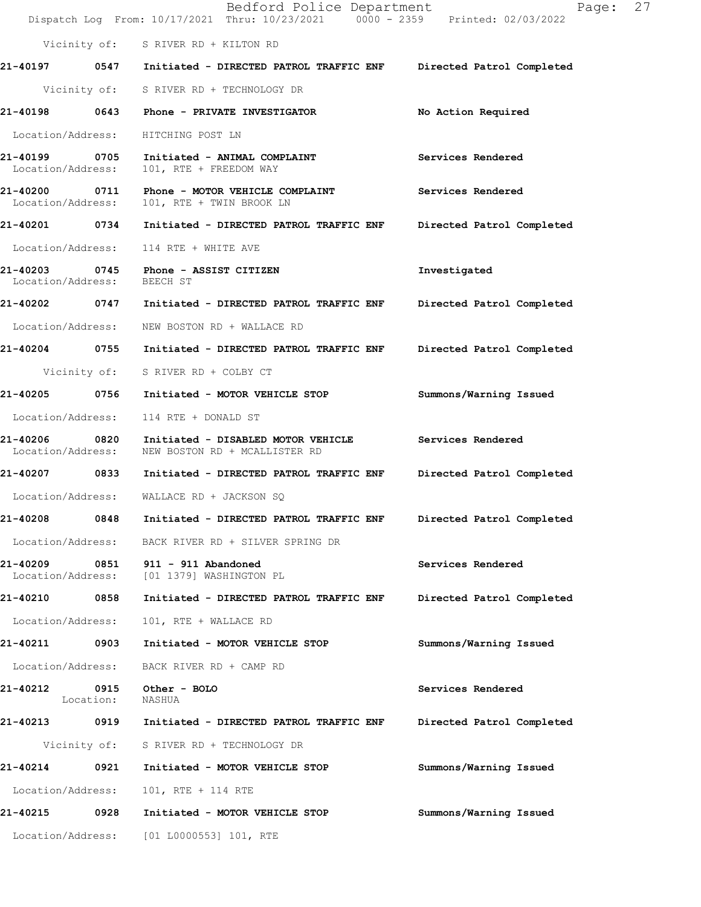Vicinity of: S RIVER RD + KILTON RD

**21-40197 0547 Initiated - DIRECTED PATROL TRAFFIC ENF** — **Directed Patrol Completed**

Vicinity of: S RIVER RD + TECHNOLOGY DR

**21-40198 0643 Phone - PRIVATE INVESTIGATOR** — **No Action Required**

Location/Address: HITCHING POST LN

**21-40199 0705 Initiated - ANIMAL COMPLAINT** — **Services Rendered**

Location/Address: 101, RTE + FREEDOM WAY

**21-40200 0711 Phone - MOTOR VEHICLE COMPLAINT** — **Services Rendered**

Location/Address: 101, RTE + TWIN BROOK LN

**21-40201 0734 Initiated - DIRECTED PATROL TRAFFIC ENF** — **Directed Patrol Completed**

Location/Address: 114 RTE + WHITE AVE

**21-40203 0745 Phone - ASSIST CITIZEN** — **Investigated**

Location/Address: BEECH ST

**21-40202 0747 Initiated - DIRECTED PATROL TRAFFIC ENF** — **Directed Patrol Completed**

Location/Address: NEW BOSTON RD + WALLACE RD

**21-40204 0755 Initiated - DIRECTED PATROL TRAFFIC ENF** — **Directed Patrol Completed**

Vicinity of: S RIVER RD + COLBY CT

**21-40205 0756 Initiated - MOTOR VEHICLE STOP** — **Summons/Warning Issued**

Location/Address: 114 RTE + DONALD ST

**21-40206 0820 Initiated - DISABLED MOTOR VEHICLE** — **Services Rendered**

Location/Address: NEW BOSTON RD + MCALLISTER RD

**21-40207 0833 Initiated - DIRECTED PATROL TRAFFIC ENF** — **Directed Patrol Completed**

Location/Address: WALLACE RD + JACKSON SQ

**21-40208 0848 Initiated - DIRECTED PATROL TRAFFIC ENF** — **Directed Patrol Completed**

Location/Address: BACK RIVER RD + SILVER SPRING DR

**21-40209 0851 911 - 911 Abandoned** — **Services Rendered**

Location/Address: [01 1379] WASHINGTON PL

**21-40210 0858 Initiated - DIRECTED PATROL TRAFFIC ENF** — **Directed Patrol Completed**

Location/Address: 101, RTE + WALLACE RD

**21-40211 0903 Initiated - MOTOR VEHICLE STOP** — **Summons/Warning Issued**

Location/Address: BACK RIVER RD + CAMP RD

**21-40212 0915 Other - BOLO** — **Services Rendered**

Location: NASHUA

**21-40213 0919 Initiated - DIRECTED PATROL TRAFFIC ENF** — **Directed Patrol Completed**

Vicinity of: S RIVER RD + TECHNOLOGY DR

**21-40214 0921 Initiated - MOTOR VEHICLE STOP** — **Summons/Warning Issued**

Location/Address: 101, RTE + 114 RTE

**21-40215 0928 Initiated - MOTOR VEHICLE STOP** — **Summons/Warning Issued**

Location/Address: [01 L0000553] 101, RTE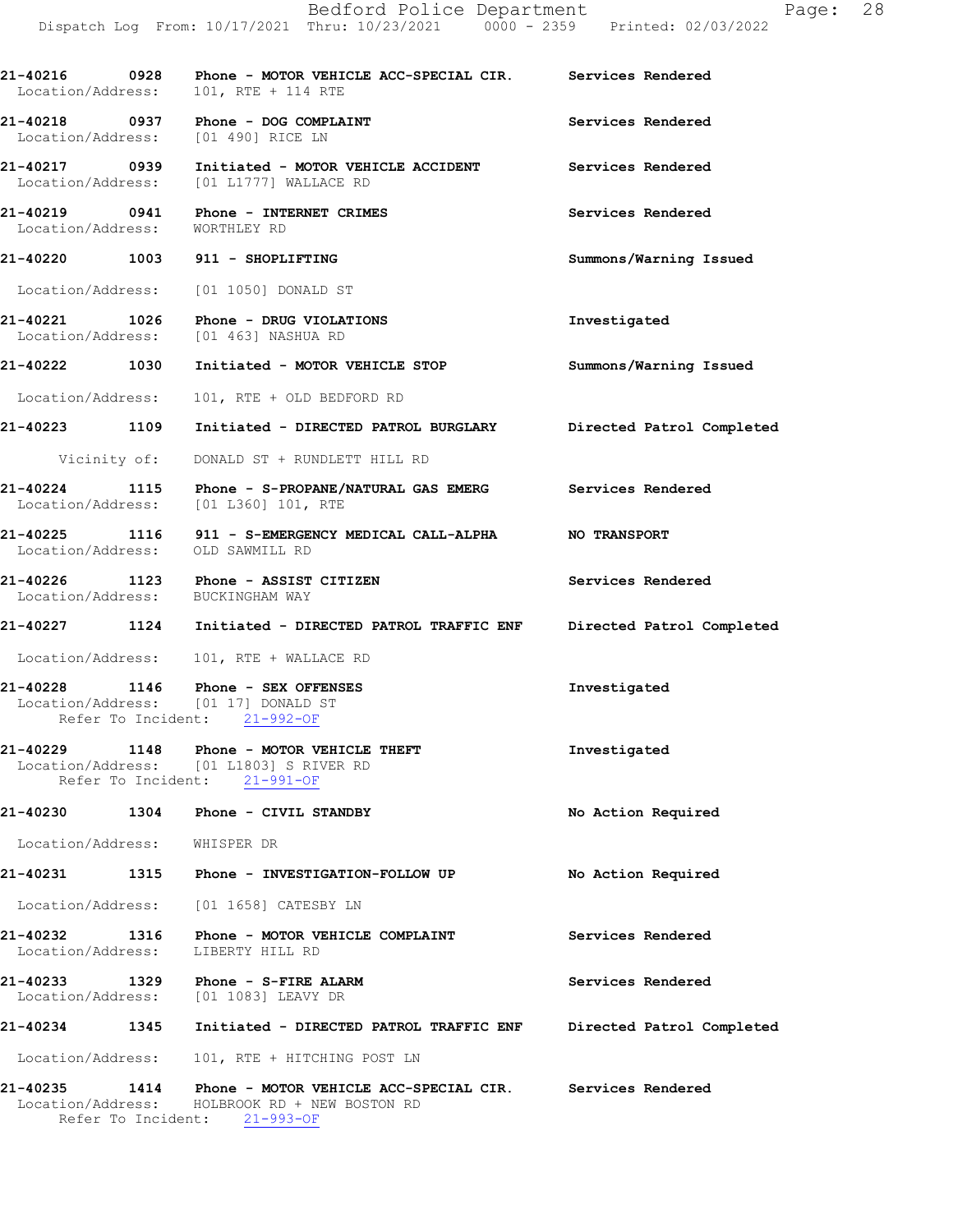21-40216 0928 Phone - MOTOR VEHICLE ACC-SPECIAL CIR. Services Rendered
Location/Address: 101, RTE + 114 RTE

21-40218 0937 Phone - DOG COMPLAINT Services Rendered
Location/Address: [01 490] RICE LN

21-40217 0939 Initiated - MOTOR VEHICLE ACCIDENT Services Rendered
Location/Address: [01 L1777] WALLACE RD

21-40219 0941 Phone - INTERNET CRIMES Services Rendered
Location/Address: WORTHLEY RD

21-40220 1003 911 - SHOPLIFTING Summons/Warning Issued
Location/Address: [01 1050] DONALD ST

21-40221 1026 Phone - DRUG VIOLATIONS Investigated
Location/Address: [01 463] NASHUA RD

21-40222 1030 Initiated - MOTOR VEHICLE STOP Summons/Warning Issued
Location/Address: 101, RTE + OLD BEDFORD RD

21-40223 1109 Initiated - DIRECTED PATROL BURGLARY Directed Patrol Completed
Vicinity of: DONALD ST + RUNDLETT HILL RD

21-40224 1115 Phone - S-PROPANE/NATURAL GAS EMERG Services Rendered
Location/Address: [01 L360] 101, RTE

21-40225 1116 911 - S-EMERGENCY MEDICAL CALL-ALPHA NO TRANSPORT
Location/Address: OLD SAWMILL RD

21-40226 1123 Phone - ASSIST CITIZEN Services Rendered
Location/Address: BUCKINGHAM WAY

21-40227 1124 Initiated - DIRECTED PATROL TRAFFIC ENF Directed Patrol Completed
Location/Address: 101, RTE + WALLACE RD

21-40228 1146 Phone - SEX OFFENSES Investigated
Location/Address: [01 17] DONALD ST
Refer To Incident: 21-992-OF

21-40229 1148 Phone - MOTOR VEHICLE THEFT Investigated
Location/Address: [01 L1803] S RIVER RD
Refer To Incident: 21-991-OF

21-40230 1304 Phone - CIVIL STANDBY No Action Required
Location/Address: WHISPER DR

21-40231 1315 Phone - INVESTIGATION-FOLLOW UP No Action Required
Location/Address: [01 1658] CATESBY LN

21-40232 1316 Phone - MOTOR VEHICLE COMPLAINT Services Rendered
Location/Address: LIBERTY HILL RD

21-40233 1329 Phone - S-FIRE ALARM Services Rendered
Location/Address: [01 1083] LEAVY DR

21-40234 1345 Initiated - DIRECTED PATROL TRAFFIC ENF Directed Patrol Completed
Location/Address: 101, RTE + HITCHING POST LN

21-40235 1414 Phone - MOTOR VEHICLE ACC-SPECIAL CIR. Services Rendered
Location/Address: HOLBROOK RD + NEW BOSTON RD
Refer To Incident: 21-993-OF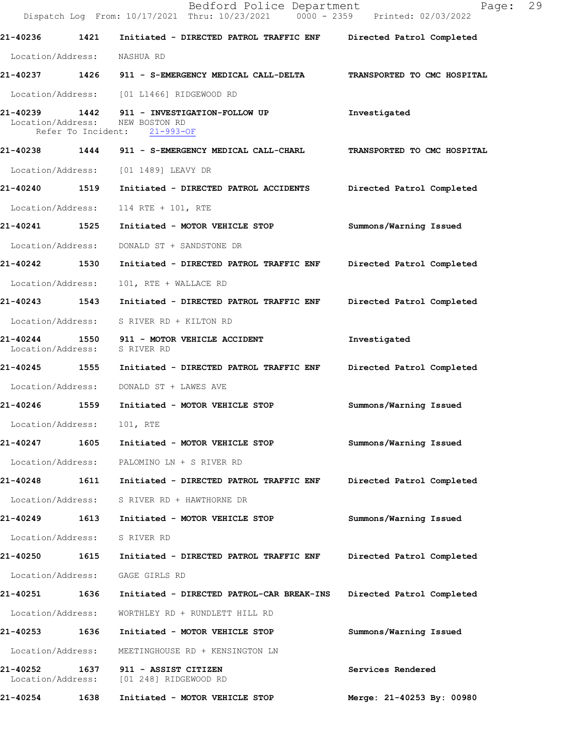**21-40236** 1421 Initiated - DIRECTED PATROL TRAFFIC ENF — Directed Patrol Completed
Location/Address: NASHUA RD

**21-40237** 1426 911 - S-EMERGENCY MEDICAL CALL-DELTA — TRANSPORTED TO CMC HOSPITAL
Location/Address: [01 L1466] RIDGEWOOD RD

**21-40239** 1442 911 - INVESTIGATION-FOLLOW UP — Investigated
Location/Address: NEW BOSTON RD
Refer To Incident: 21-993-OF

**21-40238** 1444 911 - S-EMERGENCY MEDICAL CALL-CHARL — TRANSPORTED TO CMC HOSPITAL
Location/Address: [01 1489] LEAVY DR

**21-40240** 1519 Initiated - DIRECTED PATROL ACCIDENTS — Directed Patrol Completed
Location/Address: 114 RTE + 101, RTE

**21-40241** 1525 Initiated - MOTOR VEHICLE STOP — Summons/Warning Issued
Location/Address: DONALD ST + SANDSTONE DR

**21-40242** 1530 Initiated - DIRECTED PATROL TRAFFIC ENF — Directed Patrol Completed
Location/Address: 101, RTE + WALLACE RD

**21-40243** 1543 Initiated - DIRECTED PATROL TRAFFIC ENF — Directed Patrol Completed
Location/Address: S RIVER RD + KILTON RD

**21-40244** 1550 911 - MOTOR VEHICLE ACCIDENT — Investigated
Location/Address: S RIVER RD

**21-40245** 1555 Initiated - DIRECTED PATROL TRAFFIC ENF — Directed Patrol Completed
Location/Address: DONALD ST + LAWES AVE

**21-40246** 1559 Initiated - MOTOR VEHICLE STOP — Summons/Warning Issued
Location/Address: 101, RTE

**21-40247** 1605 Initiated - MOTOR VEHICLE STOP — Summons/Warning Issued
Location/Address: PALOMINO LN + S RIVER RD

**21-40248** 1611 Initiated - DIRECTED PATROL TRAFFIC ENF — Directed Patrol Completed
Location/Address: S RIVER RD + HAWTHORNE DR

**21-40249** 1613 Initiated - MOTOR VEHICLE STOP — Summons/Warning Issued
Location/Address: S RIVER RD

**21-40250** 1615 Initiated - DIRECTED PATROL TRAFFIC ENF — Directed Patrol Completed
Location/Address: GAGE GIRLS RD

**21-40251** 1636 Initiated - DIRECTED PATROL-CAR BREAK-INS — Directed Patrol Completed
Location/Address: WORTHLEY RD + RUNDLETT HILL RD

**21-40253** 1636 Initiated - MOTOR VEHICLE STOP — Summons/Warning Issued
Location/Address: MEETINGHOUSE RD + KENSINGTON LN

**21-40252** 1637 911 - ASSIST CITIZEN — Services Rendered
Location/Address: [01 248] RIDGEWOOD RD

**21-40254** 1638 Initiated - MOTOR VEHICLE STOP — Merge: 21-40253 By: 00980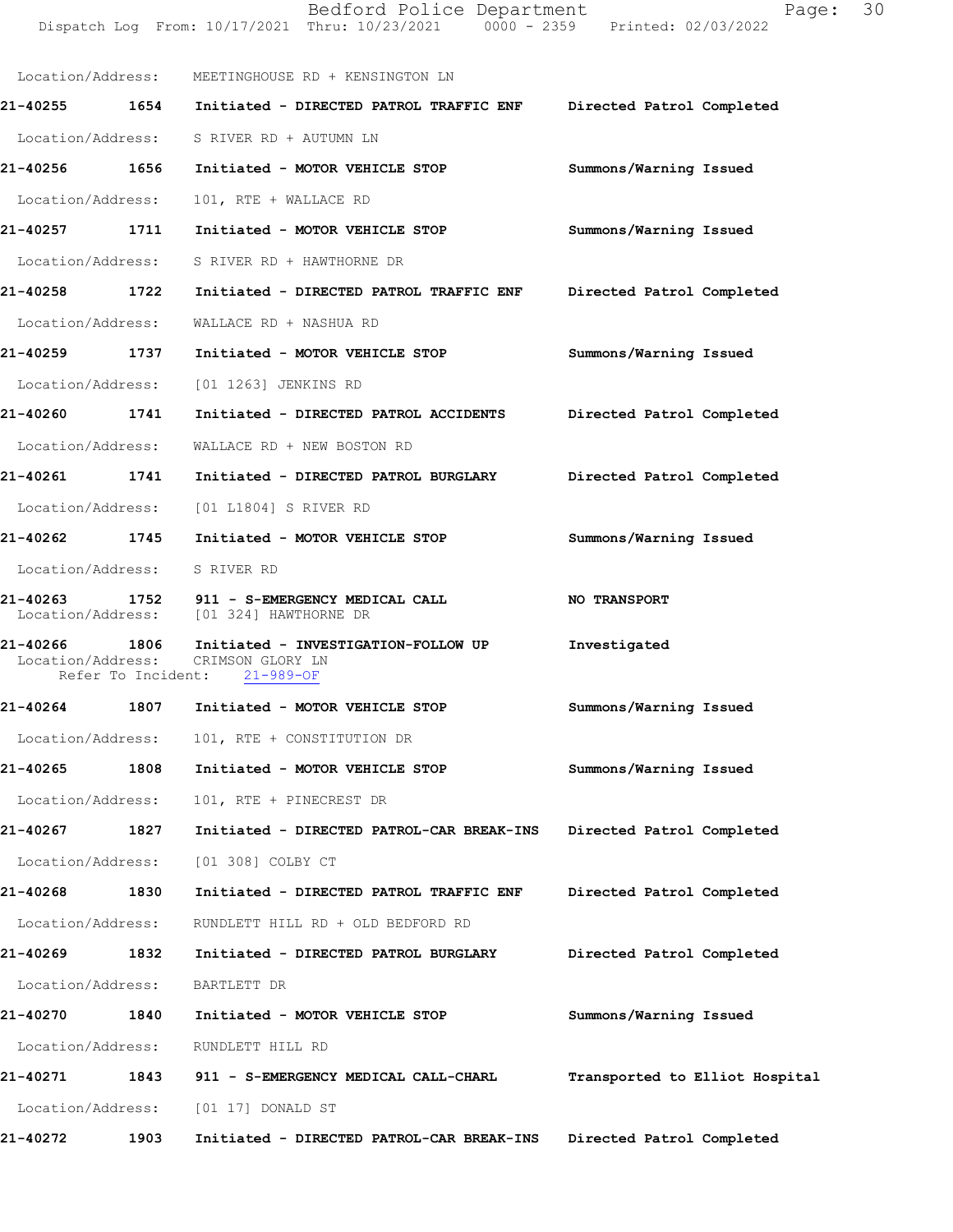Location/Address: MEETINGHOUSE RD + KENSINGTON LN

**21-40255** 1654 **Initiated - DIRECTED PATROL TRAFFIC ENF** **Directed Patrol Completed**

Location/Address: S RIVER RD + AUTUMN LN

**21-40256** 1656 **Initiated - MOTOR VEHICLE STOP** **Summons/Warning Issued**

Location/Address: 101, RTE + WALLACE RD

**21-40257** 1711 **Initiated - MOTOR VEHICLE STOP** **Summons/Warning Issued**

Location/Address: S RIVER RD + HAWTHORNE DR

**21-40258** 1722 **Initiated - DIRECTED PATROL TRAFFIC ENF** **Directed Patrol Completed**

Location/Address: WALLACE RD + NASHUA RD

**21-40259** 1737 **Initiated - MOTOR VEHICLE STOP** **Summons/Warning Issued**

Location/Address: [01 1263] JENKINS RD

**21-40260** 1741 **Initiated - DIRECTED PATROL ACCIDENTS** **Directed Patrol Completed**

Location/Address: WALLACE RD + NEW BOSTON RD

**21-40261** 1741 **Initiated - DIRECTED PATROL BURGLARY** **Directed Patrol Completed**

Location/Address: [01 L1804] S RIVER RD

**21-40262** 1745 **Initiated - MOTOR VEHICLE STOP** **Summons/Warning Issued**

Location/Address: S RIVER RD

**21-40263** 1752 **911 - S-EMERGENCY MEDICAL CALL** **NO TRANSPORT**
Location/Address: [01 324] HAWTHORNE DR

**21-40266** 1806 **Initiated - INVESTIGATION-FOLLOW UP** **Investigated**
Location/Address: CRIMSON GLORY LN
Refer To Incident: 21-989-OF

**21-40264** 1807 **Initiated - MOTOR VEHICLE STOP** **Summons/Warning Issued**

Location/Address: 101, RTE + CONSTITUTION DR

**21-40265** 1808 **Initiated - MOTOR VEHICLE STOP** **Summons/Warning Issued**

Location/Address: 101, RTE + PINECREST DR

**21-40267** 1827 **Initiated - DIRECTED PATROL-CAR BREAK-INS** **Directed Patrol Completed**

Location/Address: [01 308] COLBY CT

**21-40268** 1830 **Initiated - DIRECTED PATROL TRAFFIC ENF** **Directed Patrol Completed**

Location/Address: RUNDLETT HILL RD + OLD BEDFORD RD

**21-40269** 1832 **Initiated - DIRECTED PATROL BURGLARY** **Directed Patrol Completed**

Location/Address: BARTLETT DR

**21-40270** 1840 **Initiated - MOTOR VEHICLE STOP** **Summons/Warning Issued**

Location/Address: RUNDLETT HILL RD

**21-40271** 1843 **911 - S-EMERGENCY MEDICAL CALL-CHARL** **Transported to Elliot Hospital**

Location/Address: [01 17] DONALD ST

**21-40272** 1903 **Initiated - DIRECTED PATROL-CAR BREAK-INS** **Directed Patrol Completed**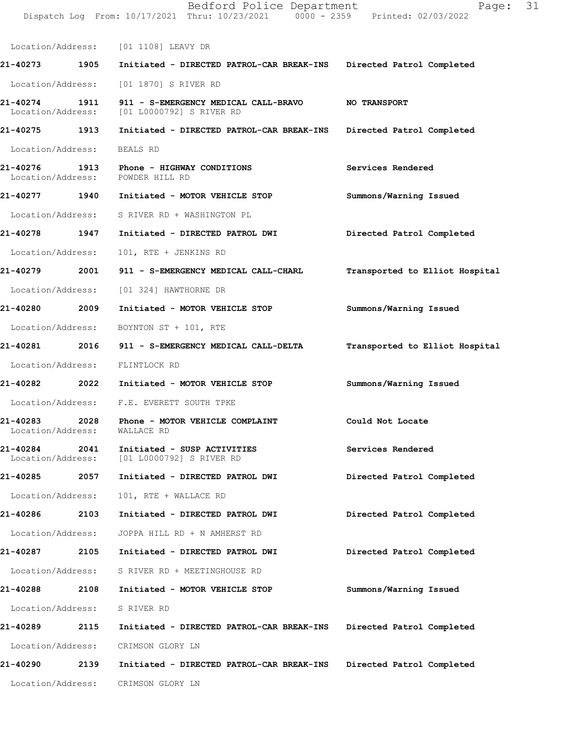Location/Address: [01 1108] LEAVY DR

**21-40273 1905 Initiated - DIRECTED PATROL-CAR BREAK-INS Directed Patrol Completed**

Location/Address: [01 1870] S RIVER RD

**21-40274 1911 911 - S-EMERGENCY MEDICAL CALL-BRAVO NO TRANSPORT**
Location/Address: [01 L0000792] S RIVER RD

**21-40275 1913 Initiated - DIRECTED PATROL-CAR BREAK-INS Directed Patrol Completed**

Location/Address: BEALS RD

**21-40276 1913 Phone - HIGHWAY CONDITIONS Services Rendered**
Location/Address: POWDER HILL RD

**21-40277 1940 Initiated - MOTOR VEHICLE STOP Summons/Warning Issued**

Location/Address: S RIVER RD + WASHINGTON PL

**21-40278 1947 Initiated - DIRECTED PATROL DWI Directed Patrol Completed**

Location/Address: 101, RTE + JENKINS RD

**21-40279 2001 911 - S-EMERGENCY MEDICAL CALL-CHARL Transported to Elliot Hospital**

Location/Address: [01 324] HAWTHORNE DR

**21-40280 2009 Initiated - MOTOR VEHICLE STOP Summons/Warning Issued**

Location/Address: BOYNTON ST + 101, RTE

**21-40281 2016 911 - S-EMERGENCY MEDICAL CALL-DELTA Transported to Elliot Hospital**

Location/Address: FLINTLOCK RD

**21-40282 2022 Initiated - MOTOR VEHICLE STOP Summons/Warning Issued**

Location/Address: F.E. EVERETT SOUTH TPKE

**21-40283 2028 Phone - MOTOR VEHICLE COMPLAINT Could Not Locate**
Location/Address: WALLACE RD

**21-40284 2041 Initiated - SUSP ACTIVITIES Services Rendered**
Location/Address: [01 L0000792] S RIVER RD

**21-40285 2057 Initiated - DIRECTED PATROL DWI Directed Patrol Completed**

Location/Address: 101, RTE + WALLACE RD

**21-40286 2103 Initiated - DIRECTED PATROL DWI Directed Patrol Completed**

Location/Address: JOPPA HILL RD + N AMHERST RD

**21-40287 2105 Initiated - DIRECTED PATROL DWI Directed Patrol Completed**

Location/Address: S RIVER RD + MEETINGHOUSE RD

**21-40288 2108 Initiated - MOTOR VEHICLE STOP Summons/Warning Issued**

Location/Address: S RIVER RD

**21-40289 2115 Initiated - DIRECTED PATROL-CAR BREAK-INS Directed Patrol Completed**

Location/Address: CRIMSON GLORY LN

**21-40290 2139 Initiated - DIRECTED PATROL-CAR BREAK-INS Directed Patrol Completed**

Location/Address: CRIMSON GLORY LN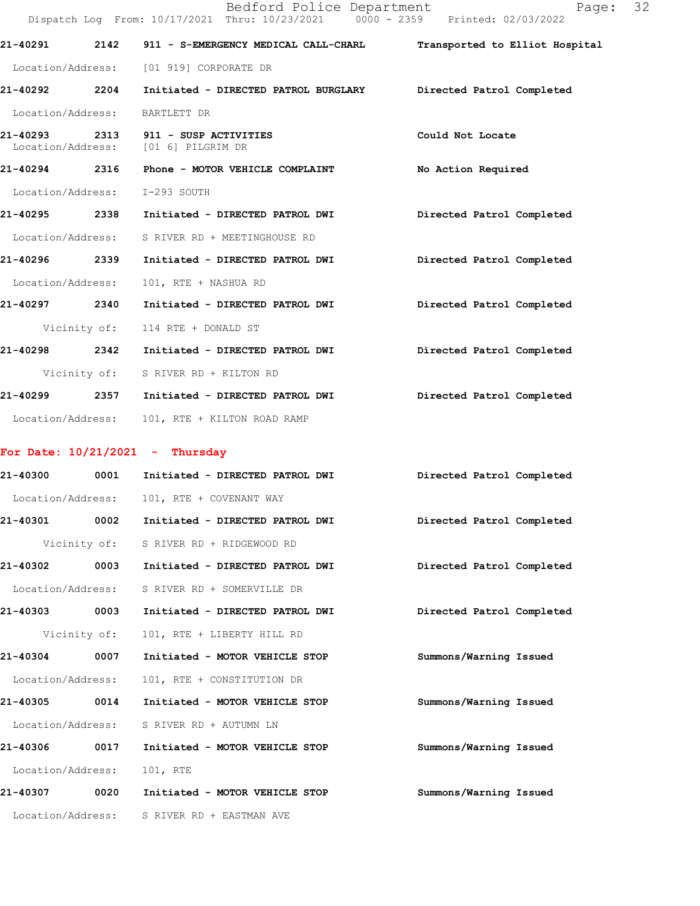21-40291 2142 911 - S-EMERGENCY MEDICAL CALL-CHARL Transported to Elliot Hospital

Location/Address: [01 919] CORPORATE DR

21-40292 2204 Initiated - DIRECTED PATROL BURGLARY Directed Patrol Completed

Location/Address: BARTLETT DR

21-40293 2313 911 - SUSP ACTIVITIES Could Not Locate

Location/Address: [01 6] PILGRIM DR

21-40294 2316 Phone - MOTOR VEHICLE COMPLAINT No Action Required

Location/Address: I-293 SOUTH

21-40295 2338 Initiated - DIRECTED PATROL DWI Directed Patrol Completed

Location/Address: S RIVER RD + MEETINGHOUSE RD

21-40296 2339 Initiated - DIRECTED PATROL DWI Directed Patrol Completed

Location/Address: 101, RTE + NASHUA RD

21-40297 2340 Initiated - DIRECTED PATROL DWI Directed Patrol Completed

Vicinity of: 114 RTE + DONALD ST

21-40298 2342 Initiated - DIRECTED PATROL DWI Directed Patrol Completed

Vicinity of: S RIVER RD + KILTON RD

21-40299 2357 Initiated - DIRECTED PATROL DWI Directed Patrol Completed

Location/Address: 101, RTE + KILTON ROAD RAMP

**For Date: 10/21/2021 - Thursday**

21-40300 0001 Initiated - DIRECTED PATROL DWI Directed Patrol Completed

Location/Address: 101, RTE + COVENANT WAY

21-40301 0002 Initiated - DIRECTED PATROL DWI Directed Patrol Completed

Vicinity of: S RIVER RD + RIDGEWOOD RD

21-40302 0003 Initiated - DIRECTED PATROL DWI Directed Patrol Completed

Location/Address: S RIVER RD + SOMERVILLE DR

21-40303 0003 Initiated - DIRECTED PATROL DWI Directed Patrol Completed

Vicinity of: 101, RTE + LIBERTY HILL RD

21-40304 0007 Initiated - MOTOR VEHICLE STOP Summons/Warning Issued

Location/Address: 101, RTE + CONSTITUTION DR

21-40305 0014 Initiated - MOTOR VEHICLE STOP Summons/Warning Issued

Location/Address: S RIVER RD + AUTUMN LN

21-40306 0017 Initiated - MOTOR VEHICLE STOP Summons/Warning Issued

Location/Address: 101, RTE

21-40307 0020 Initiated - MOTOR VEHICLE STOP Summons/Warning Issued

Location/Address: S RIVER RD + EASTMAN AVE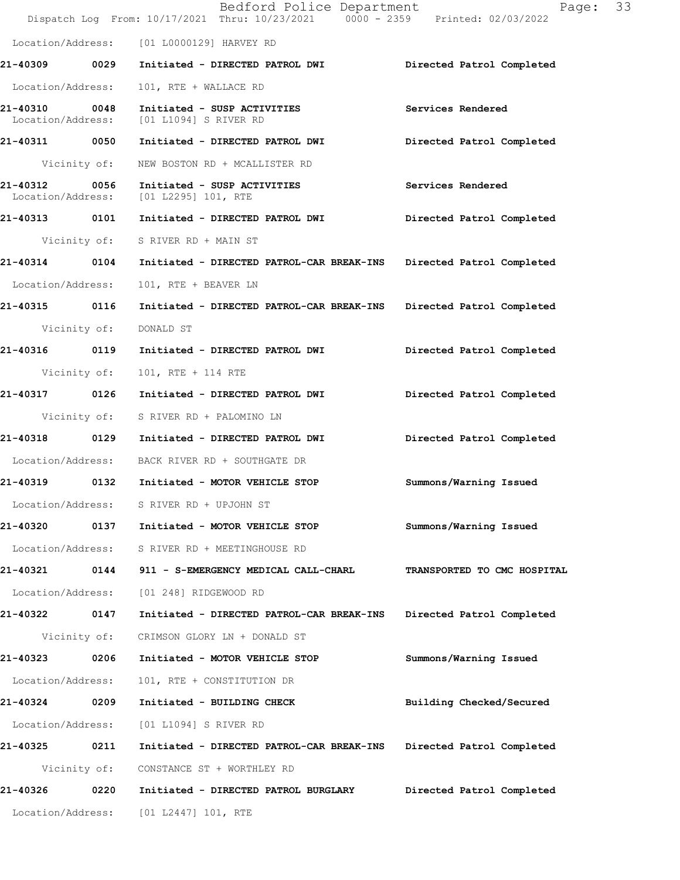Location/Address: [01 L0000129] HARVEY RD

**21-40309 0029 Initiated - DIRECTED PATROL DWI** Directed Patrol Completed

Location/Address: 101, RTE + WALLACE RD

**21-40310 0048 Initiated - SUSP ACTIVITIES** Services Rendered

Location/Address: [01 L1094] S RIVER RD

**21-40311 0050 Initiated - DIRECTED PATROL DWI** Directed Patrol Completed

Vicinity of: NEW BOSTON RD + MCALLISTER RD

**21-40312 0056 Initiated - SUSP ACTIVITIES** Services Rendered

Location/Address: [01 L2295] 101, RTE

**21-40313 0101 Initiated - DIRECTED PATROL DWI** Directed Patrol Completed

Vicinity of: S RIVER RD + MAIN ST

**21-40314 0104 Initiated - DIRECTED PATROL-CAR BREAK-INS** Directed Patrol Completed

Location/Address: 101, RTE + BEAVER LN

**21-40315 0116 Initiated - DIRECTED PATROL-CAR BREAK-INS** Directed Patrol Completed

Vicinity of: DONALD ST

**21-40316 0119 Initiated - DIRECTED PATROL DWI** Directed Patrol Completed

Vicinity of: 101, RTE + 114 RTE

**21-40317 0126 Initiated - DIRECTED PATROL DWI** Directed Patrol Completed

Vicinity of: S RIVER RD + PALOMINO LN

**21-40318 0129 Initiated - DIRECTED PATROL DWI** Directed Patrol Completed

Location/Address: BACK RIVER RD + SOUTHGATE DR

**21-40319 0132 Initiated - MOTOR VEHICLE STOP** Summons/Warning Issued

Location/Address: S RIVER RD + UPJOHN ST

**21-40320 0137 Initiated - MOTOR VEHICLE STOP** Summons/Warning Issued

Location/Address: S RIVER RD + MEETINGHOUSE RD

**21-40321 0144 911 - S-EMERGENCY MEDICAL CALL-CHARL** TRANSPORTED TO CMC HOSPITAL

Location/Address: [01 248] RIDGEWOOD RD

**21-40322 0147 Initiated - DIRECTED PATROL-CAR BREAK-INS** Directed Patrol Completed

Vicinity of: CRIMSON GLORY LN + DONALD ST

**21-40323 0206 Initiated - MOTOR VEHICLE STOP** Summons/Warning Issued

Location/Address: 101, RTE + CONSTITUTION DR

**21-40324 0209 Initiated - BUILDING CHECK** Building Checked/Secured

Location/Address: [01 L1094] S RIVER RD

**21-40325 0211 Initiated - DIRECTED PATROL-CAR BREAK-INS** Directed Patrol Completed

Vicinity of: CONSTANCE ST + WORTHLEY RD

**21-40326 0220 Initiated - DIRECTED PATROL BURGLARY** Directed Patrol Completed

Location/Address: [01 L2447] 101, RTE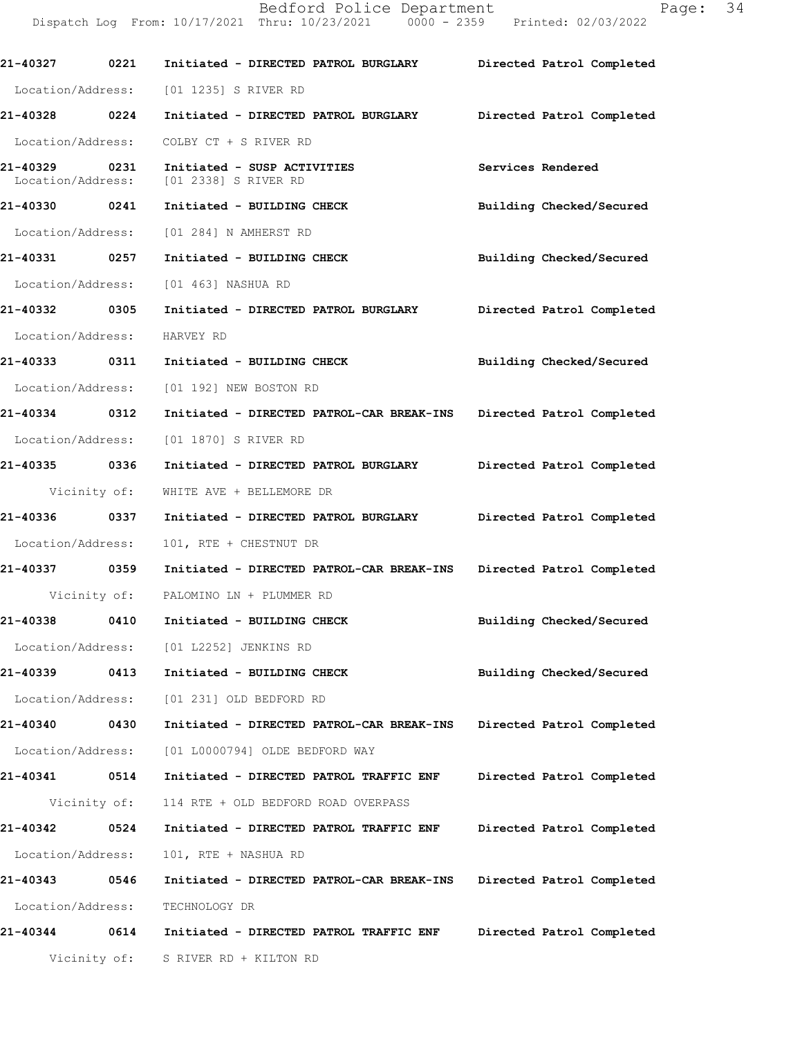| Call Number | Time | Call Reason | Action |
|---|---|---|---|
| 21-40327 | 0221 | Initiated - DIRECTED PATROL BURGLARY | Directed Patrol Completed |
| Location/Address: | | [01 1235] S RIVER RD | |
| 21-40328 | 0224 | Initiated - DIRECTED PATROL BURGLARY | Directed Patrol Completed |
| Location/Address: | | COLBY CT + S RIVER RD | |
| 21-40329 | 0231 | Initiated - SUSP ACTIVITIES | Services Rendered |
| Location/Address: | | [01 2338] S RIVER RD | |
| 21-40330 | 0241 | Initiated - BUILDING CHECK | Building Checked/Secured |
| Location/Address: | | [01 284] N AMHERST RD | |
| 21-40331 | 0257 | Initiated - BUILDING CHECK | Building Checked/Secured |
| Location/Address: | | [01 463] NASHUA RD | |
| 21-40332 | 0305 | Initiated - DIRECTED PATROL BURGLARY | Directed Patrol Completed |
| Location/Address: | | HARVEY RD | |
| 21-40333 | 0311 | Initiated - BUILDING CHECK | Building Checked/Secured |
| Location/Address: | | [01 192] NEW BOSTON RD | |
| 21-40334 | 0312 | Initiated - DIRECTED PATROL-CAR BREAK-INS | Directed Patrol Completed |
| Location/Address: | | [01 1870] S RIVER RD | |
| 21-40335 | 0336 | Initiated - DIRECTED PATROL BURGLARY | Directed Patrol Completed |
| Vicinity of: | | WHITE AVE + BELLEMORE DR | |
| 21-40336 | 0337 | Initiated - DIRECTED PATROL BURGLARY | Directed Patrol Completed |
| Location/Address: | | 101, RTE + CHESTNUT DR | |
| 21-40337 | 0359 | Initiated - DIRECTED PATROL-CAR BREAK-INS | Directed Patrol Completed |
| Vicinity of: | | PALOMINO LN + PLUMMER RD | |
| 21-40338 | 0410 | Initiated - BUILDING CHECK | Building Checked/Secured |
| Location/Address: | | [01 L2252] JENKINS RD | |
| 21-40339 | 0413 | Initiated - BUILDING CHECK | Building Checked/Secured |
| Location/Address: | | [01 231] OLD BEDFORD RD | |
| 21-40340 | 0430 | Initiated - DIRECTED PATROL-CAR BREAK-INS | Directed Patrol Completed |
| Location/Address: | | [01 L0000794] OLDE BEDFORD WAY | |
| 21-40341 | 0514 | Initiated - DIRECTED PATROL TRAFFIC ENF | Directed Patrol Completed |
| Vicinity of: | | 114 RTE + OLD BEDFORD ROAD OVERPASS | |
| 21-40342 | 0524 | Initiated - DIRECTED PATROL TRAFFIC ENF | Directed Patrol Completed |
| Location/Address: | | 101, RTE + NASHUA RD | |
| 21-40343 | 0546 | Initiated - DIRECTED PATROL-CAR BREAK-INS | Directed Patrol Completed |
| Location/Address: | | TECHNOLOGY DR | |
| 21-40344 | 0614 | Initiated - DIRECTED PATROL TRAFFIC ENF | Directed Patrol Completed |
| Vicinity of: | | S RIVER RD + KILTON RD | |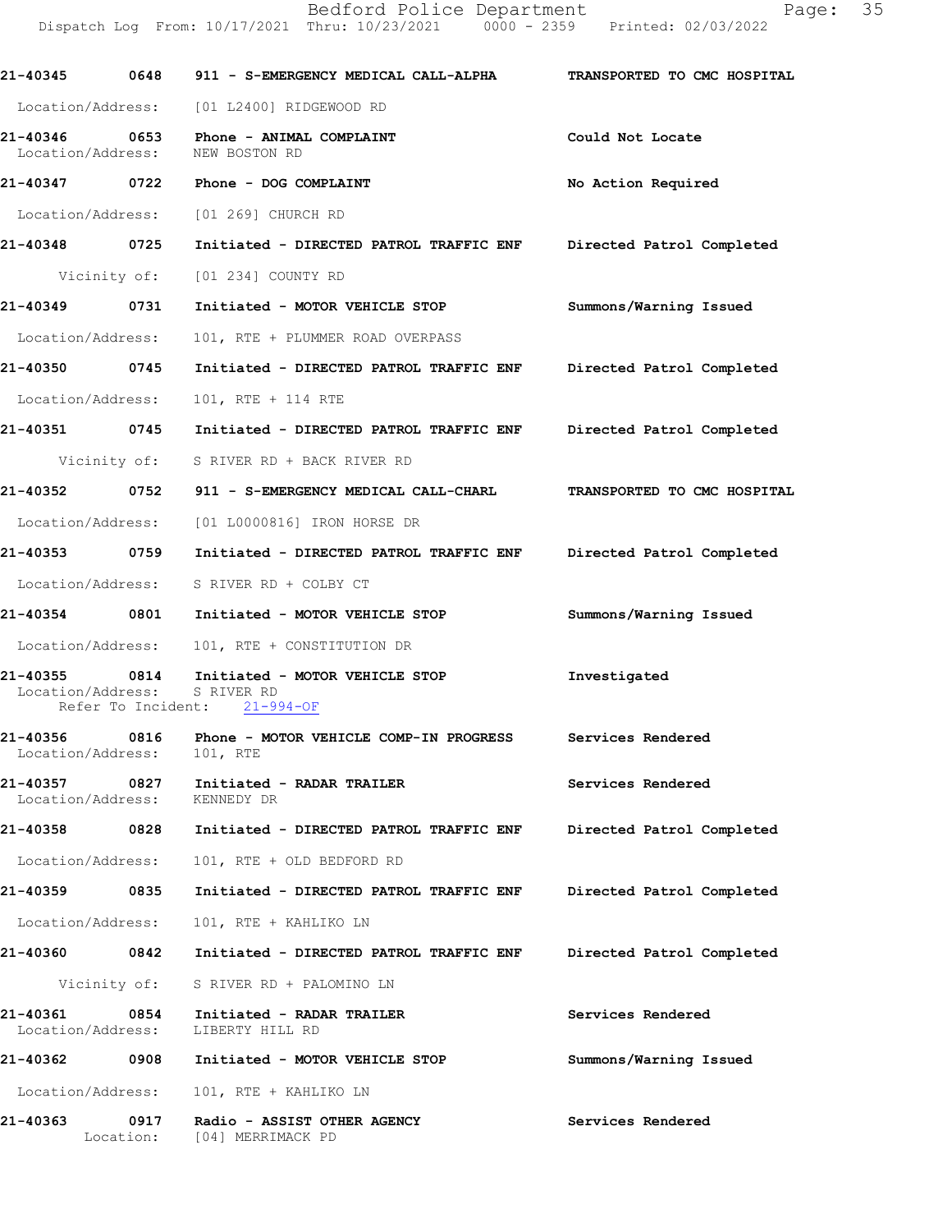21-40345 0648 911 - S-EMERGENCY MEDICAL CALL-ALPHA TRANSPORTED TO CMC HOSPITAL
Location/Address: [01 L2400] RIDGEWOOD RD

21-40346 0653 Phone - ANIMAL COMPLAINT Could Not Locate
Location/Address: NEW BOSTON RD

21-40347 0722 Phone - DOG COMPLAINT No Action Required
Location/Address: [01 269] CHURCH RD

21-40348 0725 Initiated - DIRECTED PATROL TRAFFIC ENF Directed Patrol Completed
Vicinity of: [01 234] COUNTY RD

21-40349 0731 Initiated - MOTOR VEHICLE STOP Summons/Warning Issued
Location/Address: 101, RTE + PLUMMER ROAD OVERPASS

21-40350 0745 Initiated - DIRECTED PATROL TRAFFIC ENF Directed Patrol Completed
Location/Address: 101, RTE + 114 RTE

21-40351 0745 Initiated - DIRECTED PATROL TRAFFIC ENF Directed Patrol Completed
Vicinity of: S RIVER RD + BACK RIVER RD

21-40352 0752 911 - S-EMERGENCY MEDICAL CALL-CHARL TRANSPORTED TO CMC HOSPITAL
Location/Address: [01 L0000816] IRON HORSE DR

21-40353 0759 Initiated - DIRECTED PATROL TRAFFIC ENF Directed Patrol Completed
Location/Address: S RIVER RD + COLBY CT

21-40354 0801 Initiated - MOTOR VEHICLE STOP Summons/Warning Issued
Location/Address: 101, RTE + CONSTITUTION DR

21-40355 0814 Initiated - MOTOR VEHICLE STOP Investigated
Location/Address: S RIVER RD
Refer To Incident: 21-994-OF

21-40356 0816 Phone - MOTOR VEHICLE COMP-IN PROGRESS Services Rendered
Location/Address: 101, RTE

21-40357 0827 Initiated - RADAR TRAILER Services Rendered
Location/Address: KENNEDY DR

21-40358 0828 Initiated - DIRECTED PATROL TRAFFIC ENF Directed Patrol Completed
Location/Address: 101, RTE + OLD BEDFORD RD

21-40359 0835 Initiated - DIRECTED PATROL TRAFFIC ENF Directed Patrol Completed
Location/Address: 101, RTE + KAHLIKO LN

21-40360 0842 Initiated - DIRECTED PATROL TRAFFIC ENF Directed Patrol Completed
Vicinity of: S RIVER RD + PALOMINO LN

21-40361 0854 Initiated - RADAR TRAILER Services Rendered
Location/Address: LIBERTY HILL RD

21-40362 0908 Initiated - MOTOR VEHICLE STOP Summons/Warning Issued
Location/Address: 101, RTE + KAHLIKO LN

21-40363 0917 Radio - ASSIST OTHER AGENCY Services Rendered
Location: [04] MERRIMACK PD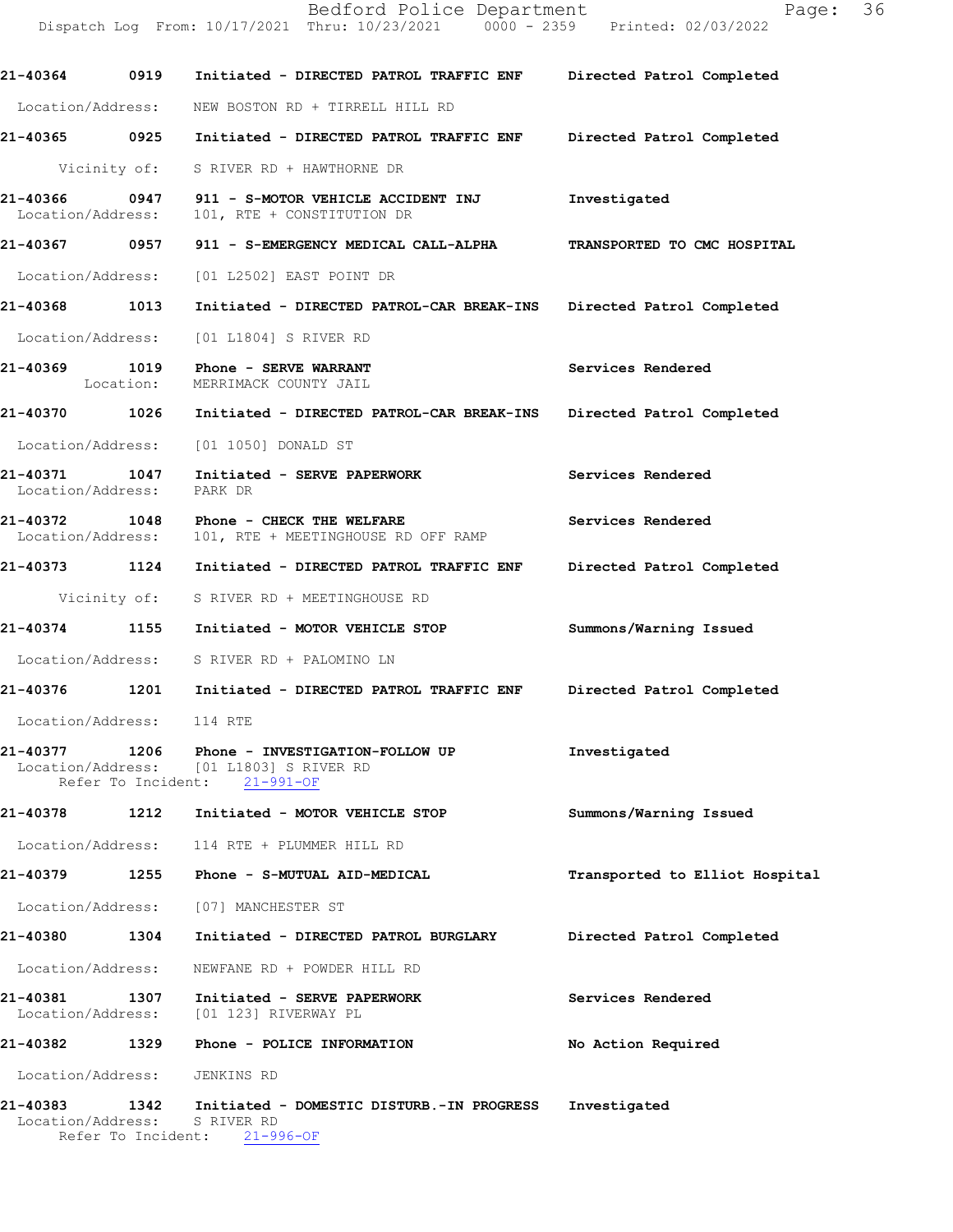21-40364 0919 Initiated - DIRECTED PATROL TRAFFIC ENF Directed Patrol Completed

Location/Address: NEW BOSTON RD + TIRRELL HILL RD

21-40365 0925 Initiated - DIRECTED PATROL TRAFFIC ENF Directed Patrol Completed

Vicinity of: S RIVER RD + HAWTHORNE DR

21-40366 0947 911 - S-MOTOR VEHICLE ACCIDENT INJ Investigated
Location/Address: 101, RTE + CONSTITUTION DR

21-40367 0957 911 - S-EMERGENCY MEDICAL CALL-ALPHA TRANSPORTED TO CMC HOSPITAL

Location/Address: [01 L2502] EAST POINT DR

21-40368 1013 Initiated - DIRECTED PATROL-CAR BREAK-INS Directed Patrol Completed

Location/Address: [01 L1804] S RIVER RD

21-40369 1019 Phone - SERVE WARRANT Services Rendered
Location: MERRIMACK COUNTY JAIL

21-40370 1026 Initiated - DIRECTED PATROL-CAR BREAK-INS Directed Patrol Completed

Location/Address: [01 1050] DONALD ST

21-40371 1047 Initiated - SERVE PAPERWORK Services Rendered
Location/Address: PARK DR

21-40372 1048 Phone - CHECK THE WELFARE Services Rendered
Location/Address: 101, RTE + MEETINGHOUSE RD OFF RAMP

21-40373 1124 Initiated - DIRECTED PATROL TRAFFIC ENF Directed Patrol Completed

Vicinity of: S RIVER RD + MEETINGHOUSE RD

21-40374 1155 Initiated - MOTOR VEHICLE STOP Summons/Warning Issued

Location/Address: S RIVER RD + PALOMINO LN

21-40376 1201 Initiated - DIRECTED PATROL TRAFFIC ENF Directed Patrol Completed

Location/Address: 114 RTE

21-40377 1206 Phone - INVESTIGATION-FOLLOW UP Investigated
Location/Address: [01 L1803] S RIVER RD
Refer To Incident: 21-991-OF

21-40378 1212 Initiated - MOTOR VEHICLE STOP Summons/Warning Issued

Location/Address: 114 RTE + PLUMMER HILL RD

21-40379 1255 Phone - S-MUTUAL AID-MEDICAL Transported to Elliot Hospital

Location/Address: [07] MANCHESTER ST

21-40380 1304 Initiated - DIRECTED PATROL BURGLARY Directed Patrol Completed

Location/Address: NEWFANE RD + POWDER HILL RD

21-40381 1307 Initiated - SERVE PAPERWORK Services Rendered
Location/Address: [01 123] RIVERWAY PL

21-40382 1329 Phone - POLICE INFORMATION No Action Required

Location/Address: JENKINS RD

21-40383 1342 Initiated - DOMESTIC DISTURB.-IN PROGRESS Investigated
Location/Address: S RIVER RD
Refer To Incident: 21-996-OF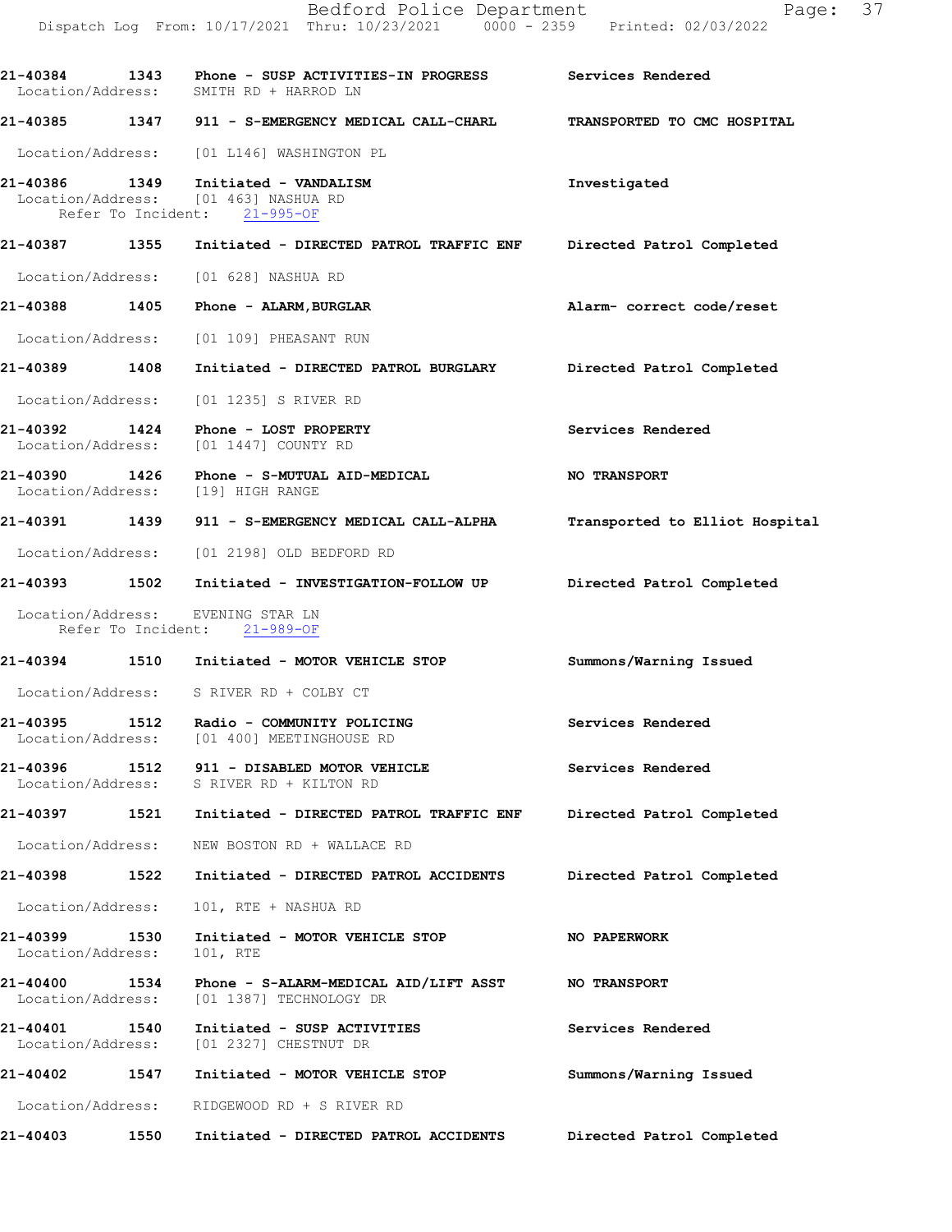21-40384 1343 Phone - SUSP ACTIVITIES-IN PROGRESS Services Rendered
Location/Address: SMITH RD + HARROD LN

21-40385 1347 911 - S-EMERGENCY MEDICAL CALL-CHARL TRANSPORTED TO CMC HOSPITAL
Location/Address: [01 L146] WASHINGTON PL

21-40386 1349 Initiated - VANDALISM Investigated
Location/Address: [01 463] NASHUA RD
Refer To Incident: 21-995-OF

21-40387 1355 Initiated - DIRECTED PATROL TRAFFIC ENF Directed Patrol Completed
Location/Address: [01 628] NASHUA RD

21-40388 1405 Phone - ALARM,BURGLAR Alarm- correct code/reset
Location/Address: [01 109] PHEASANT RUN

21-40389 1408 Initiated - DIRECTED PATROL BURGLARY Directed Patrol Completed
Location/Address: [01 1235] S RIVER RD

21-40392 1424 Phone - LOST PROPERTY Services Rendered
Location/Address: [01 1447] COUNTY RD

21-40390 1426 Phone - S-MUTUAL AID-MEDICAL NO TRANSPORT
Location/Address: [19] HIGH RANGE

21-40391 1439 911 - S-EMERGENCY MEDICAL CALL-ALPHA Transported to Elliot Hospital
Location/Address: [01 2198] OLD BEDFORD RD

21-40393 1502 Initiated - INVESTIGATION-FOLLOW UP Directed Patrol Completed
Location/Address: EVENING STAR LN
Refer To Incident: 21-989-OF

21-40394 1510 Initiated - MOTOR VEHICLE STOP Summons/Warning Issued
Location/Address: S RIVER RD + COLBY CT

21-40395 1512 Radio - COMMUNITY POLICING Services Rendered
Location/Address: [01 400] MEETINGHOUSE RD

21-40396 1512 911 - DISABLED MOTOR VEHICLE Services Rendered
Location/Address: S RIVER RD + KILTON RD

21-40397 1521 Initiated - DIRECTED PATROL TRAFFIC ENF Directed Patrol Completed
Location/Address: NEW BOSTON RD + WALLACE RD

21-40398 1522 Initiated - DIRECTED PATROL ACCIDENTS Directed Patrol Completed
Location/Address: 101, RTE + NASHUA RD

21-40399 1530 Initiated - MOTOR VEHICLE STOP NO PAPERWORK
Location/Address: 101, RTE

21-40400 1534 Phone - S-ALARM-MEDICAL AID/LIFT ASST NO TRANSPORT
Location/Address: [01 1387] TECHNOLOGY DR

21-40401 1540 Initiated - SUSP ACTIVITIES Services Rendered
Location/Address: [01 2327] CHESTNUT DR

21-40402 1547 Initiated - MOTOR VEHICLE STOP Summons/Warning Issued
Location/Address: RIDGEWOOD RD + S RIVER RD

21-40403 1550 Initiated - DIRECTED PATROL ACCIDENTS Directed Patrol Completed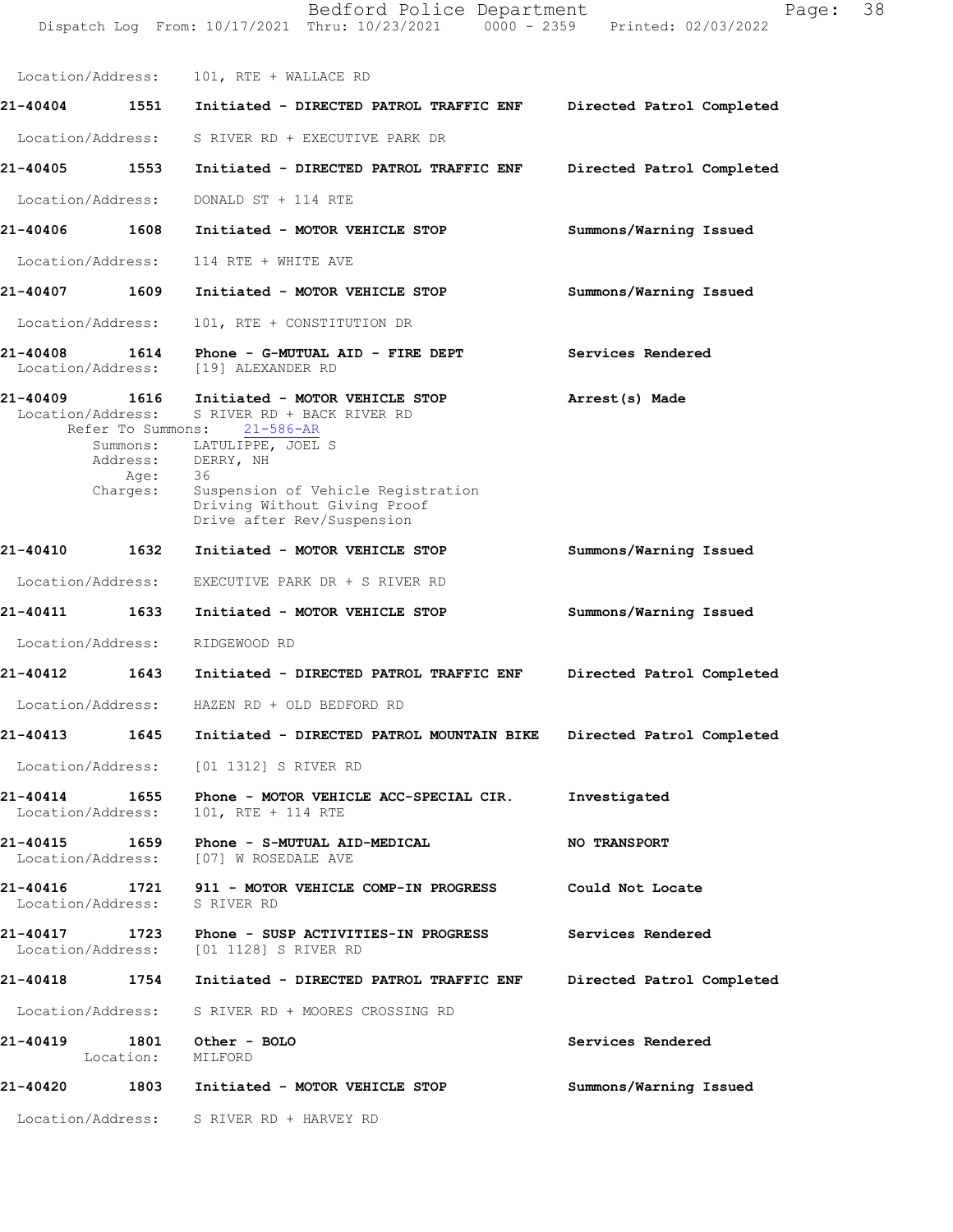Location/Address: 101, RTE + WALLACE RD

**21-40404 1551 Initiated - DIRECTED PATROL TRAFFIC ENF Directed Patrol Completed**

Location/Address: S RIVER RD + EXECUTIVE PARK DR

**21-40405 1553 Initiated - DIRECTED PATROL TRAFFIC ENF Directed Patrol Completed**

Location/Address: DONALD ST + 114 RTE

**21-40406 1608 Initiated - MOTOR VEHICLE STOP Summons/Warning Issued**

Location/Address: 114 RTE + WHITE AVE

**21-40407 1609 Initiated - MOTOR VEHICLE STOP Summons/Warning Issued**

Location/Address: 101, RTE + CONSTITUTION DR

**21-40408 1614 Phone - G-MUTUAL AID - FIRE DEPT Services Rendered**
Location/Address: [19] ALEXANDER RD

**21-40409 1616 Initiated - MOTOR VEHICLE STOP Arrest(s) Made**
Location/Address: S RIVER RD + BACK RIVER RD
Refer To Summons: 21-586-AR
Summons: LATULIPPE, JOEL S
Address: DERRY, NH
Age: 36
Charges: Suspension of Vehicle Registration
Driving Without Giving Proof
Drive after Rev/Suspension

**21-40410 1632 Initiated - MOTOR VEHICLE STOP Summons/Warning Issued**

Location/Address: EXECUTIVE PARK DR + S RIVER RD

**21-40411 1633 Initiated - MOTOR VEHICLE STOP Summons/Warning Issued**

Location/Address: RIDGEWOOD RD

**21-40412 1643 Initiated - DIRECTED PATROL TRAFFIC ENF Directed Patrol Completed**

Location/Address: HAZEN RD + OLD BEDFORD RD

**21-40413 1645 Initiated - DIRECTED PATROL MOUNTAIN BIKE Directed Patrol Completed**

Location/Address: [01 1312] S RIVER RD

**21-40414 1655 Phone - MOTOR VEHICLE ACC-SPECIAL CIR. Investigated**
Location/Address: 101, RTE + 114 RTE

**21-40415 1659 Phone - S-MUTUAL AID-MEDICAL NO TRANSPORT**
Location/Address: [07] W ROSEDALE AVE

**21-40416 1721 911 - MOTOR VEHICLE COMP-IN PROGRESS Could Not Locate**
Location/Address: S RIVER RD

**21-40417 1723 Phone - SUSP ACTIVITIES-IN PROGRESS Services Rendered**
Location/Address: [01 1128] S RIVER RD

**21-40418 1754 Initiated - DIRECTED PATROL TRAFFIC ENF Directed Patrol Completed**

Location/Address: S RIVER RD + MOORES CROSSING RD

**21-40419 1801 Other - BOLO Services Rendered**
Location: MILFORD

**21-40420 1803 Initiated - MOTOR VEHICLE STOP Summons/Warning Issued**

Location/Address: S RIVER RD + HARVEY RD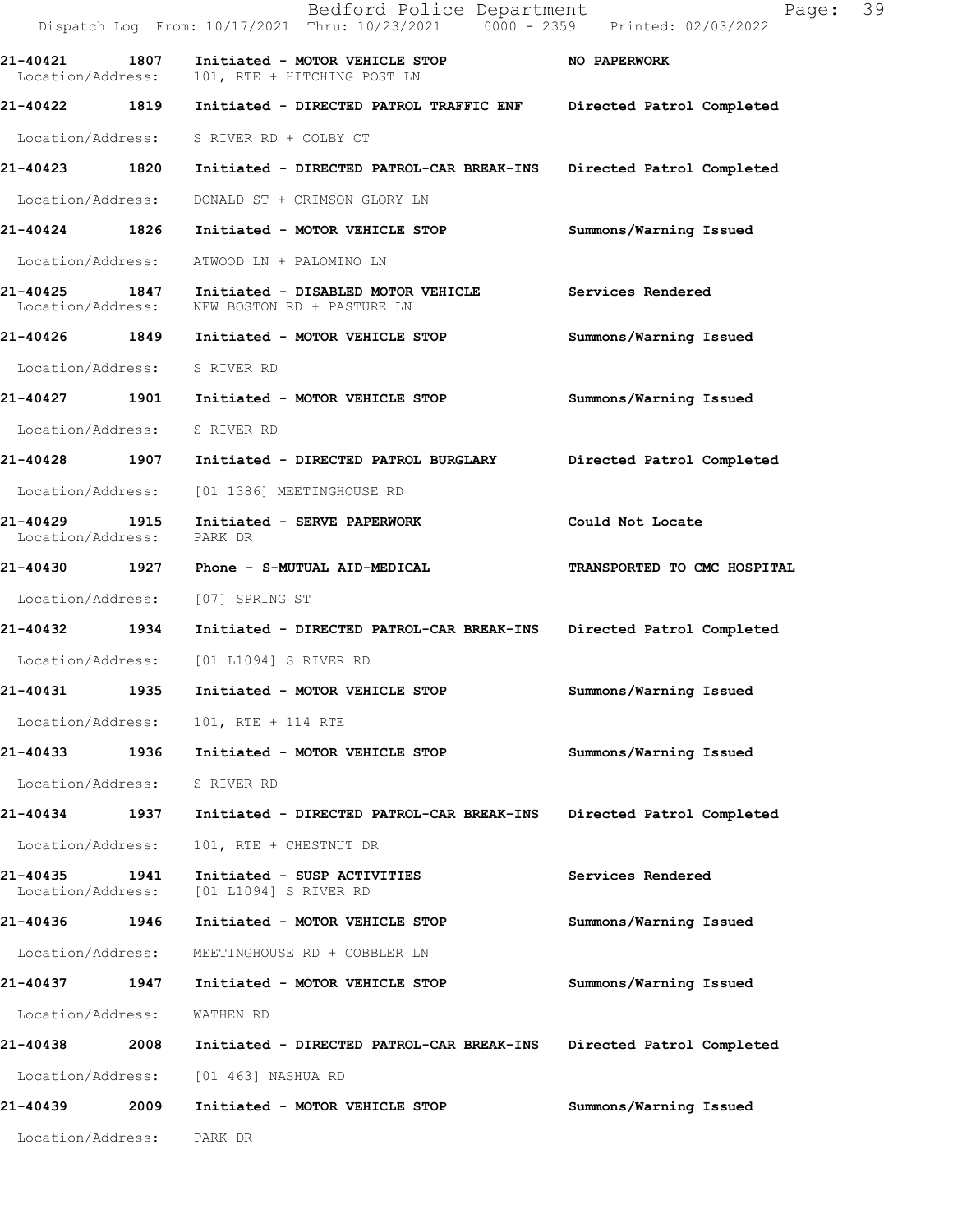21-40421 1807 Initiated - MOTOR VEHICLE STOP NO PAPERWORK
Location/Address: 101, RTE + HITCHING POST LN

21-40422 1819 Initiated - DIRECTED PATROL TRAFFIC ENF Directed Patrol Completed
Location/Address: S RIVER RD + COLBY CT

21-40423 1820 Initiated - DIRECTED PATROL-CAR BREAK-INS Directed Patrol Completed
Location/Address: DONALD ST + CRIMSON GLORY LN

21-40424 1826 Initiated - MOTOR VEHICLE STOP Summons/Warning Issued
Location/Address: ATWOOD LN + PALOMINO LN

21-40425 1847 Initiated - DISABLED MOTOR VEHICLE Services Rendered
Location/Address: NEW BOSTON RD + PASTURE LN

21-40426 1849 Initiated - MOTOR VEHICLE STOP Summons/Warning Issued
Location/Address: S RIVER RD

21-40427 1901 Initiated - MOTOR VEHICLE STOP Summons/Warning Issued
Location/Address: S RIVER RD

21-40428 1907 Initiated - DIRECTED PATROL BURGLARY Directed Patrol Completed
Location/Address: [01 1386] MEETINGHOUSE RD

21-40429 1915 Initiated - SERVE PAPERWORK Could Not Locate
Location/Address: PARK DR

21-40430 1927 Phone - S-MUTUAL AID-MEDICAL TRANSPORTED TO CMC HOSPITAL
Location/Address: [07] SPRING ST

21-40432 1934 Initiated - DIRECTED PATROL-CAR BREAK-INS Directed Patrol Completed
Location/Address: [01 L1094] S RIVER RD

21-40431 1935 Initiated - MOTOR VEHICLE STOP Summons/Warning Issued
Location/Address: 101, RTE + 114 RTE

21-40433 1936 Initiated - MOTOR VEHICLE STOP Summons/Warning Issued
Location/Address: S RIVER RD

21-40434 1937 Initiated - DIRECTED PATROL-CAR BREAK-INS Directed Patrol Completed
Location/Address: 101, RTE + CHESTNUT DR

21-40435 1941 Initiated - SUSP ACTIVITIES Services Rendered
Location/Address: [01 L1094] S RIVER RD

21-40436 1946 Initiated - MOTOR VEHICLE STOP Summons/Warning Issued
Location/Address: MEETINGHOUSE RD + COBBLER LN

21-40437 1947 Initiated - MOTOR VEHICLE STOP Summons/Warning Issued
Location/Address: WATHEN RD

21-40438 2008 Initiated - DIRECTED PATROL-CAR BREAK-INS Directed Patrol Completed
Location/Address: [01 463] NASHUA RD

21-40439 2009 Initiated - MOTOR VEHICLE STOP Summons/Warning Issued
Location/Address: PARK DR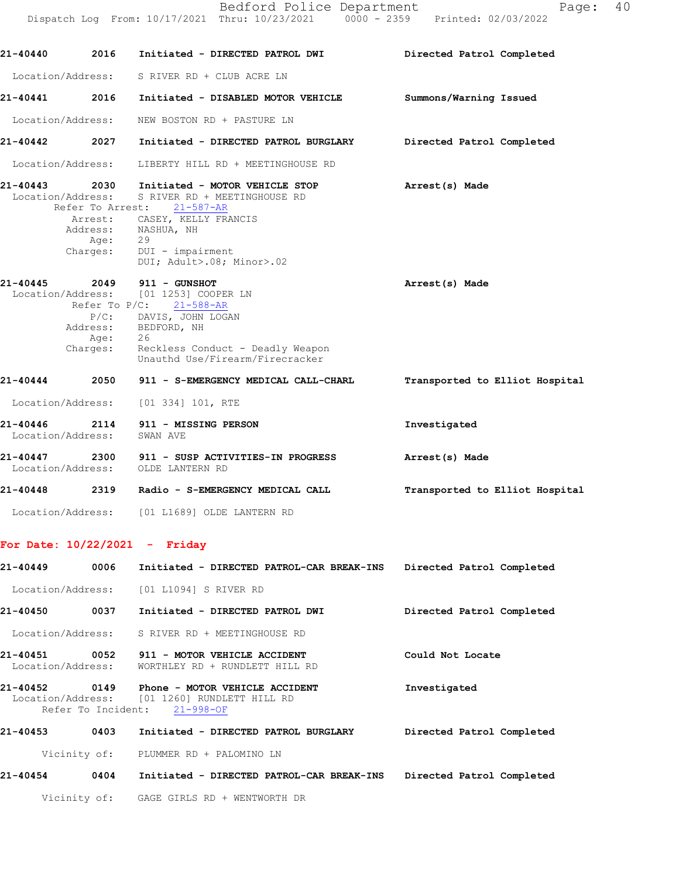21-40440 2016 Initiated - DIRECTED PATROL DWI Directed Patrol Completed

Location/Address: S RIVER RD + CLUB ACRE LN

21-40441 2016 Initiated - DISABLED MOTOR VEHICLE Summons/Warning Issued

Location/Address: NEW BOSTON RD + PASTURE LN

21-40442 2027 Initiated - DIRECTED PATROL BURGLARY Directed Patrol Completed

Location/Address: LIBERTY HILL RD + MEETINGHOUSE RD

21-40443 2030 Initiated - MOTOR VEHICLE STOP Arrest(s) Made
Location/Address: S RIVER RD + MEETINGHOUSE RD
Refer To Arrest: 21-587-AR
Arrest: CASEY, KELLY FRANCIS
Address: NASHUA, NH
Age: 29
Charges: DUI - impairment
DUI; Adult>.08; Minor>.02

21-40445 2049 911 - GUNSHOT Arrest(s) Made
Location/Address: [01 1253] COOPER LN
Refer To P/C: 21-588-AR
P/C: DAVIS, JOHN LOGAN
Address: BEDFORD, NH
Age: 26
Charges: Reckless Conduct - Deadly Weapon
Unauthd Use/Firearm/Firecracker

21-40444 2050 911 - S-EMERGENCY MEDICAL CALL-CHARL Transported to Elliot Hospital

Location/Address: [01 334] 101, RTE

21-40446 2114 911 - MISSING PERSON Investigated
Location/Address: SWAN AVE

21-40447 2300 911 - SUSP ACTIVITIES-IN PROGRESS Arrest(s) Made
Location/Address: OLDE LANTERN RD

21-40448 2319 Radio - S-EMERGENCY MEDICAL CALL Transported to Elliot Hospital

Location/Address: [01 L1689] OLDE LANTERN RD

## For Date: 10/22/2021 - Friday

21-40449 0006 Initiated - DIRECTED PATROL-CAR BREAK-INS Directed Patrol Completed

Location/Address: [01 L1094] S RIVER RD

21-40450 0037 Initiated - DIRECTED PATROL DWI Directed Patrol Completed

Location/Address: S RIVER RD + MEETINGHOUSE RD

21-40451 0052 911 - MOTOR VEHICLE ACCIDENT Could Not Locate
Location/Address: WORTHLEY RD + RUNDLETT HILL RD

21-40452 0149 Phone - MOTOR VEHICLE ACCIDENT Investigated
Location/Address: [01 1260] RUNDLETT HILL RD
Refer To Incident: 21-998-OF

21-40453 0403 Initiated - DIRECTED PATROL BURGLARY Directed Patrol Completed

Vicinity of: PLUMMER RD + PALOMINO LN

21-40454 0404 Initiated - DIRECTED PATROL-CAR BREAK-INS Directed Patrol Completed

Vicinity of: GAGE GIRLS RD + WENTWORTH DR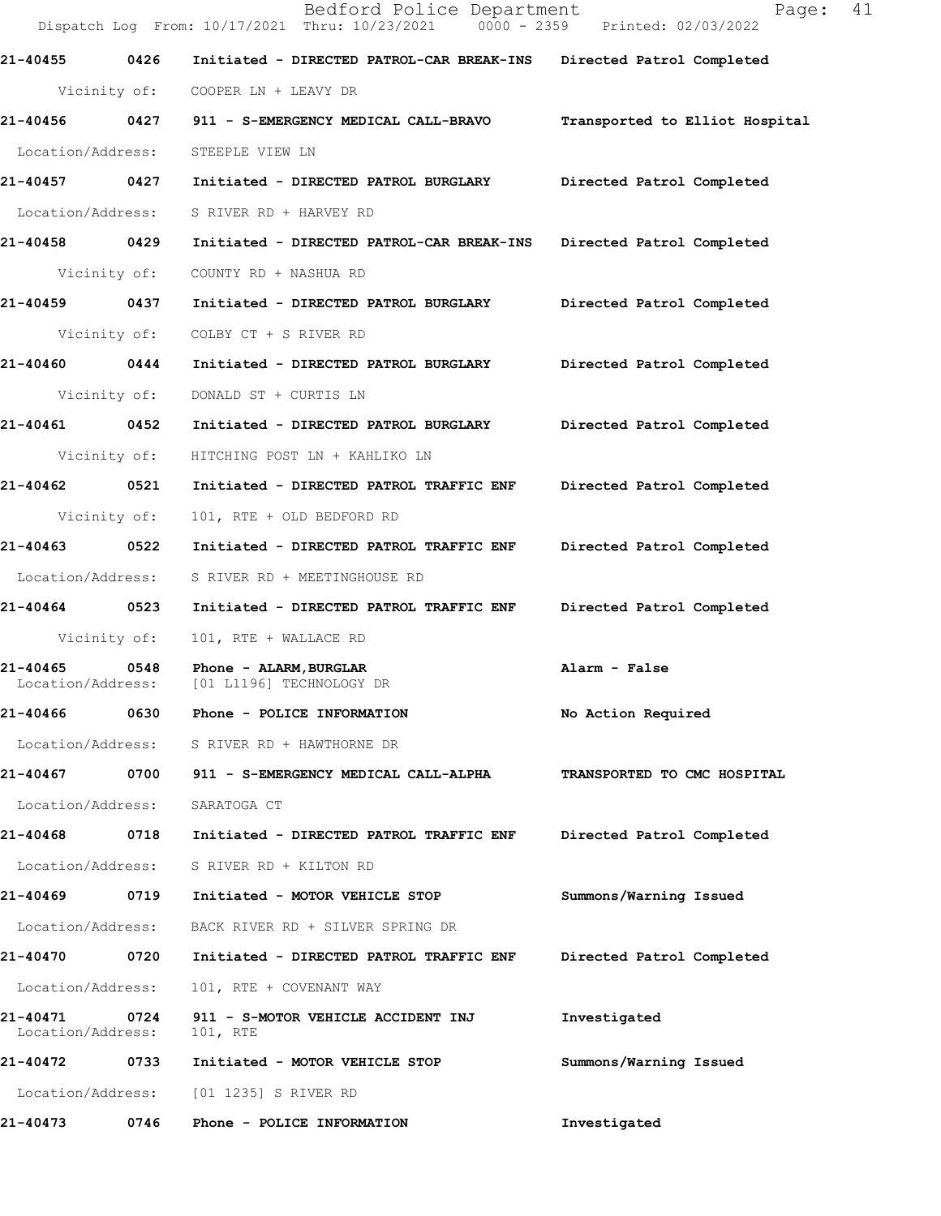21-40455 0426 Initiated - DIRECTED PATROL-CAR BREAK-INS Directed Patrol Completed

Vicinity of: COOPER LN + LEAVY DR

21-40456 0427 911 - S-EMERGENCY MEDICAL CALL-BRAVO Transported to Elliot Hospital

Location/Address: STEEPLE VIEW LN

21-40457 0427 Initiated - DIRECTED PATROL BURGLARY Directed Patrol Completed

Location/Address: S RIVER RD + HARVEY RD

21-40458 0429 Initiated - DIRECTED PATROL-CAR BREAK-INS Directed Patrol Completed

Vicinity of: COUNTY RD + NASHUA RD

21-40459 0437 Initiated - DIRECTED PATROL BURGLARY Directed Patrol Completed

Vicinity of: COLBY CT + S RIVER RD

21-40460 0444 Initiated - DIRECTED PATROL BURGLARY Directed Patrol Completed

Vicinity of: DONALD ST + CURTIS LN

21-40461 0452 Initiated - DIRECTED PATROL BURGLARY Directed Patrol Completed

Vicinity of: HITCHING POST LN + KAHLIKO LN

21-40462 0521 Initiated - DIRECTED PATROL TRAFFIC ENF Directed Patrol Completed

Vicinity of: 101, RTE + OLD BEDFORD RD

21-40463 0522 Initiated - DIRECTED PATROL TRAFFIC ENF Directed Patrol Completed

Location/Address: S RIVER RD + MEETINGHOUSE RD

21-40464 0523 Initiated - DIRECTED PATROL TRAFFIC ENF Directed Patrol Completed

Vicinity of: 101, RTE + WALLACE RD

21-40465 0548 Phone - ALARM,BURGLAR Alarm - False
Location/Address: [01 L1196] TECHNOLOGY DR

21-40466 0630 Phone - POLICE INFORMATION No Action Required

Location/Address: S RIVER RD + HAWTHORNE DR

21-40467 0700 911 - S-EMERGENCY MEDICAL CALL-ALPHA TRANSPORTED TO CMC HOSPITAL

Location/Address: SARATOGA CT

21-40468 0718 Initiated - DIRECTED PATROL TRAFFIC ENF Directed Patrol Completed

Location/Address: S RIVER RD + KILTON RD

21-40469 0719 Initiated - MOTOR VEHICLE STOP Summons/Warning Issued

Location/Address: BACK RIVER RD + SILVER SPRING DR

21-40470 0720 Initiated - DIRECTED PATROL TRAFFIC ENF Directed Patrol Completed

Location/Address: 101, RTE + COVENANT WAY

21-40471 0724 911 - S-MOTOR VEHICLE ACCIDENT INJ Investigated
Location/Address: 101, RTE

21-40472 0733 Initiated - MOTOR VEHICLE STOP Summons/Warning Issued

Location/Address: [01 1235] S RIVER RD

21-40473 0746 Phone - POLICE INFORMATION Investigated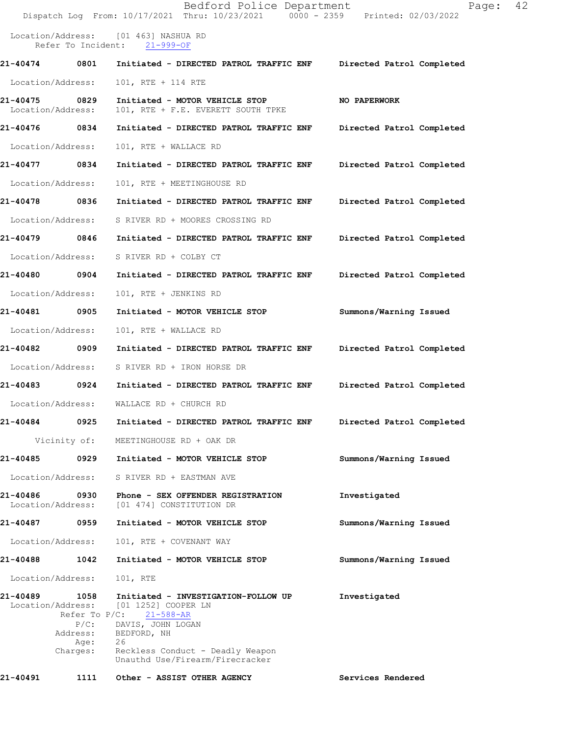Location/Address: [01 463] NASHUA RD
Refer To Incident: 21-999-OF

**21-40474** 0801 Initiated - DIRECTED PATROL TRAFFIC ENF — Directed Patrol Completed
Location/Address: 101, RTE + 114 RTE

**21-40475** 0829 Initiated - MOTOR VEHICLE STOP — NO PAPERWORK
Location/Address: 101, RTE + F.E. EVERETT SOUTH TPKE

**21-40476** 0834 Initiated - DIRECTED PATROL TRAFFIC ENF — Directed Patrol Completed
Location/Address: 101, RTE + WALLACE RD

**21-40477** 0834 Initiated - DIRECTED PATROL TRAFFIC ENF — Directed Patrol Completed
Location/Address: 101, RTE + MEETINGHOUSE RD

**21-40478** 0836 Initiated - DIRECTED PATROL TRAFFIC ENF — Directed Patrol Completed
Location/Address: S RIVER RD + MOORES CROSSING RD

**21-40479** 0846 Initiated - DIRECTED PATROL TRAFFIC ENF — Directed Patrol Completed
Location/Address: S RIVER RD + COLBY CT

**21-40480** 0904 Initiated - DIRECTED PATROL TRAFFIC ENF — Directed Patrol Completed
Location/Address: 101, RTE + JENKINS RD

**21-40481** 0905 Initiated - MOTOR VEHICLE STOP — Summons/Warning Issued
Location/Address: 101, RTE + WALLACE RD

**21-40482** 0909 Initiated - DIRECTED PATROL TRAFFIC ENF — Directed Patrol Completed
Location/Address: S RIVER RD + IRON HORSE DR

**21-40483** 0924 Initiated - DIRECTED PATROL TRAFFIC ENF — Directed Patrol Completed
Location/Address: WALLACE RD + CHURCH RD

**21-40484** 0925 Initiated - DIRECTED PATROL TRAFFIC ENF — Directed Patrol Completed
Vicinity of: MEETINGHOUSE RD + OAK DR

**21-40485** 0929 Initiated - MOTOR VEHICLE STOP — Summons/Warning Issued
Location/Address: S RIVER RD + EASTMAN AVE

**21-40486** 0930 Phone - SEX OFFENDER REGISTRATION — Investigated
Location/Address: [01 474] CONSTITUTION DR

**21-40487** 0959 Initiated - MOTOR VEHICLE STOP — Summons/Warning Issued
Location/Address: 101, RTE + COVENANT WAY

**21-40488** 1042 Initiated - MOTOR VEHICLE STOP — Summons/Warning Issued
Location/Address: 101, RTE

**21-40489** 1058 Initiated - INVESTIGATION-FOLLOW UP — Investigated
Location/Address: [01 1252] COOPER LN
Refer To P/C: 21-588-AR
P/C: DAVIS, JOHN LOGAN
Address: BEDFORD, NH
Age: 26
Charges: Reckless Conduct - Deadly Weapon
Unauthd Use/Firearm/Firecracker

**21-40491** 1111 Other - ASSIST OTHER AGENCY — Services Rendered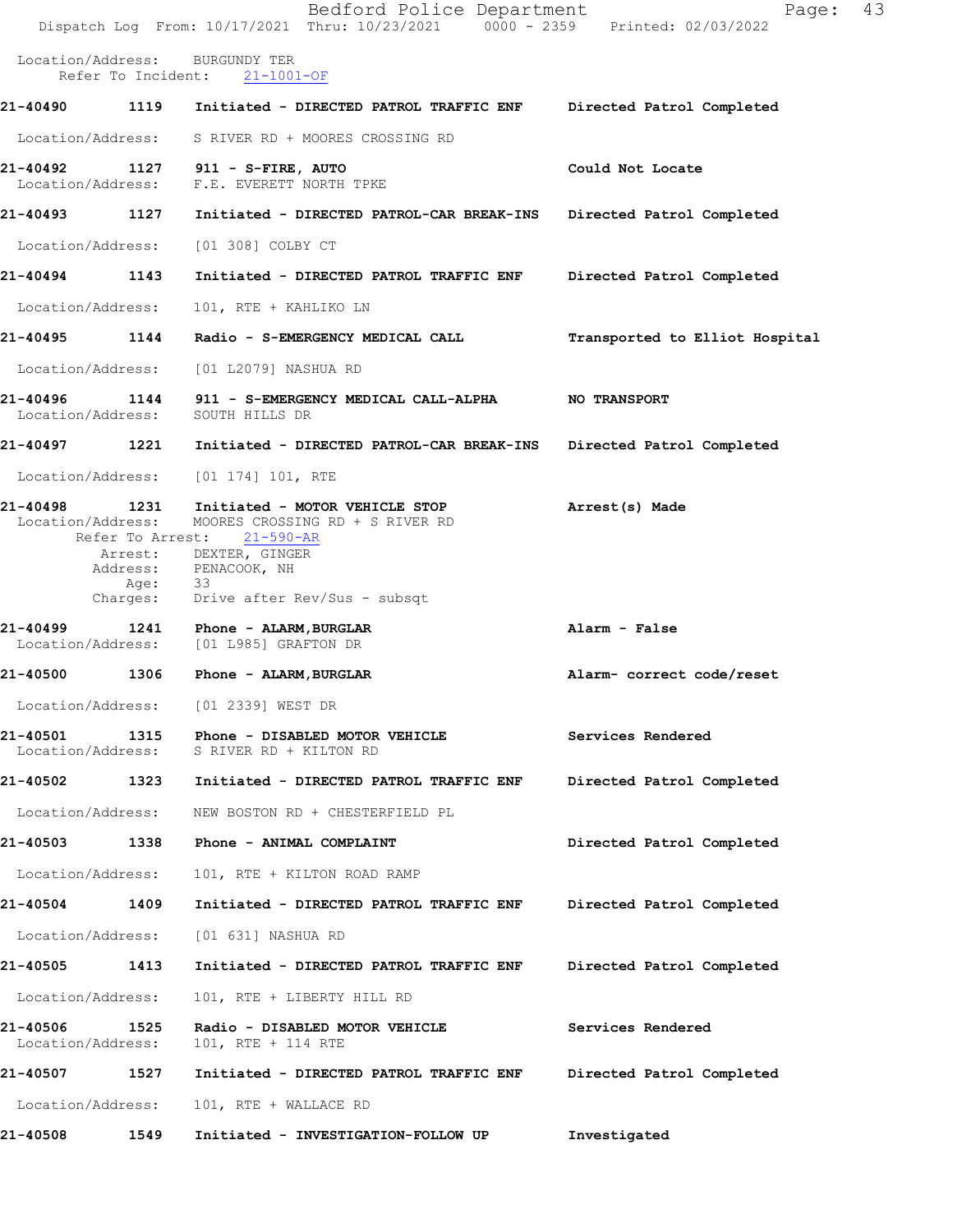Location/Address: BURGUNDY TER
Refer To Incident: 21-1001-OF

**21-40490** 1119 **Initiated - DIRECTED PATROL TRAFFIC ENF** — **Directed Patrol Completed**
Location/Address: S RIVER RD + MOORES CROSSING RD

**21-40492** 1127 **911 - S-FIRE, AUTO** — **Could Not Locate**
Location/Address: F.E. EVERETT NORTH TPKE

**21-40493** 1127 **Initiated - DIRECTED PATROL-CAR BREAK-INS** — **Directed Patrol Completed**
Location/Address: [01 308] COLBY CT

**21-40494** 1143 **Initiated - DIRECTED PATROL TRAFFIC ENF** — **Directed Patrol Completed**
Location/Address: 101, RTE + KAHLIKO LN

**21-40495** 1144 **Radio - S-EMERGENCY MEDICAL CALL** — **Transported to Elliot Hospital**
Location/Address: [01 L2079] NASHUA RD

**21-40496** 1144 **911 - S-EMERGENCY MEDICAL CALL-ALPHA** — **NO TRANSPORT**
Location/Address: SOUTH HILLS DR

**21-40497** 1221 **Initiated - DIRECTED PATROL-CAR BREAK-INS** — **Directed Patrol Completed**
Location/Address: [01 174] 101, RTE

**21-40498** 1231 **Initiated - MOTOR VEHICLE STOP** — **Arrest(s) Made**
Location/Address: MOORES CROSSING RD + S RIVER RD
Refer To Arrest: 21-590-AR
Arrest: DEXTER, GINGER
Address: PENACOOK, NH
Age: 33
Charges: Drive after Rev/Sus - subsqt

**21-40499** 1241 **Phone - ALARM,BURGLAR** — **Alarm - False**
Location/Address: [01 L985] GRAFTON DR

**21-40500** 1306 **Phone - ALARM,BURGLAR** — **Alarm- correct code/reset**
Location/Address: [01 2339] WEST DR

**21-40501** 1315 **Phone - DISABLED MOTOR VEHICLE** — **Services Rendered**
Location/Address: S RIVER RD + KILTON RD

**21-40502** 1323 **Initiated - DIRECTED PATROL TRAFFIC ENF** — **Directed Patrol Completed**
Location/Address: NEW BOSTON RD + CHESTERFIELD PL

**21-40503** 1338 **Phone - ANIMAL COMPLAINT** — **Directed Patrol Completed**
Location/Address: 101, RTE + KILTON ROAD RAMP

**21-40504** 1409 **Initiated - DIRECTED PATROL TRAFFIC ENF** — **Directed Patrol Completed**
Location/Address: [01 631] NASHUA RD

**21-40505** 1413 **Initiated - DIRECTED PATROL TRAFFIC ENF** — **Directed Patrol Completed**
Location/Address: 101, RTE + LIBERTY HILL RD

**21-40506** 1525 **Radio - DISABLED MOTOR VEHICLE** — **Services Rendered**
Location/Address: 101, RTE + 114 RTE

**21-40507** 1527 **Initiated - DIRECTED PATROL TRAFFIC ENF** — **Directed Patrol Completed**
Location/Address: 101, RTE + WALLACE RD

**21-40508** 1549 **Initiated - INVESTIGATION-FOLLOW UP** — **Investigated**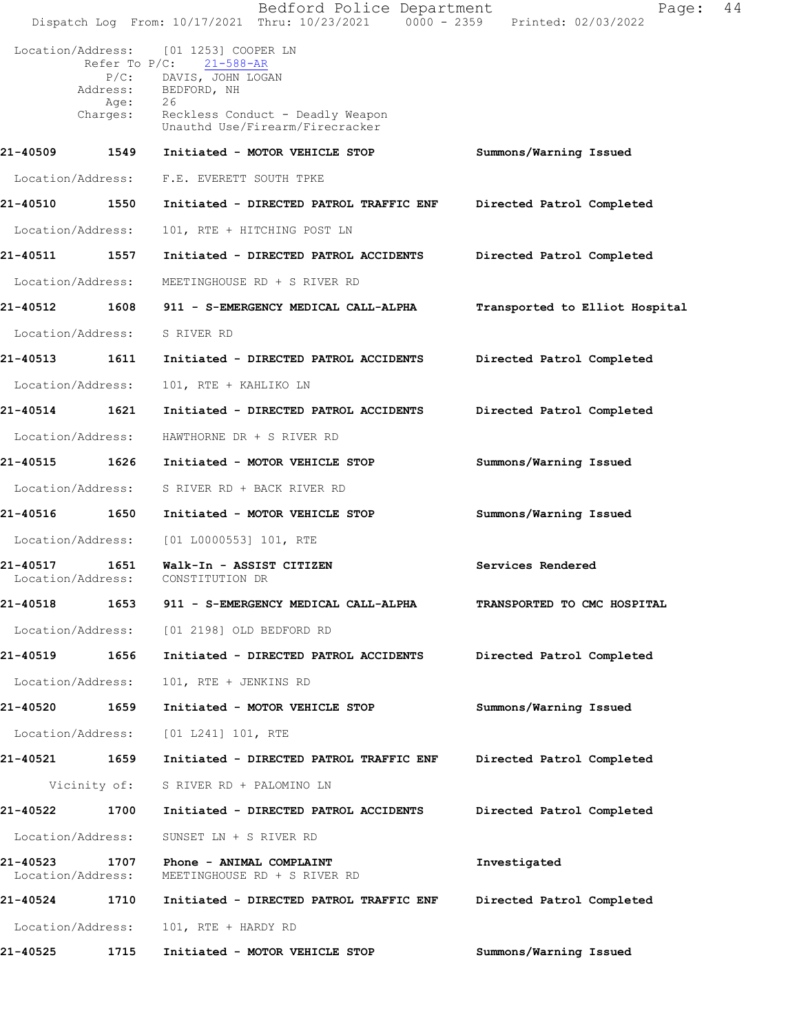Location/Address: [01 1253] COOPER LN
Refer To P/C: 21-588-AR
P/C: DAVIS, JOHN LOGAN
Address: BEDFORD, NH
Age: 26
Charges: Reckless Conduct - Deadly Weapon
Unauthd Use/Firearm/Firecracker

**21-40509** 1549 **Initiated - MOTOR VEHICLE STOP** **Summons/Warning Issued**

Location/Address: F.E. EVERETT SOUTH TPKE

**21-40510** 1550 **Initiated - DIRECTED PATROL TRAFFIC ENF** **Directed Patrol Completed**

Location/Address: 101, RTE + HITCHING POST LN

**21-40511** 1557 **Initiated - DIRECTED PATROL ACCIDENTS** **Directed Patrol Completed**

Location/Address: MEETINGHOUSE RD + S RIVER RD

**21-40512** 1608 **911 - S-EMERGENCY MEDICAL CALL-ALPHA** **Transported to Elliot Hospital**

Location/Address: S RIVER RD

**21-40513** 1611 **Initiated - DIRECTED PATROL ACCIDENTS** **Directed Patrol Completed**

Location/Address: 101, RTE + KAHLIKO LN

**21-40514** 1621 **Initiated - DIRECTED PATROL ACCIDENTS** **Directed Patrol Completed**

Location/Address: HAWTHORNE DR + S RIVER RD

**21-40515** 1626 **Initiated - MOTOR VEHICLE STOP** **Summons/Warning Issued**

Location/Address: S RIVER RD + BACK RIVER RD

**21-40516** 1650 **Initiated - MOTOR VEHICLE STOP** **Summons/Warning Issued**

Location/Address: [01 L0000553] 101, RTE

**21-40517** 1651 **Walk-In - ASSIST CITIZEN** **Services Rendered**
Location/Address: CONSTITUTION DR

**21-40518** 1653 **911 - S-EMERGENCY MEDICAL CALL-ALPHA** **TRANSPORTED TO CMC HOSPITAL**

Location/Address: [01 2198] OLD BEDFORD RD

**21-40519** 1656 **Initiated - DIRECTED PATROL ACCIDENTS** **Directed Patrol Completed**

Location/Address: 101, RTE + JENKINS RD

**21-40520** 1659 **Initiated - MOTOR VEHICLE STOP** **Summons/Warning Issued**

Location/Address: [01 L241] 101, RTE

**21-40521** 1659 **Initiated - DIRECTED PATROL TRAFFIC ENF** **Directed Patrol Completed**

Vicinity of: S RIVER RD + PALOMINO LN

**21-40522** 1700 **Initiated - DIRECTED PATROL ACCIDENTS** **Directed Patrol Completed**

Location/Address: SUNSET LN + S RIVER RD

**21-40523** 1707 **Phone - ANIMAL COMPLAINT** **Investigated**
Location/Address: MEETINGHOUSE RD + S RIVER RD

**21-40524** 1710 **Initiated - DIRECTED PATROL TRAFFIC ENF** **Directed Patrol Completed**

Location/Address: 101, RTE + HARDY RD

**21-40525** 1715 **Initiated - MOTOR VEHICLE STOP** **Summons/Warning Issued**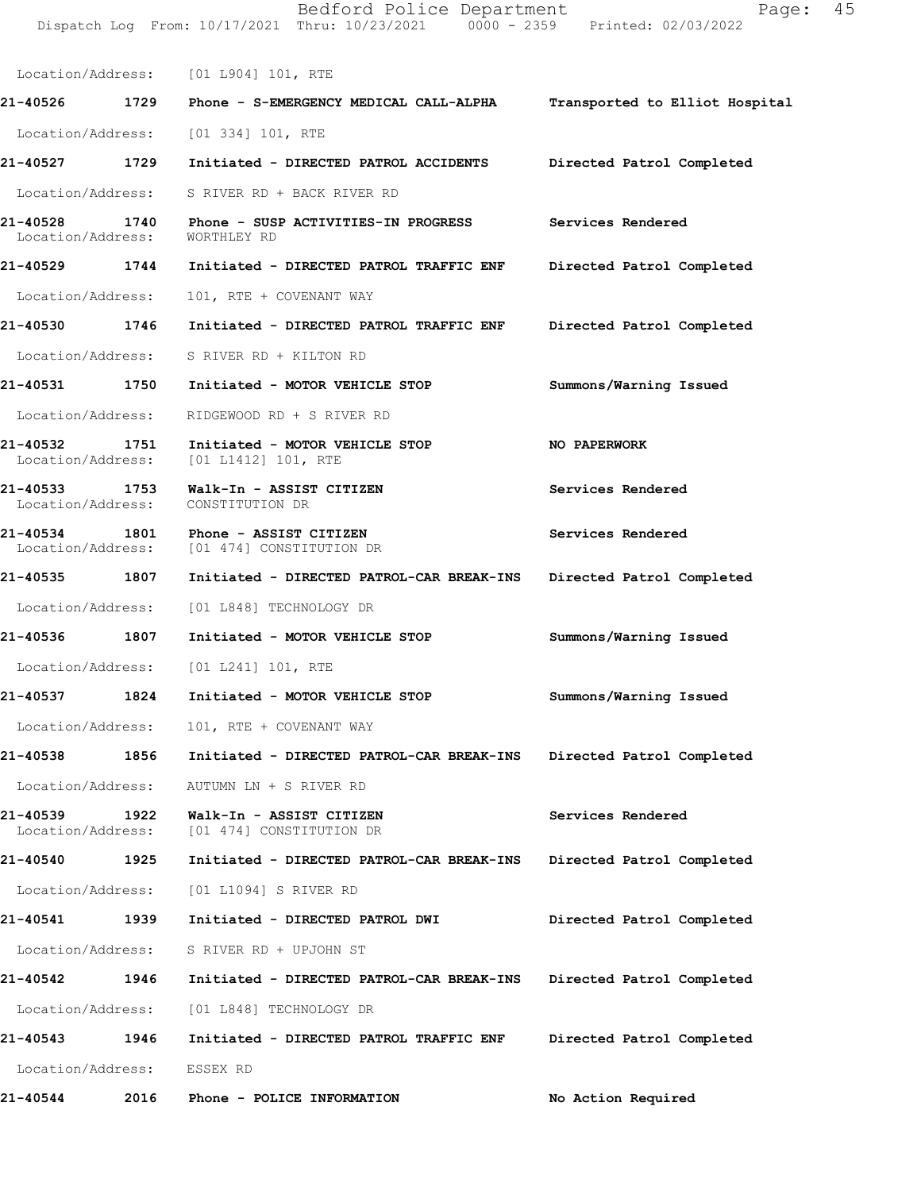Location/Address: [01 L904] 101, RTE

**21-40526 1729 Phone - S-EMERGENCY MEDICAL CALL-ALPHA Transported to Elliot Hospital**

Location/Address: [01 334] 101, RTE

**21-40527 1729 Initiated - DIRECTED PATROL ACCIDENTS Directed Patrol Completed**

Location/Address: S RIVER RD + BACK RIVER RD

**21-40528 1740 Phone - SUSP ACTIVITIES-IN PROGRESS Services Rendered**

Location/Address: WORTHLEY RD

**21-40529 1744 Initiated - DIRECTED PATROL TRAFFIC ENF Directed Patrol Completed**

Location/Address: 101, RTE + COVENANT WAY

**21-40530 1746 Initiated - DIRECTED PATROL TRAFFIC ENF Directed Patrol Completed**

Location/Address: S RIVER RD + KILTON RD

**21-40531 1750 Initiated - MOTOR VEHICLE STOP Summons/Warning Issued**

Location/Address: RIDGEWOOD RD + S RIVER RD

**21-40532 1751 Initiated - MOTOR VEHICLE STOP NO PAPERWORK**

Location/Address: [01 L1412] 101, RTE

**21-40533 1753 Walk-In - ASSIST CITIZEN Services Rendered**

Location/Address: CONSTITUTION DR

**21-40534 1801 Phone - ASSIST CITIZEN Services Rendered**

Location/Address: [01 474] CONSTITUTION DR

**21-40535 1807 Initiated - DIRECTED PATROL-CAR BREAK-INS Directed Patrol Completed**

Location/Address: [01 L848] TECHNOLOGY DR

**21-40536 1807 Initiated - MOTOR VEHICLE STOP Summons/Warning Issued**

Location/Address: [01 L241] 101, RTE

**21-40537 1824 Initiated - MOTOR VEHICLE STOP Summons/Warning Issued**

Location/Address: 101, RTE + COVENANT WAY

**21-40538 1856 Initiated - DIRECTED PATROL-CAR BREAK-INS Directed Patrol Completed**

Location/Address: AUTUMN LN + S RIVER RD

**21-40539 1922 Walk-In - ASSIST CITIZEN Services Rendered**

Location/Address: [01 474] CONSTITUTION DR

**21-40540 1925 Initiated - DIRECTED PATROL-CAR BREAK-INS Directed Patrol Completed**

Location/Address: [01 L1094] S RIVER RD

**21-40541 1939 Initiated - DIRECTED PATROL DWI Directed Patrol Completed**

Location/Address: S RIVER RD + UPJOHN ST

**21-40542 1946 Initiated - DIRECTED PATROL-CAR BREAK-INS Directed Patrol Completed**

Location/Address: [01 L848] TECHNOLOGY DR

**21-40543 1946 Initiated - DIRECTED PATROL TRAFFIC ENF Directed Patrol Completed**

Location/Address: ESSEX RD

**21-40544 2016 Phone - POLICE INFORMATION No Action Required**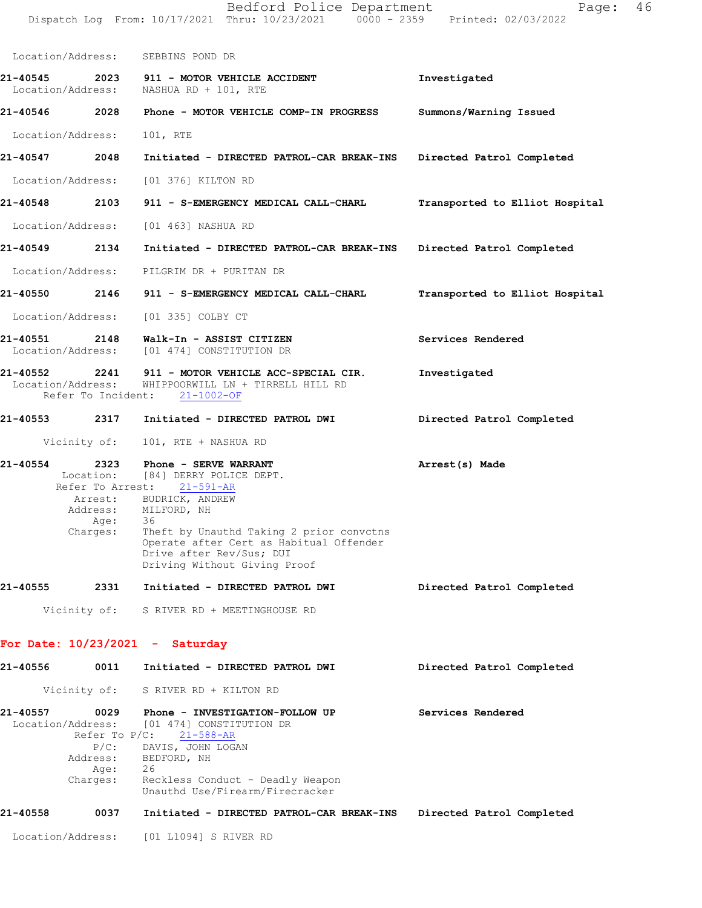Location/Address: SEBBINS POND DR

**21-40545 2023 911 - MOTOR VEHICLE ACCIDENT** Investigated
Location/Address: NASHUA RD + 101, RTE

**21-40546 2028 Phone - MOTOR VEHICLE COMP-IN PROGRESS** Summons/Warning Issued

Location/Address: 101, RTE

**21-40547 2048 Initiated - DIRECTED PATROL-CAR BREAK-INS** Directed Patrol Completed

Location/Address: [01 376] KILTON RD

**21-40548 2103 911 - S-EMERGENCY MEDICAL CALL-CHARL** Transported to Elliot Hospital

Location/Address: [01 463] NASHUA RD

**21-40549 2134 Initiated - DIRECTED PATROL-CAR BREAK-INS** Directed Patrol Completed

Location/Address: PILGRIM DR + PURITAN DR

**21-40550 2146 911 - S-EMERGENCY MEDICAL CALL-CHARL** Transported to Elliot Hospital

Location/Address: [01 335] COLBY CT

**21-40551 2148 Walk-In - ASSIST CITIZEN** Services Rendered
Location/Address: [01 474] CONSTITUTION DR

**21-40552 2241 911 - MOTOR VEHICLE ACC-SPECIAL CIR.** Investigated
Location/Address: WHIPPOORWILL LN + TIRRELL HILL RD
Refer To Incident: 21-1002-OF

**21-40553 2317 Initiated - DIRECTED PATROL DWI** Directed Patrol Completed

Vicinity of: 101, RTE + NASHUA RD

**21-40554 2323 Phone - SERVE WARRANT** Arrest(s) Made
Location: [84] DERRY POLICE DEPT.
Refer To Arrest: 21-591-AR
Arrest: BUDRICK, ANDREW
Address: MILFORD, NH
Age: 36
Charges: Theft by Unauthd Taking 2 prior convctns
Operate after Cert as Habitual Offender
Drive after Rev/Sus; DUI
Driving Without Giving Proof

**21-40555 2331 Initiated - DIRECTED PATROL DWI** Directed Patrol Completed

Vicinity of: S RIVER RD + MEETINGHOUSE RD

## For Date: 10/23/2021 - Saturday

**21-40556 0011 Initiated - DIRECTED PATROL DWI** Directed Patrol Completed

Vicinity of: S RIVER RD + KILTON RD

**21-40557 0029 Phone - INVESTIGATION-FOLLOW UP** Services Rendered
Location/Address: [01 474] CONSTITUTION DR
Refer To P/C: 21-588-AR
P/C: DAVIS, JOHN LOGAN
Address: BEDFORD, NH
Age: 26
Charges: Reckless Conduct - Deadly Weapon
Unauthd Use/Firearm/Firecracker

**21-40558 0037 Initiated - DIRECTED PATROL-CAR BREAK-INS** Directed Patrol Completed

Location/Address: [01 L1094] S RIVER RD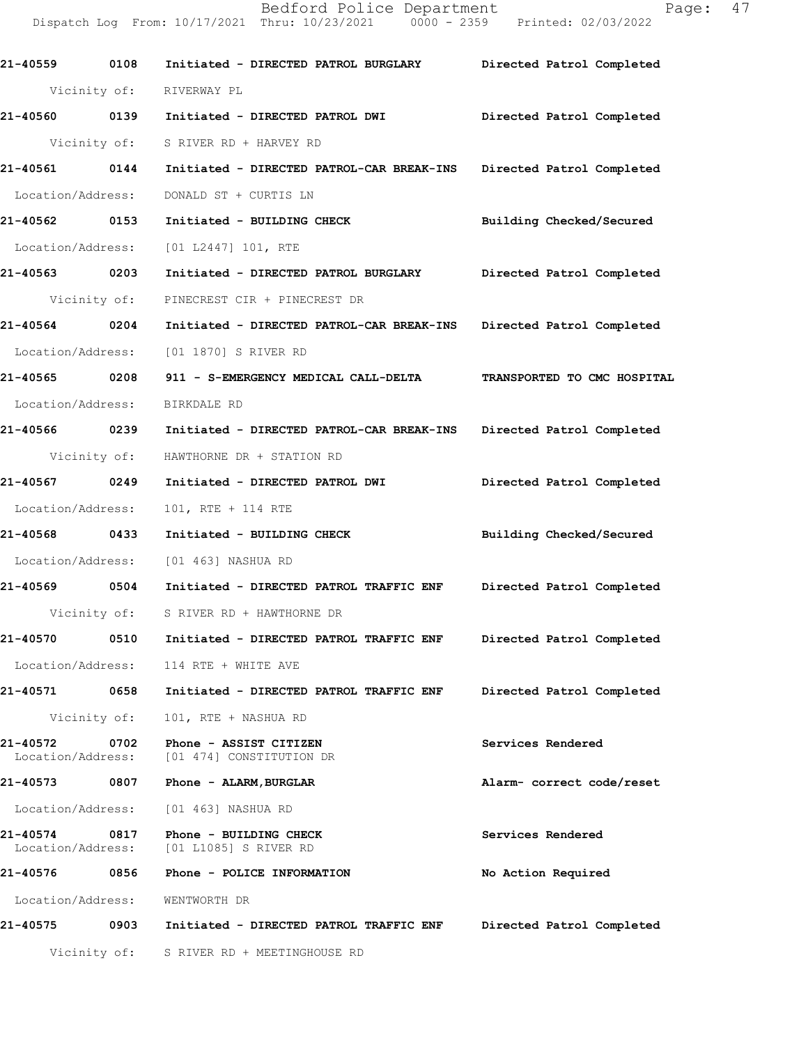21-40559 0108 Initiated - DIRECTED PATROL BURGLARY Directed Patrol Completed

Vicinity of: RIVERWAY PL

21-40560 0139 Initiated - DIRECTED PATROL DWI Directed Patrol Completed

Vicinity of: S RIVER RD + HARVEY RD

21-40561 0144 Initiated - DIRECTED PATROL-CAR BREAK-INS Directed Patrol Completed

Location/Address: DONALD ST + CURTIS LN

21-40562 0153 Initiated - BUILDING CHECK Building Checked/Secured

Location/Address: [01 L2447] 101, RTE

21-40563 0203 Initiated - DIRECTED PATROL BURGLARY Directed Patrol Completed

Vicinity of: PINECREST CIR + PINECREST DR

21-40564 0204 Initiated - DIRECTED PATROL-CAR BREAK-INS Directed Patrol Completed

Location/Address: [01 1870] S RIVER RD

21-40565 0208 911 - S-EMERGENCY MEDICAL CALL-DELTA TRANSPORTED TO CMC HOSPITAL

Location/Address: BIRKDALE RD

21-40566 0239 Initiated - DIRECTED PATROL-CAR BREAK-INS Directed Patrol Completed

Vicinity of: HAWTHORNE DR + STATION RD

21-40567 0249 Initiated - DIRECTED PATROL DWI Directed Patrol Completed

Location/Address: 101, RTE + 114 RTE

21-40568 0433 Initiated - BUILDING CHECK Building Checked/Secured

Location/Address: [01 463] NASHUA RD

21-40569 0504 Initiated - DIRECTED PATROL TRAFFIC ENF Directed Patrol Completed

Vicinity of: S RIVER RD + HAWTHORNE DR

21-40570 0510 Initiated - DIRECTED PATROL TRAFFIC ENF Directed Patrol Completed

Location/Address: 114 RTE + WHITE AVE

21-40571 0658 Initiated - DIRECTED PATROL TRAFFIC ENF Directed Patrol Completed

Vicinity of: 101, RTE + NASHUA RD

21-40572 0702 Phone - ASSIST CITIZEN Services Rendered
Location/Address: [01 474] CONSTITUTION DR

21-40573 0807 Phone - ALARM,BURGLAR Alarm- correct code/reset

Location/Address: [01 463] NASHUA RD

21-40574 0817 Phone - BUILDING CHECK Services Rendered
Location/Address: [01 L1085] S RIVER RD

21-40576 0856 Phone - POLICE INFORMATION No Action Required

Location/Address: WENTWORTH DR

21-40575 0903 Initiated - DIRECTED PATROL TRAFFIC ENF Directed Patrol Completed

Vicinity of: S RIVER RD + MEETINGHOUSE RD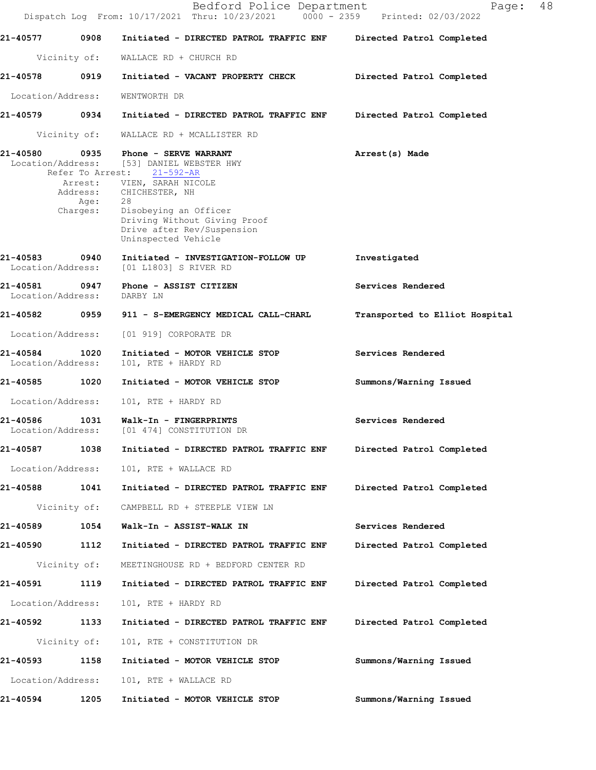Bedford Police Department
Dispatch Log From: 10/17/2021 Thru: 10/23/2021 0000 - 2359 Printed: 02/03/2022

**21-40577** 0908 **Initiated - DIRECTED PATROL TRAFFIC ENF** **Directed Patrol Completed**
Vicinity of: WALLACE RD + CHURCH RD

**21-40578** 0919 **Initiated - VACANT PROPERTY CHECK** **Directed Patrol Completed**
Location/Address: WENTWORTH DR

**21-40579** 0934 **Initiated - DIRECTED PATROL TRAFFIC ENF** **Directed Patrol Completed**
Vicinity of: WALLACE RD + MCALLISTER RD

**21-40580** 0935 **Phone - SERVE WARRANT** **Arrest(s) Made**
Location/Address: [53] DANIEL WEBSTER HWY
Refer To Arrest: 21-592-AR
Arrest: VIEN, SARAH NICOLE
Address: CHICHESTER, NH
Age: 28
Charges: Disobeying an Officer
Driving Without Giving Proof
Drive after Rev/Suspension
Uninspected Vehicle

**21-40583** 0940 **Initiated - INVESTIGATION-FOLLOW UP** **Investigated**
Location/Address: [01 L1803] S RIVER RD

**21-40581** 0947 **Phone - ASSIST CITIZEN** **Services Rendered**
Location/Address: DARBY LN

**21-40582** 0959 **911 - S-EMERGENCY MEDICAL CALL-CHARL** **Transported to Elliot Hospital**
Location/Address: [01 919] CORPORATE DR

**21-40584** 1020 **Initiated - MOTOR VEHICLE STOP** **Services Rendered**
Location/Address: 101, RTE + HARDY RD

**21-40585** 1020 **Initiated - MOTOR VEHICLE STOP** **Summons/Warning Issued**
Location/Address: 101, RTE + HARDY RD

**21-40586** 1031 **Walk-In - FINGERPRINTS** **Services Rendered**
Location/Address: [01 474] CONSTITUTION DR

**21-40587** 1038 **Initiated - DIRECTED PATROL TRAFFIC ENF** **Directed Patrol Completed**
Location/Address: 101, RTE + WALLACE RD

**21-40588** 1041 **Initiated - DIRECTED PATROL TRAFFIC ENF** **Directed Patrol Completed**
Vicinity of: CAMPBELL RD + STEEPLE VIEW LN

**21-40589** 1054 **Walk-In - ASSIST-WALK IN** **Services Rendered**

**21-40590** 1112 **Initiated - DIRECTED PATROL TRAFFIC ENF** **Directed Patrol Completed**
Vicinity of: MEETINGHOUSE RD + BEDFORD CENTER RD

**21-40591** 1119 **Initiated - DIRECTED PATROL TRAFFIC ENF** **Directed Patrol Completed**
Location/Address: 101, RTE + HARDY RD

**21-40592** 1133 **Initiated - DIRECTED PATROL TRAFFIC ENF** **Directed Patrol Completed**
Vicinity of: 101, RTE + CONSTITUTION DR

**21-40593** 1158 **Initiated - MOTOR VEHICLE STOP** **Summons/Warning Issued**
Location/Address: 101, RTE + WALLACE RD

**21-40594** 1205 **Initiated - MOTOR VEHICLE STOP** **Summons/Warning Issued**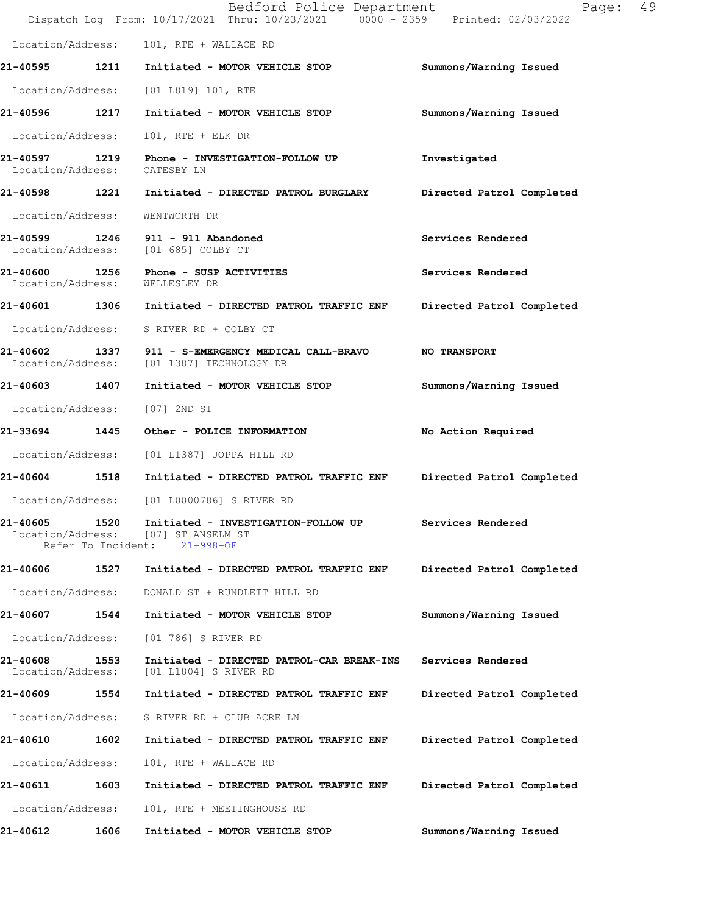Location/Address: 101, RTE + WALLACE RD

**21-40595** 1211 Initiated - MOTOR VEHICLE STOP — Summons/Warning Issued
Location/Address: [01 L819] 101, RTE

**21-40596** 1217 Initiated - MOTOR VEHICLE STOP — Summons/Warning Issued
Location/Address: 101, RTE + ELK DR

**21-40597** 1219 Phone - INVESTIGATION-FOLLOW UP — Investigated
Location/Address: CATESBY LN

**21-40598** 1221 Initiated - DIRECTED PATROL BURGLARY — Directed Patrol Completed
Location/Address: WENTWORTH DR

**21-40599** 1246 911 - 911 Abandoned — Services Rendered
Location/Address: [01 685] COLBY CT

**21-40600** 1256 Phone - SUSP ACTIVITIES — Services Rendered
Location/Address: WELLESLEY DR

**21-40601** 1306 Initiated - DIRECTED PATROL TRAFFIC ENF — Directed Patrol Completed
Location/Address: S RIVER RD + COLBY CT

**21-40602** 1337 911 - S-EMERGENCY MEDICAL CALL-BRAVO — NO TRANSPORT
Location/Address: [01 1387] TECHNOLOGY DR

**21-40603** 1407 Initiated - MOTOR VEHICLE STOP — Summons/Warning Issued
Location/Address: [07] 2ND ST

**21-33694** 1445 Other - POLICE INFORMATION — No Action Required
Location/Address: [01 L1387] JOPPA HILL RD

**21-40604** 1518 Initiated - DIRECTED PATROL TRAFFIC ENF — Directed Patrol Completed
Location/Address: [01 L0000786] S RIVER RD

**21-40605** 1520 Initiated - INVESTIGATION-FOLLOW UP — Services Rendered
Location/Address: [07] ST ANSELM ST
Refer To Incident: 21-998-OF

**21-40606** 1527 Initiated - DIRECTED PATROL TRAFFIC ENF — Directed Patrol Completed
Location/Address: DONALD ST + RUNDLETT HILL RD

**21-40607** 1544 Initiated - MOTOR VEHICLE STOP — Summons/Warning Issued
Location/Address: [01 786] S RIVER RD

**21-40608** 1553 Initiated - DIRECTED PATROL-CAR BREAK-INS — Services Rendered
Location/Address: [01 L1804] S RIVER RD

**21-40609** 1554 Initiated - DIRECTED PATROL TRAFFIC ENF — Directed Patrol Completed
Location/Address: S RIVER RD + CLUB ACRE LN

**21-40610** 1602 Initiated - DIRECTED PATROL TRAFFIC ENF — Directed Patrol Completed
Location/Address: 101, RTE + WALLACE RD

**21-40611** 1603 Initiated - DIRECTED PATROL TRAFFIC ENF — Directed Patrol Completed
Location/Address: 101, RTE + MEETINGHOUSE RD

**21-40612** 1606 Initiated - MOTOR VEHICLE STOP — Summons/Warning Issued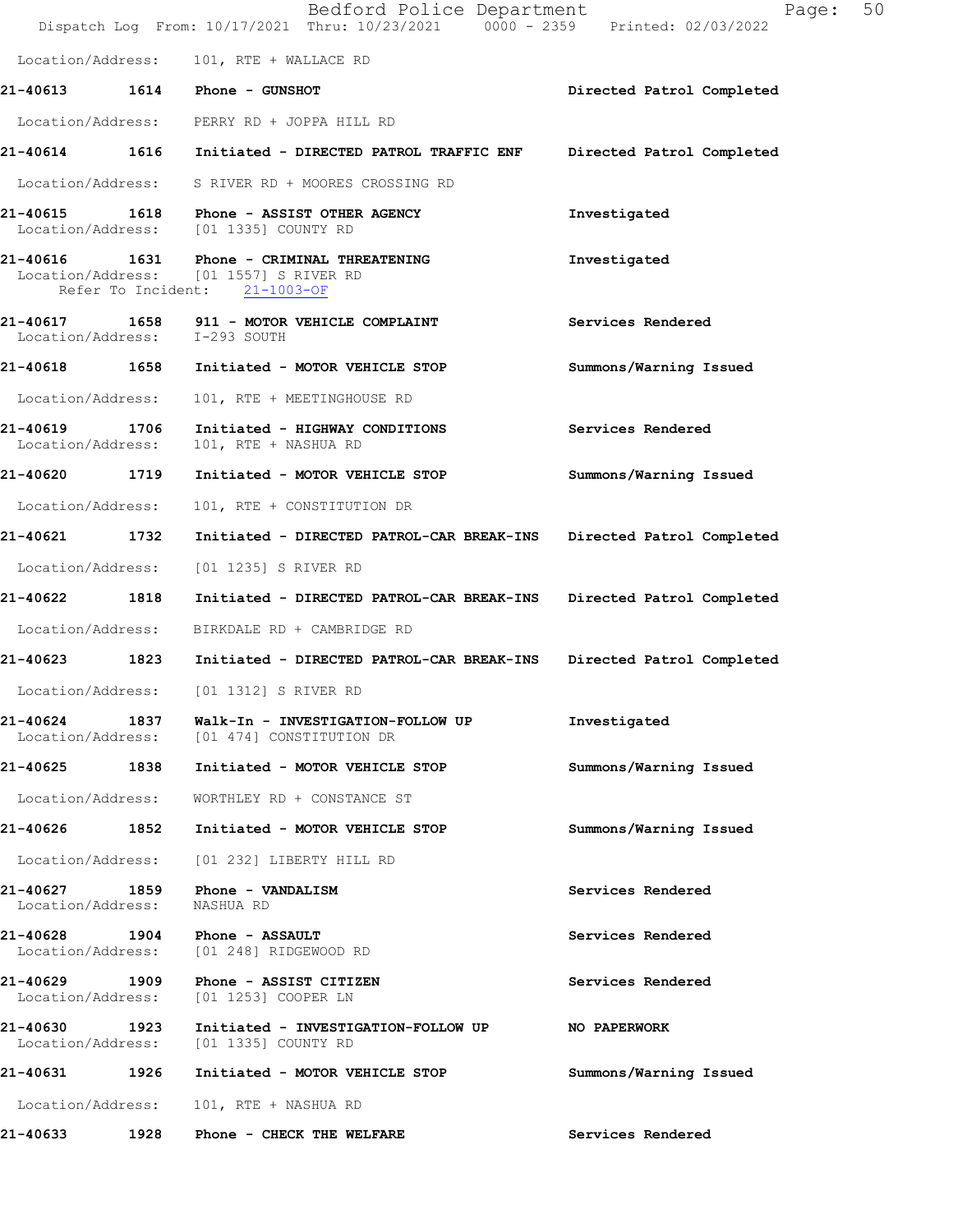Location/Address: 101, RTE + WALLACE RD

**21-40613 1614 Phone - GUNSHOT** Directed Patrol Completed
Location/Address: PERRY RD + JOPPA HILL RD

**21-40614 1616 Initiated - DIRECTED PATROL TRAFFIC ENF** Directed Patrol Completed
Location/Address: S RIVER RD + MOORES CROSSING RD

**21-40615 1618 Phone - ASSIST OTHER AGENCY** Investigated
Location/Address: [01 1335] COUNTY RD

**21-40616 1631 Phone - CRIMINAL THREATENING** Investigated
Location/Address: [01 1557] S RIVER RD
Refer To Incident: 21-1003-OF

**21-40617 1658 911 - MOTOR VEHICLE COMPLAINT** Services Rendered
Location/Address: I-293 SOUTH

**21-40618 1658 Initiated - MOTOR VEHICLE STOP** Summons/Warning Issued
Location/Address: 101, RTE + MEETINGHOUSE RD

**21-40619 1706 Initiated - HIGHWAY CONDITIONS** Services Rendered
Location/Address: 101, RTE + NASHUA RD

**21-40620 1719 Initiated - MOTOR VEHICLE STOP** Summons/Warning Issued
Location/Address: 101, RTE + CONSTITUTION DR

**21-40621 1732 Initiated - DIRECTED PATROL-CAR BREAK-INS** Directed Patrol Completed
Location/Address: [01 1235] S RIVER RD

**21-40622 1818 Initiated - DIRECTED PATROL-CAR BREAK-INS** Directed Patrol Completed
Location/Address: BIRKDALE RD + CAMBRIDGE RD

**21-40623 1823 Initiated - DIRECTED PATROL-CAR BREAK-INS** Directed Patrol Completed
Location/Address: [01 1312] S RIVER RD

**21-40624 1837 Walk-In - INVESTIGATION-FOLLOW UP** Investigated
Location/Address: [01 474] CONSTITUTION DR

**21-40625 1838 Initiated - MOTOR VEHICLE STOP** Summons/Warning Issued
Location/Address: WORTHLEY RD + CONSTANCE ST

**21-40626 1852 Initiated - MOTOR VEHICLE STOP** Summons/Warning Issued
Location/Address: [01 232] LIBERTY HILL RD

**21-40627 1859 Phone - VANDALISM** Services Rendered
Location/Address: NASHUA RD

**21-40628 1904 Phone - ASSAULT** Services Rendered
Location/Address: [01 248] RIDGEWOOD RD

**21-40629 1909 Phone - ASSIST CITIZEN** Services Rendered
Location/Address: [01 1253] COOPER LN

**21-40630 1923 Initiated - INVESTIGATION-FOLLOW UP** NO PAPERWORK
Location/Address: [01 1335] COUNTY RD

**21-40631 1926 Initiated - MOTOR VEHICLE STOP** Summons/Warning Issued
Location/Address: 101, RTE + NASHUA RD

**21-40633 1928 Phone - CHECK THE WELFARE** Services Rendered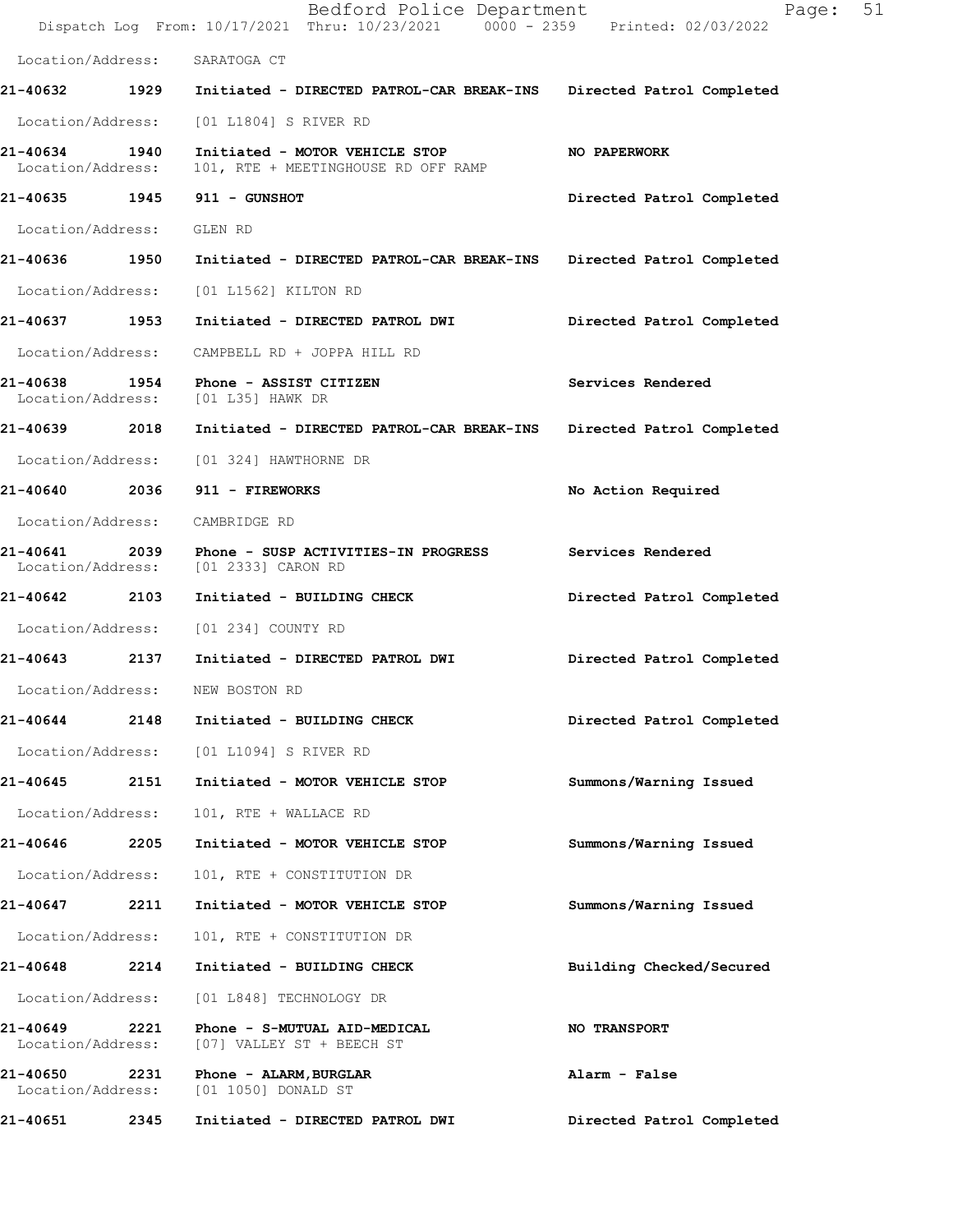Location/Address: SARATOGA CT

**21-40632 1929 Initiated - DIRECTED PATROL-CAR BREAK-INS Directed Patrol Completed**

Location/Address: [01 L1804] S RIVER RD

**21-40634 1940 Initiated - MOTOR VEHICLE STOP NO PAPERWORK**
Location/Address: 101, RTE + MEETINGHOUSE RD OFF RAMP

**21-40635 1945 911 - GUNSHOT Directed Patrol Completed**

Location/Address: GLEN RD

**21-40636 1950 Initiated - DIRECTED PATROL-CAR BREAK-INS Directed Patrol Completed**

Location/Address: [01 L1562] KILTON RD

**21-40637 1953 Initiated - DIRECTED PATROL DWI Directed Patrol Completed**

Location/Address: CAMPBELL RD + JOPPA HILL RD

**21-40638 1954 Phone - ASSIST CITIZEN Services Rendered**
Location/Address: [01 L35] HAWK DR

**21-40639 2018 Initiated - DIRECTED PATROL-CAR BREAK-INS Directed Patrol Completed**

Location/Address: [01 324] HAWTHORNE DR

**21-40640 2036 911 - FIREWORKS No Action Required**

Location/Address: CAMBRIDGE RD

**21-40641 2039 Phone - SUSP ACTIVITIES-IN PROGRESS Services Rendered**
Location/Address: [01 2333] CARON RD

**21-40642 2103 Initiated - BUILDING CHECK Directed Patrol Completed**

Location/Address: [01 234] COUNTY RD

**21-40643 2137 Initiated - DIRECTED PATROL DWI Directed Patrol Completed**

Location/Address: NEW BOSTON RD

**21-40644 2148 Initiated - BUILDING CHECK Directed Patrol Completed**

Location/Address: [01 L1094] S RIVER RD

**21-40645 2151 Initiated - MOTOR VEHICLE STOP Summons/Warning Issued**

Location/Address: 101, RTE + WALLACE RD

**21-40646 2205 Initiated - MOTOR VEHICLE STOP Summons/Warning Issued**

Location/Address: 101, RTE + CONSTITUTION DR

**21-40647 2211 Initiated - MOTOR VEHICLE STOP Summons/Warning Issued**

Location/Address: 101, RTE + CONSTITUTION DR

**21-40648 2214 Initiated - BUILDING CHECK Building Checked/Secured**

Location/Address: [01 L848] TECHNOLOGY DR

**21-40649 2221 Phone - S-MUTUAL AID-MEDICAL NO TRANSPORT**
Location/Address: [07] VALLEY ST + BEECH ST

**21-40650 2231 Phone - ALARM,BURGLAR Alarm - False**
Location/Address: [01 1050] DONALD ST

**21-40651 2345 Initiated - DIRECTED PATROL DWI Directed Patrol Completed**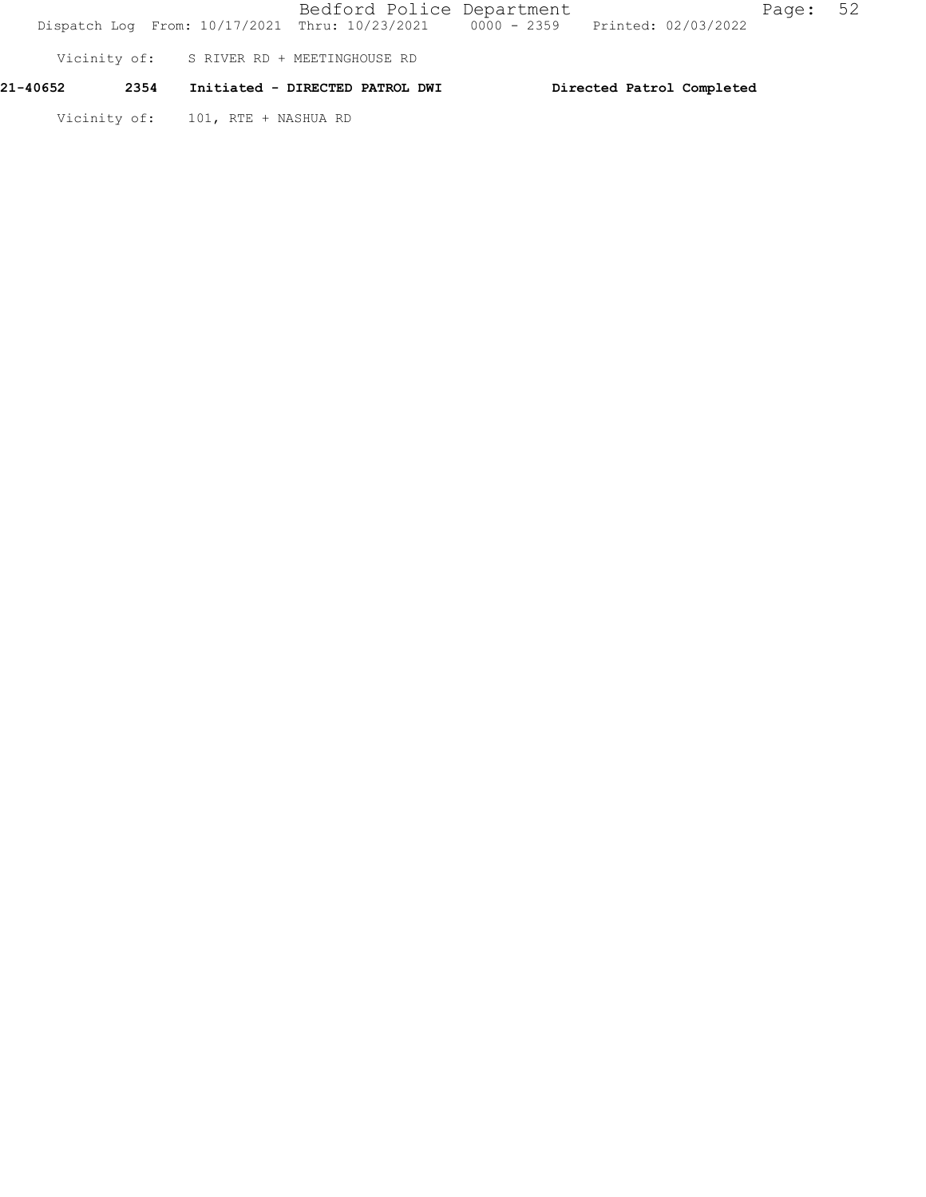Vicinity of: S RIVER RD + MEETINGHOUSE RD

**21-40652 2354 Initiated - DIRECTED PATROL DWI Directed Patrol Completed**

Vicinity of: 101, RTE + NASHUA RD